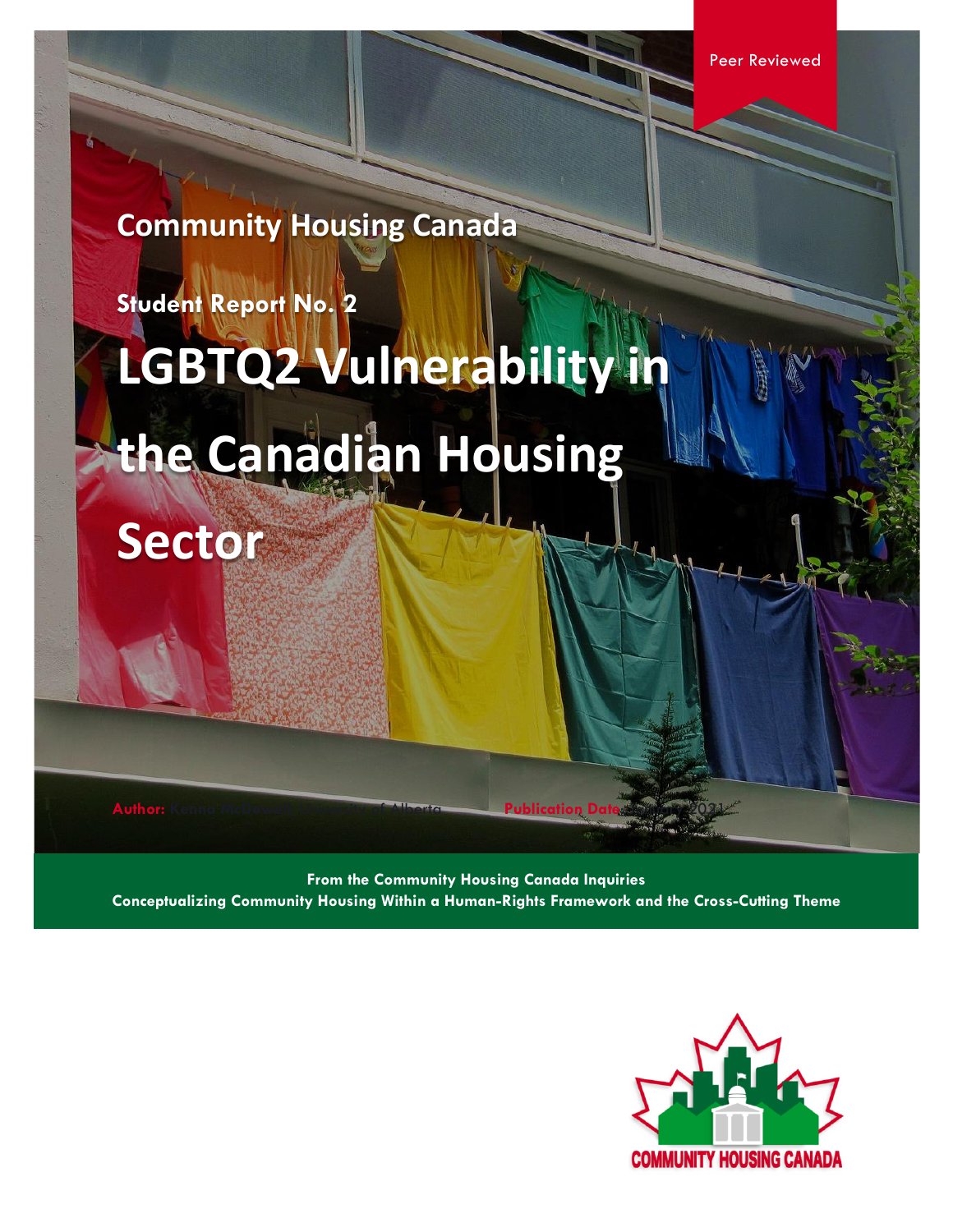Peer Reviewed

Community Housing Canada

Student Report No. 2

# LGBTQ2 Vulnerability in the Canadian Housing Sector

**Author:** Kenna Nuttgens, University of Alberta **Publication Date:** January 2021

**From the Community Housing Canada Inquiries**
**Conceptualizing Community Housing Within a Human-Rights Framework and the Cross-Cutting Theme**

COMMUNITY HOUSING CANADA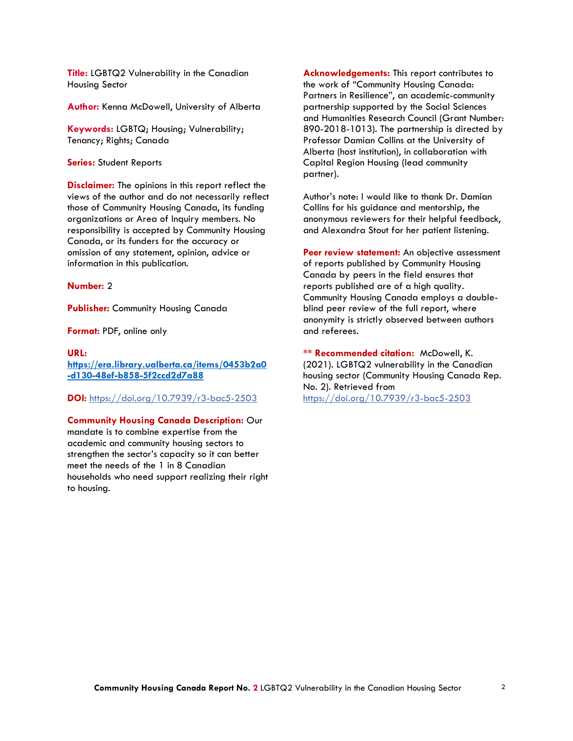**Title:** LGBTQ2 Vulnerability in the Canadian Housing Sector

**Author:** Kenna McDowell, University of Alberta

**Keywords:** LGBTQ; Housing; Vulnerability; Tenancy; Rights; Canada

**Series:** Student Reports

**Disclaimer:** The opinions in this report reflect the views of the author and do not necessarily reflect those of Community Housing Canada, its funding organizations or Area of Inquiry members. No responsibility is accepted by Community Housing Canada, or its funders for the accuracy or omission of any statement, opinion, advice or information in this publication.

**Number:** 2

**Publisher:** Community Housing Canada

**Format:** PDF, online only

**URL:**
**https://era.library.ualberta.ca/items/0453b2a0-d130-48ef-b858-5f2ccd2d7a88**

**DOI:** https://doi.org/10.7939/r3-bac5-2503

**Community Housing Canada Description:** Our mandate is to combine expertise from the academic and community housing sectors to strengthen the sector's capacity so it can better meet the needs of the 1 in 8 Canadian households who need support realizing their right to housing.

**Acknowledgements:** This report contributes to the work of "Community Housing Canada: Partners in Resilience", an academic-community partnership supported by the Social Sciences and Humanities Research Council (Grant Number: 890-2018-1013). The partnership is directed by Professor Damian Collins at the University of Alberta (host institution), in collaboration with Capital Region Housing (lead community partner).

Author's note: I would like to thank Dr. Damian Collins for his guidance and mentorship, the anonymous reviewers for their helpful feedback, and Alexandra Stout for her patient listening.

**Peer review statement:** An objective assessment of reports published by Community Housing Canada by peers in the field ensures that reports published are of a high quality. Community Housing Canada employs a double-blind peer review of the full report, where anonymity is strictly observed between authors and referees.

\*\* **Recommended citation:** McDowell, K. (2021). LGBTQ2 vulnerability in the Canadian housing sector (Community Housing Canada Rep. No. 2). Retrieved from https://doi.org/10.7939/r3-bac5-2503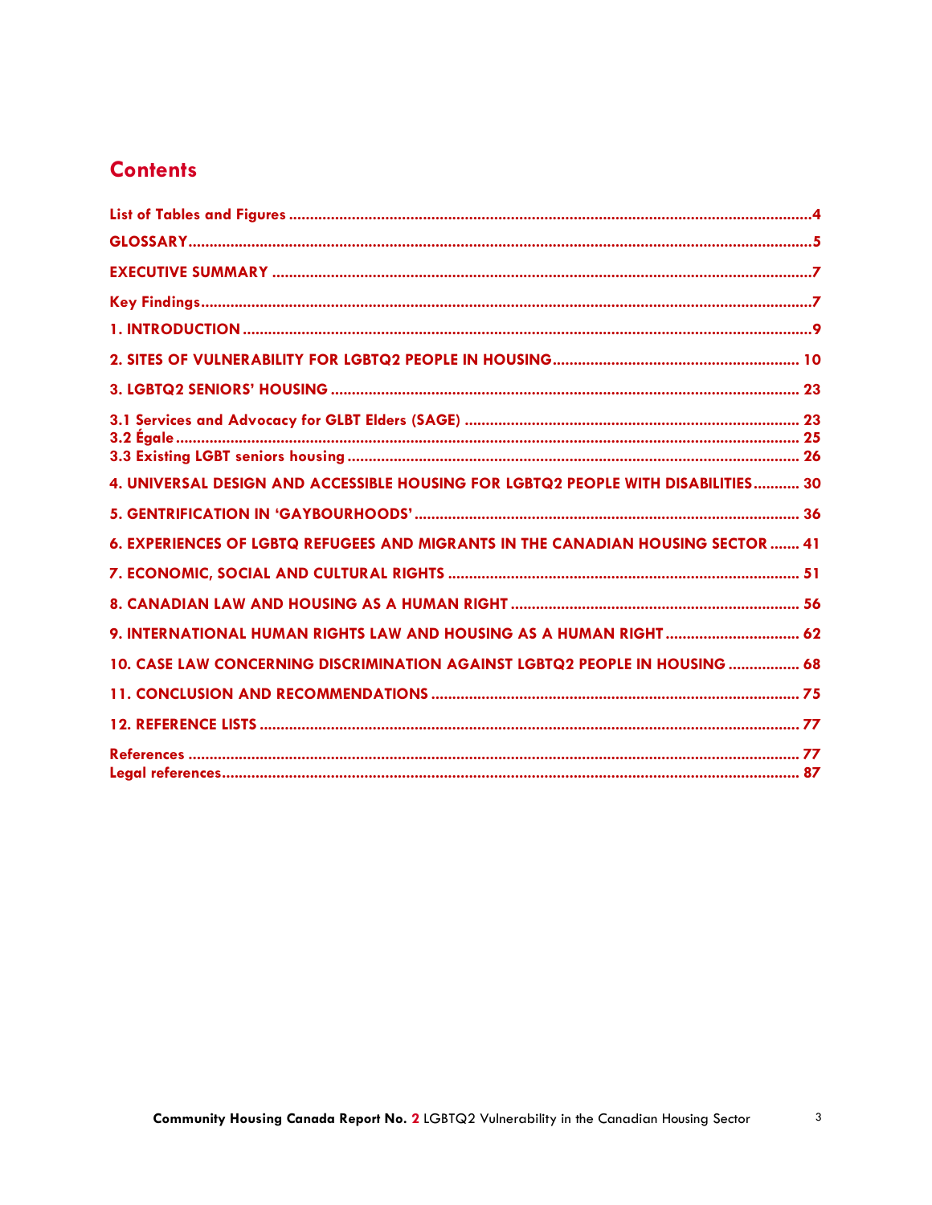## Contents

List of Tables and Figures ........................................................................ 4

GLOSSARY ........................................................................ 5

EXECUTIVE SUMMARY ........................................................................ 7

Key Findings ........................................................................ 7

1. INTRODUCTION ........................................................................ 9

2. SITES OF VULNERABILITY FOR LGBTQ2 PEOPLE IN HOUSING ........................................................................ 10

3. LGBTQ2 SENIORS' HOUSING ........................................................................ 23

3.1 Services and Advocacy for GLBT Elders (SAGE) ........................................................................ 23
3.2 Égale ........................................................................ 25
3.3 Existing LGBT seniors housing ........................................................................ 26

4. UNIVERSAL DESIGN AND ACCESSIBLE HOUSING FOR LGBTQ2 PEOPLE WITH DISABILITIES ........... 30

5. GENTRIFICATION IN 'GAYBOURHOODS' ........................................................................ 36

6. EXPERIENCES OF LGBTQ REFUGEES AND MIGRANTS IN THE CANADIAN HOUSING SECTOR ....... 41

7. ECONOMIC, SOCIAL AND CULTURAL RIGHTS ........................................................................ 51

8. CANADIAN LAW AND HOUSING AS A HUMAN RIGHT ........................................................................ 56

9. INTERNATIONAL HUMAN RIGHTS LAW AND HOUSING AS A HUMAN RIGHT ........................................................................ 62

10. CASE LAW CONCERNING DISCRIMINATION AGAINST LGBTQ2 PEOPLE IN HOUSING ................. 68

11. CONCLUSION AND RECOMMENDATIONS ........................................................................ 75

12. REFERENCE LISTS ........................................................................ 77

References ........................................................................ 77
Legal references ........................................................................ 87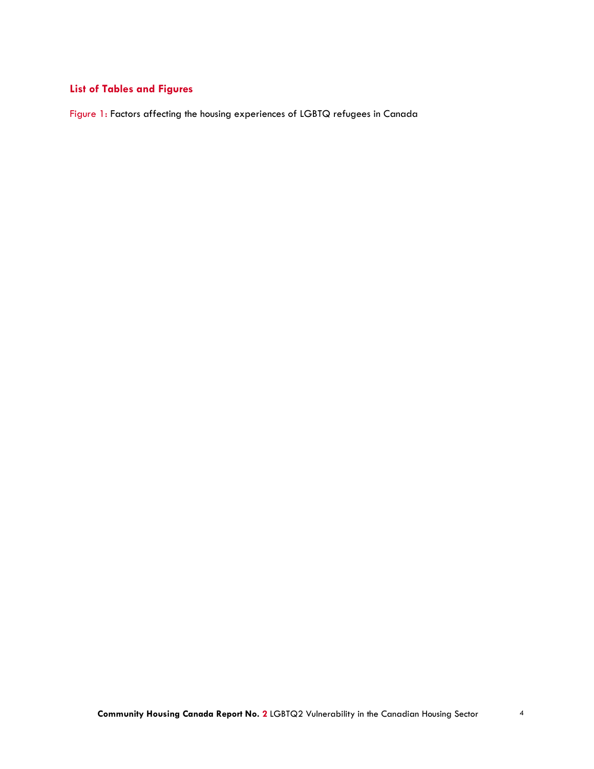## List of Tables and Figures

Figure 1: Factors affecting the housing experiences of LGBTQ refugees in Canada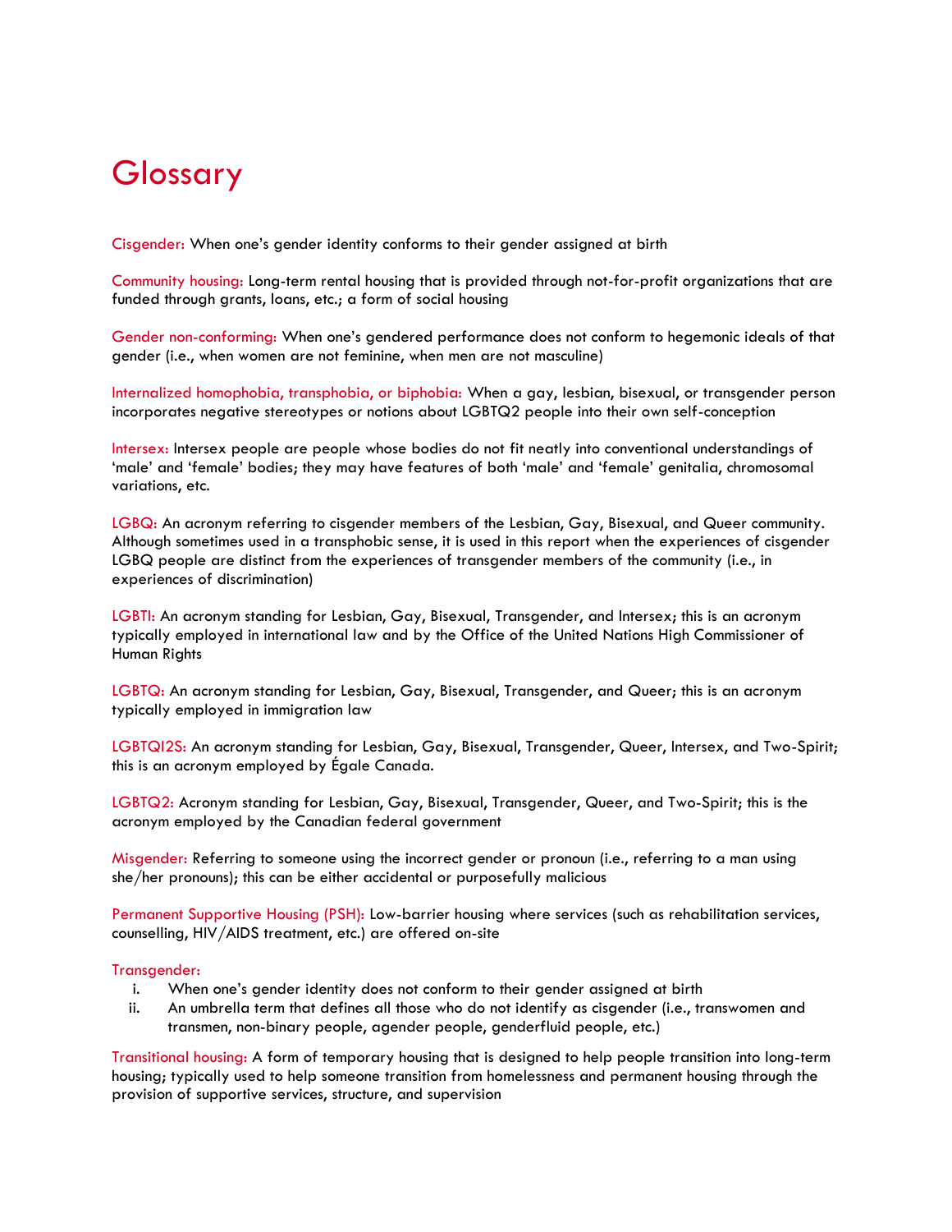# Glossary

Cisgender: When one's gender identity conforms to their gender assigned at birth

Community housing: Long-term rental housing that is provided through not-for-profit organizations that are funded through grants, loans, etc.; a form of social housing

Gender non-conforming: When one's gendered performance does not conform to hegemonic ideals of that gender (i.e., when women are not feminine, when men are not masculine)

Internalized homophobia, transphobia, or biphobia: When a gay, lesbian, bisexual, or transgender person incorporates negative stereotypes or notions about LGBTQ2 people into their own self-conception

Intersex: Intersex people are people whose bodies do not fit neatly into conventional understandings of 'male' and 'female' bodies; they may have features of both 'male' and 'female' genitalia, chromosomal variations, etc.

LGBQ: An acronym referring to cisgender members of the Lesbian, Gay, Bisexual, and Queer community. Although sometimes used in a transphobic sense, it is used in this report when the experiences of cisgender LGBQ people are distinct from the experiences of transgender members of the community (i.e., in experiences of discrimination)

LGBTI: An acronym standing for Lesbian, Gay, Bisexual, Transgender, and Intersex; this is an acronym typically employed in international law and by the Office of the United Nations High Commissioner of Human Rights

LGBTQ: An acronym standing for Lesbian, Gay, Bisexual, Transgender, and Queer; this is an acronym typically employed in immigration law

LGBTQI2S: An acronym standing for Lesbian, Gay, Bisexual, Transgender, Queer, Intersex, and Two-Spirit; this is an acronym employed by Égale Canada.

LGBTQ2: Acronym standing for Lesbian, Gay, Bisexual, Transgender, Queer, and Two-Spirit; this is the acronym employed by the Canadian federal government

Misgender: Referring to someone using the incorrect gender or pronoun (i.e., referring to a man using she/her pronouns); this can be either accidental or purposefully malicious

Permanent Supportive Housing (PSH): Low-barrier housing where services (such as rehabilitation services, counselling, HIV/AIDS treatment, etc.) are offered on-site

Transgender:

i. When one's gender identity does not conform to their gender assigned at birth
ii. An umbrella term that defines all those who do not identify as cisgender (i.e., transwomen and transmen, non-binary people, agender people, genderfluid people, etc.)

Transitional housing: A form of temporary housing that is designed to help people transition into long-term housing; typically used to help someone transition from homelessness and permanent housing through the provision of supportive services, structure, and supervision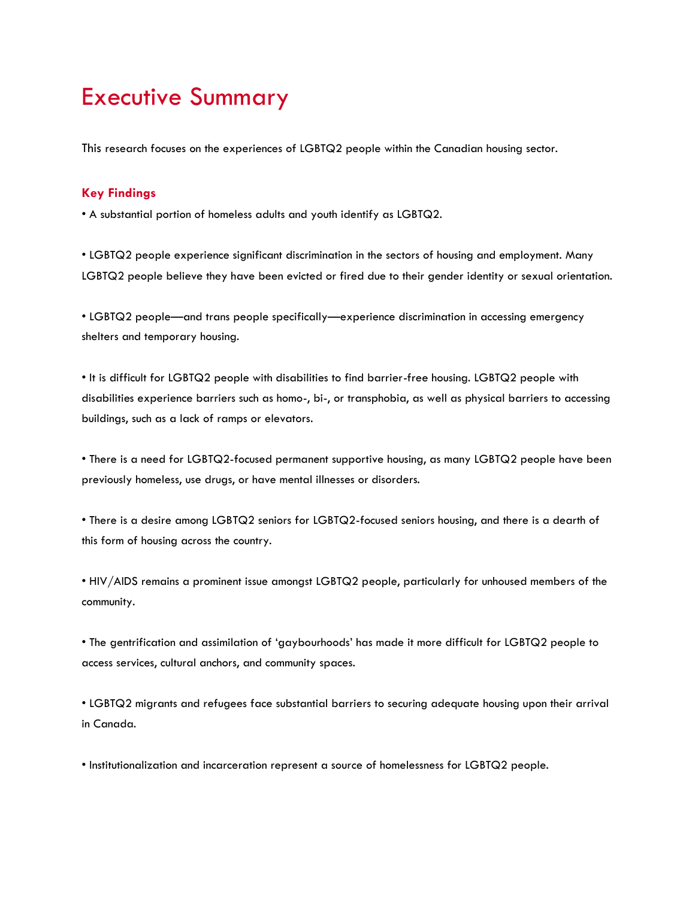# Executive Summary

This research focuses on the experiences of LGBTQ2 people within the Canadian housing sector.

### Key Findings

- A substantial portion of homeless adults and youth identify as LGBTQ2.

- LGBTQ2 people experience significant discrimination in the sectors of housing and employment. Many LGBTQ2 people believe they have been evicted or fired due to their gender identity or sexual orientation.

- LGBTQ2 people—and trans people specifically—experience discrimination in accessing emergency shelters and temporary housing.

- It is difficult for LGBTQ2 people with disabilities to find barrier-free housing. LGBTQ2 people with disabilities experience barriers such as homo-, bi-, or transphobia, as well as physical barriers to accessing buildings, such as a lack of ramps or elevators.

- There is a need for LGBTQ2-focused permanent supportive housing, as many LGBTQ2 people have been previously homeless, use drugs, or have mental illnesses or disorders.

- There is a desire among LGBTQ2 seniors for LGBTQ2-focused seniors housing, and there is a dearth of this form of housing across the country.

- HIV/AIDS remains a prominent issue amongst LGBTQ2 people, particularly for unhoused members of the community.

- The gentrification and assimilation of 'gaybourhoods' has made it more difficult for LGBTQ2 people to access services, cultural anchors, and community spaces.

- LGBTQ2 migrants and refugees face substantial barriers to securing adequate housing upon their arrival in Canada.

- Institutionalization and incarceration represent a source of homelessness for LGBTQ2 people.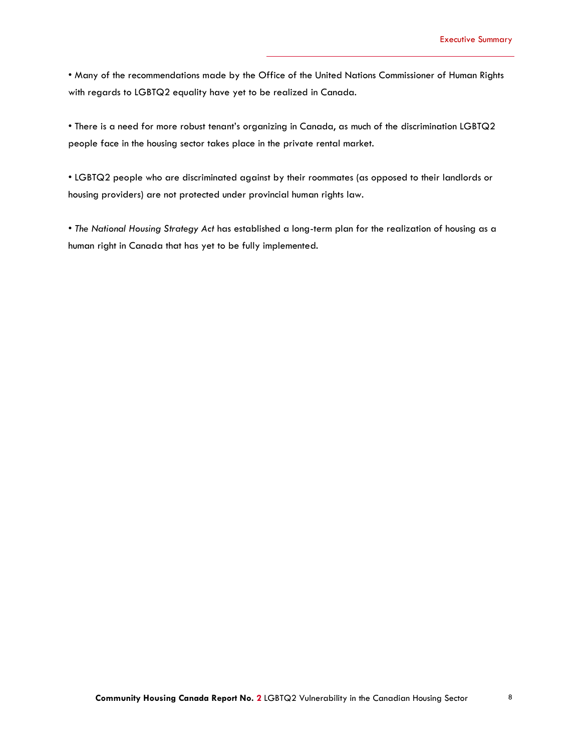• Many of the recommendations made by the Office of the United Nations Commissioner of Human Rights with regards to LGBTQ2 equality have yet to be realized in Canada.

• There is a need for more robust tenant's organizing in Canada, as much of the discrimination LGBTQ2 people face in the housing sector takes place in the private rental market.

• LGBTQ2 people who are discriminated against by their roommates (as opposed to their landlords or housing providers) are not protected under provincial human rights law.

• *The National Housing Strategy Act* has established a long-term plan for the realization of housing as a human right in Canada that has yet to be fully implemented.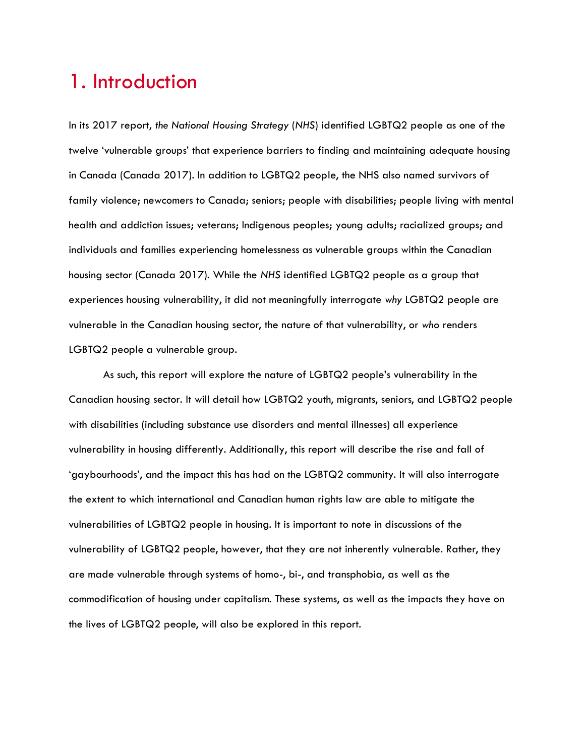# 1. Introduction

In its 2017 report, *the National Housing Strategy* (*NHS*) identified LGBTQ2 people as one of the twelve 'vulnerable groups' that experience barriers to finding and maintaining adequate housing in Canada (Canada 2017). In addition to LGBTQ2 people, the NHS also named survivors of family violence; newcomers to Canada; seniors; people with disabilities; people living with mental health and addiction issues; veterans; Indigenous peoples; young adults; racialized groups; and individuals and families experiencing homelessness as vulnerable groups within the Canadian housing sector (Canada 2017). While the *NHS* identified LGBTQ2 people as a group that experiences housing vulnerability, it did not meaningfully interrogate *why* LGBTQ2 people are vulnerable in the Canadian housing sector, the nature of that vulnerability, or *who* renders LGBTQ2 people a vulnerable group.

As such, this report will explore the nature of LGBTQ2 people's vulnerability in the Canadian housing sector. It will detail how LGBTQ2 youth, migrants, seniors, and LGBTQ2 people with disabilities (including substance use disorders and mental illnesses) all experience vulnerability in housing differently. Additionally, this report will describe the rise and fall of 'gaybourhoods', and the impact this has had on the LGBTQ2 community. It will also interrogate the extent to which international and Canadian human rights law are able to mitigate the vulnerabilities of LGBTQ2 people in housing. It is important to note in discussions of the vulnerability of LGBTQ2 people, however, that they are not inherently vulnerable. Rather, they are made vulnerable through systems of homo-, bi-, and transphobia, as well as the commodification of housing under capitalism. These systems, as well as the impacts they have on the lives of LGBTQ2 people, will also be explored in this report.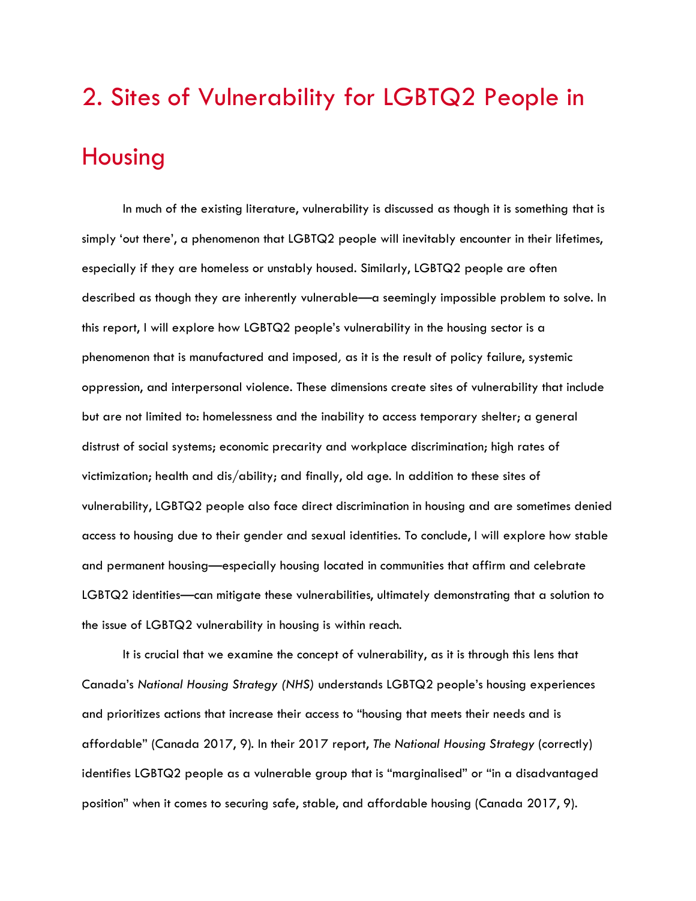# 2. Sites of Vulnerability for LGBTQ2 People in Housing

In much of the existing literature, vulnerability is discussed as though it is something that is simply 'out there', a phenomenon that LGBTQ2 people will inevitably encounter in their lifetimes, especially if they are homeless or unstably housed. Similarly, LGBTQ2 people are often described as though they are inherently vulnerable—a seemingly impossible problem to solve. In this report, I will explore how LGBTQ2 people's vulnerability in the housing sector is a phenomenon that is manufactured and imposed*,* as it is the result of policy failure, systemic oppression, and interpersonal violence. These dimensions create sites of vulnerability that include but are not limited to: homelessness and the inability to access temporary shelter; a general distrust of social systems; economic precarity and workplace discrimination; high rates of victimization; health and dis/ability; and finally, old age. In addition to these sites of vulnerability, LGBTQ2 people also face direct discrimination in housing and are sometimes denied access to housing due to their gender and sexual identities. To conclude, I will explore how stable and permanent housing—especially housing located in communities that affirm and celebrate LGBTQ2 identities—can mitigate these vulnerabilities, ultimately demonstrating that a solution to the issue of LGBTQ2 vulnerability in housing is within reach.

It is crucial that we examine the concept of vulnerability, as it is through this lens that Canada's *National Housing Strategy (NHS)* understands LGBTQ2 people's housing experiences and prioritizes actions that increase their access to "housing that meets their needs and is affordable" (Canada 2017, 9). In their 2017 report, *The National Housing Strategy* (correctly) identifies LGBTQ2 people as a vulnerable group that is "marginalised" or "in a disadvantaged position" when it comes to securing safe, stable, and affordable housing (Canada 2017, 9).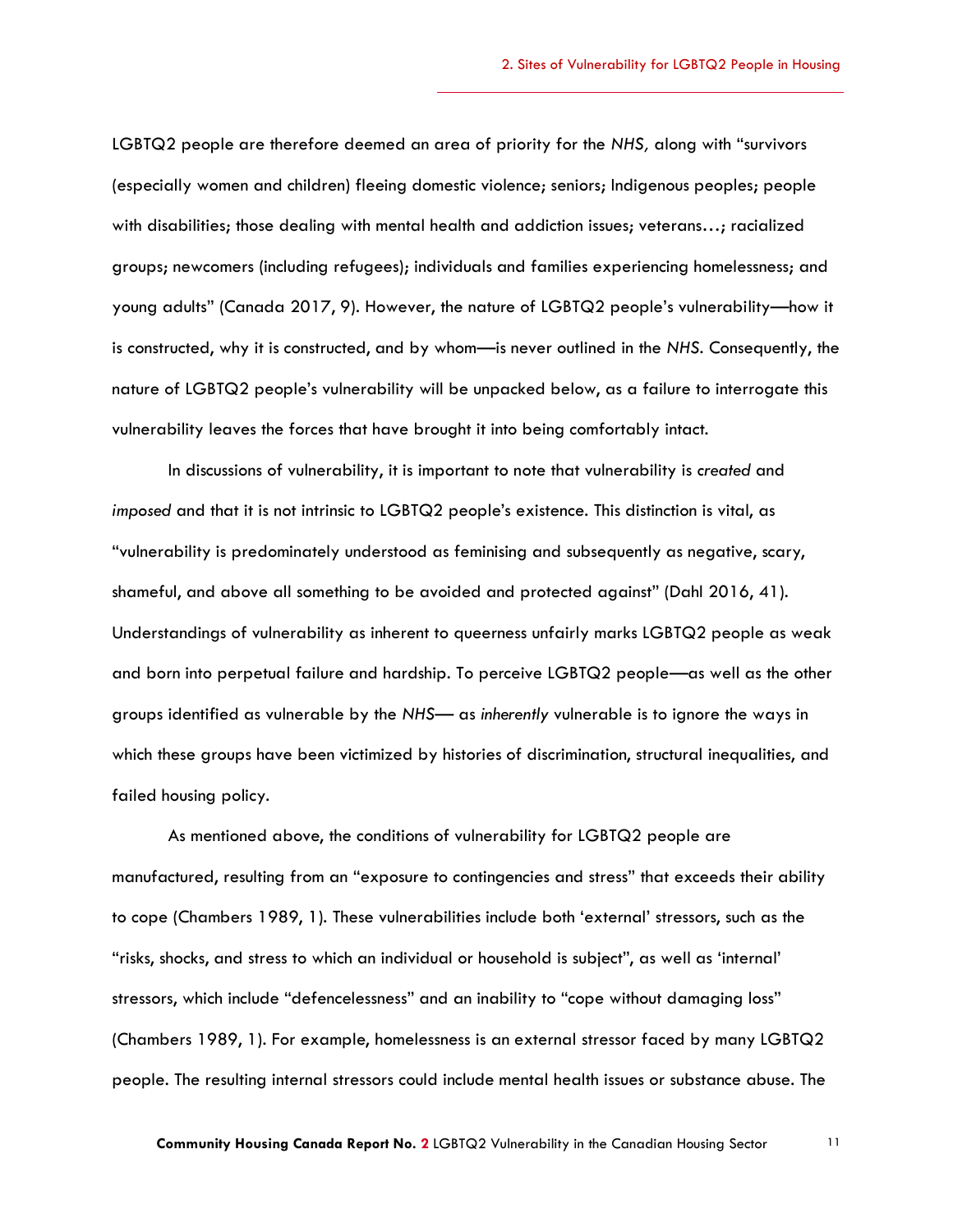LGBTQ2 people are therefore deemed an area of priority for the *NHS,* along with "survivors (especially women and children) fleeing domestic violence; seniors; Indigenous peoples; people with disabilities; those dealing with mental health and addiction issues; veterans…; racialized groups; newcomers (including refugees); individuals and families experiencing homelessness; and young adults" (Canada 2017, 9). However, the nature of LGBTQ2 people's vulnerability—how it is constructed, why it is constructed, and by whom—is never outlined in the *NHS*. Consequently, the nature of LGBTQ2 people's vulnerability will be unpacked below, as a failure to interrogate this vulnerability leaves the forces that have brought it into being comfortably intact.

In discussions of vulnerability, it is important to note that vulnerability is *created* and *imposed* and that it is not intrinsic to LGBTQ2 people's existence. This distinction is vital, as "vulnerability is predominately understood as feminising and subsequently as negative, scary, shameful, and above all something to be avoided and protected against" (Dahl 2016, 41). Understandings of vulnerability as inherent to queerness unfairly marks LGBTQ2 people as weak and born into perpetual failure and hardship. To perceive LGBTQ2 people—as well as the other groups identified as vulnerable by the *NHS*— as *inherently* vulnerable is to ignore the ways in which these groups have been victimized by histories of discrimination, structural inequalities, and failed housing policy.

As mentioned above, the conditions of vulnerability for LGBTQ2 people are manufactured, resulting from an "exposure to contingencies and stress" that exceeds their ability to cope (Chambers 1989, 1). These vulnerabilities include both 'external' stressors, such as the "risks, shocks, and stress to which an individual or household is subject", as well as 'internal' stressors, which include "defencelessness" and an inability to "cope without damaging loss" (Chambers 1989, 1). For example, homelessness is an external stressor faced by many LGBTQ2 people. The resulting internal stressors could include mental health issues or substance abuse. The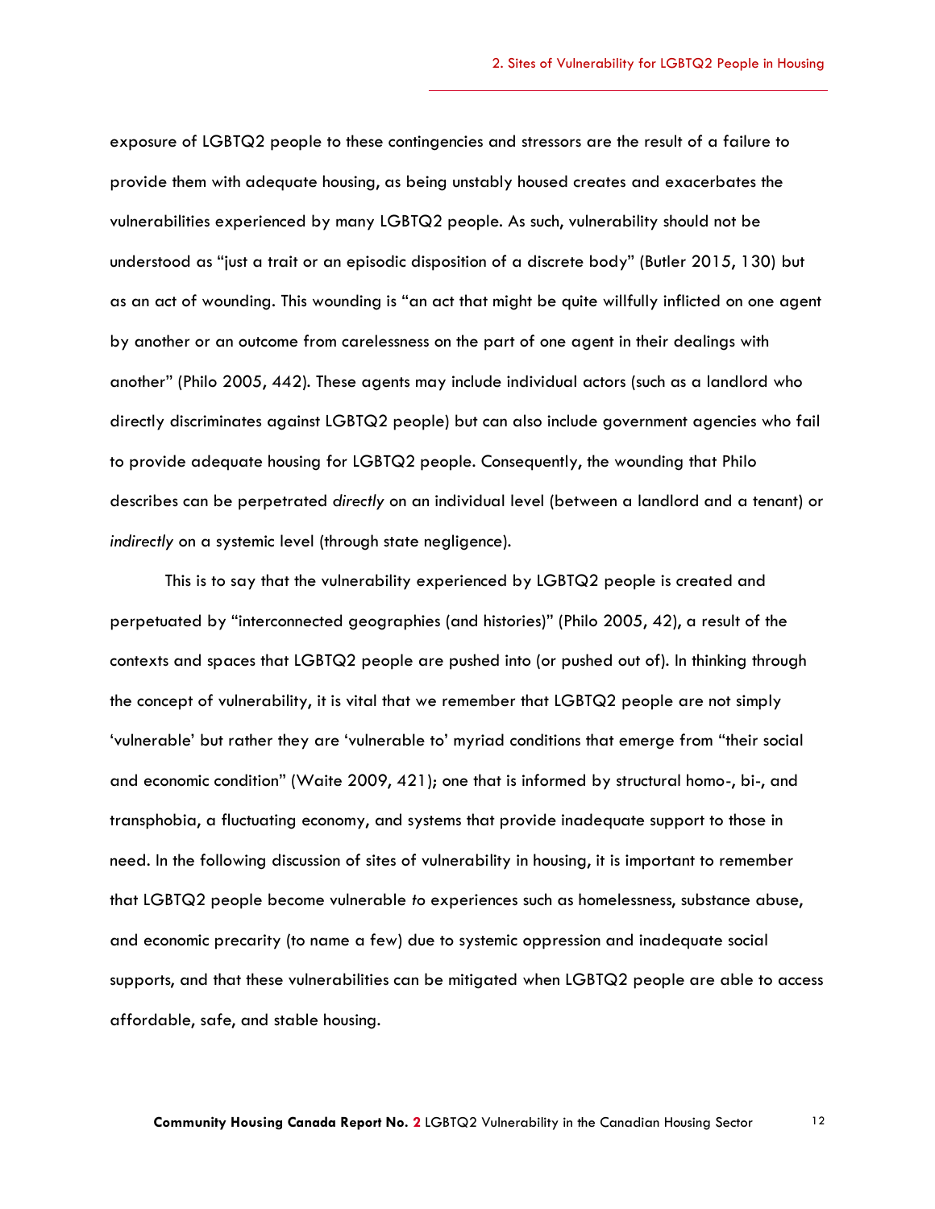exposure of LGBTQ2 people to these contingencies and stressors are the result of a failure to provide them with adequate housing, as being unstably housed creates and exacerbates the vulnerabilities experienced by many LGBTQ2 people. As such, vulnerability should not be understood as "just a trait or an episodic disposition of a discrete body" (Butler 2015, 130) but as an act of wounding. This wounding is "an act that might be quite willfully inflicted on one agent by another or an outcome from carelessness on the part of one agent in their dealings with another" (Philo 2005, 442). These agents may include individual actors (such as a landlord who directly discriminates against LGBTQ2 people) but can also include government agencies who fail to provide adequate housing for LGBTQ2 people. Consequently, the wounding that Philo describes can be perpetrated *directly* on an individual level (between a landlord and a tenant) or *indirectly* on a systemic level (through state negligence).

This is to say that the vulnerability experienced by LGBTQ2 people is created and perpetuated by "interconnected geographies (and histories)" (Philo 2005, 42), a result of the contexts and spaces that LGBTQ2 people are pushed into (or pushed out of). In thinking through the concept of vulnerability, it is vital that we remember that LGBTQ2 people are not simply 'vulnerable' but rather they are 'vulnerable to' myriad conditions that emerge from "their social and economic condition" (Waite 2009, 421); one that is informed by structural homo-, bi-, and transphobia, a fluctuating economy, and systems that provide inadequate support to those in need. In the following discussion of sites of vulnerability in housing, it is important to remember that LGBTQ2 people become vulnerable *to* experiences such as homelessness, substance abuse, and economic precarity (to name a few) due to systemic oppression and inadequate social supports, and that these vulnerabilities can be mitigated when LGBTQ2 people are able to access affordable, safe, and stable housing.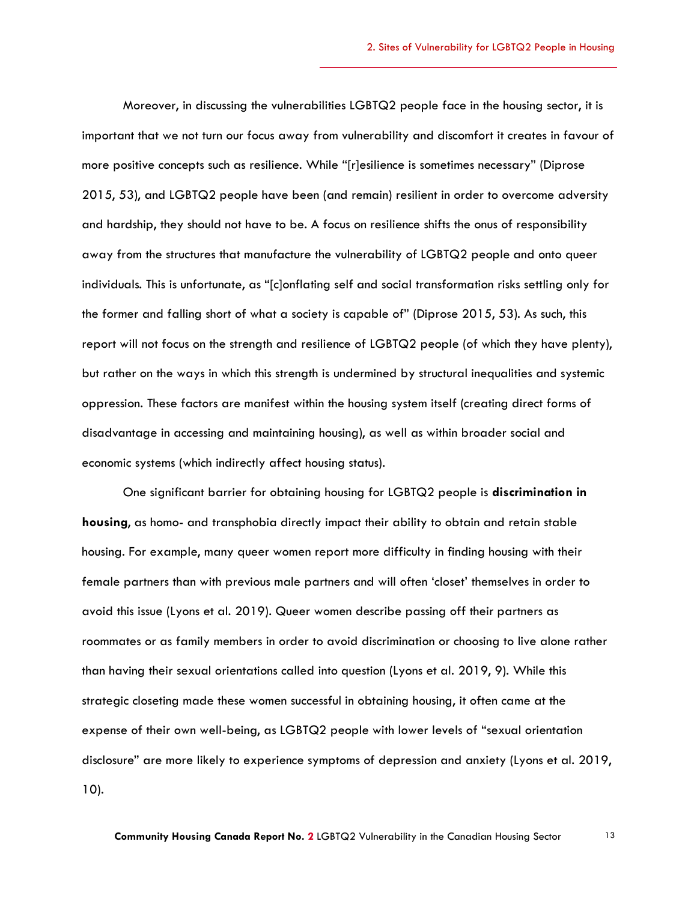Moreover, in discussing the vulnerabilities LGBTQ2 people face in the housing sector, it is important that we not turn our focus away from vulnerability and discomfort it creates in favour of more positive concepts such as resilience. While "[r]esilience is sometimes necessary" (Diprose 2015, 53), and LGBTQ2 people have been (and remain) resilient in order to overcome adversity and hardship, they should not have to be. A focus on resilience shifts the onus of responsibility away from the structures that manufacture the vulnerability of LGBTQ2 people and onto queer individuals. This is unfortunate, as "[c]onflating self and social transformation risks settling only for the former and falling short of what a society is capable of" (Diprose 2015, 53). As such, this report will not focus on the strength and resilience of LGBTQ2 people (of which they have plenty), but rather on the ways in which this strength is undermined by structural inequalities and systemic oppression. These factors are manifest within the housing system itself (creating direct forms of disadvantage in accessing and maintaining housing), as well as within broader social and economic systems (which indirectly affect housing status).

One significant barrier for obtaining housing for LGBTQ2 people is **discrimination in housing**, as homo- and transphobia directly impact their ability to obtain and retain stable housing. For example, many queer women report more difficulty in finding housing with their female partners than with previous male partners and will often 'closet' themselves in order to avoid this issue (Lyons et al. 2019). Queer women describe passing off their partners as roommates or as family members in order to avoid discrimination or choosing to live alone rather than having their sexual orientations called into question (Lyons et al. 2019, 9). While this strategic closeting made these women successful in obtaining housing, it often came at the expense of their own well-being, as LGBTQ2 people with lower levels of "sexual orientation disclosure" are more likely to experience symptoms of depression and anxiety (Lyons et al. 2019, 10).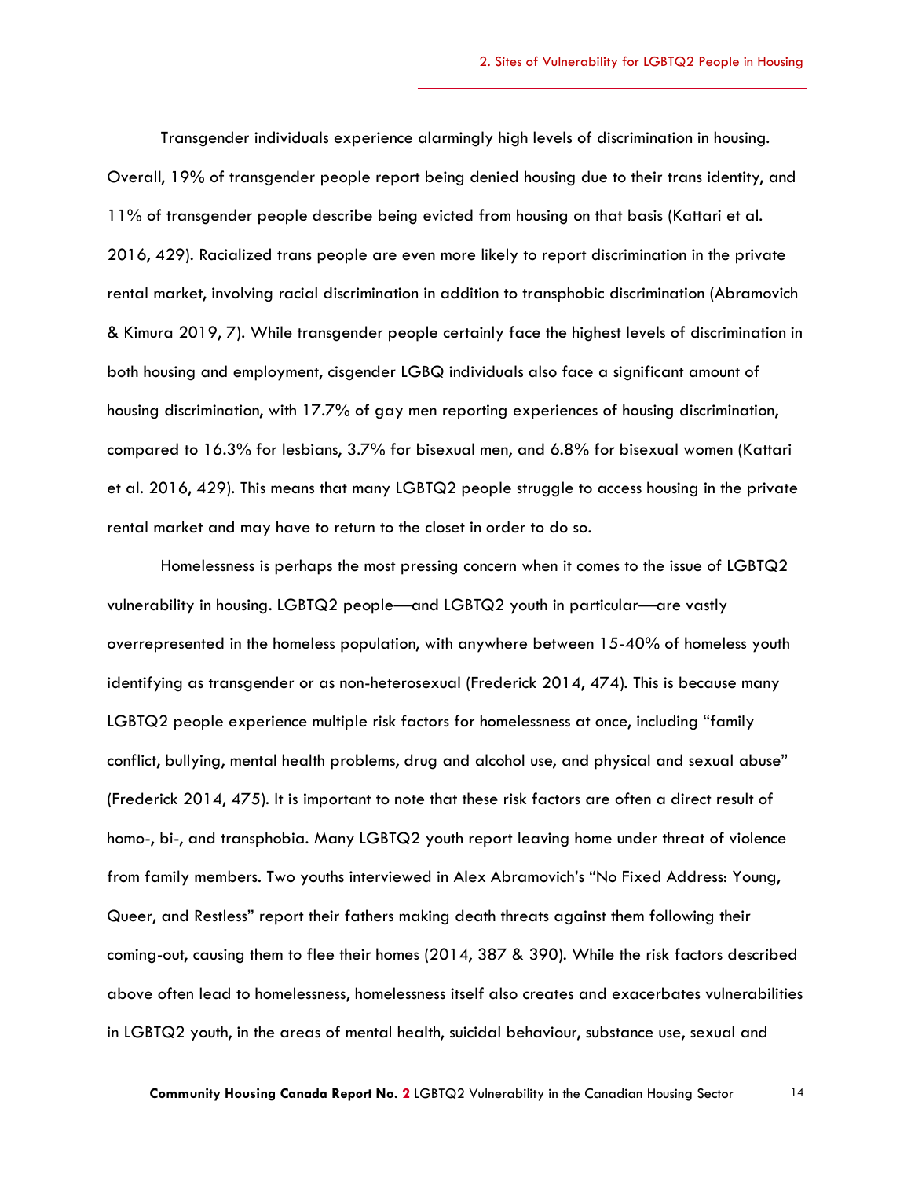Transgender individuals experience alarmingly high levels of discrimination in housing. Overall, 19% of transgender people report being denied housing due to their trans identity, and 11% of transgender people describe being evicted from housing on that basis (Kattari et al. 2016, 429). Racialized trans people are even more likely to report discrimination in the private rental market, involving racial discrimination in addition to transphobic discrimination (Abramovich & Kimura 2019, 7). While transgender people certainly face the highest levels of discrimination in both housing and employment, cisgender LGBQ individuals also face a significant amount of housing discrimination, with 17.7% of gay men reporting experiences of housing discrimination, compared to 16.3% for lesbians, 3.7% for bisexual men, and 6.8% for bisexual women (Kattari et al. 2016, 429). This means that many LGBTQ2 people struggle to access housing in the private rental market and may have to return to the closet in order to do so.

Homelessness is perhaps the most pressing concern when it comes to the issue of LGBTQ2 vulnerability in housing. LGBTQ2 people—and LGBTQ2 youth in particular—are vastly overrepresented in the homeless population, with anywhere between 15-40% of homeless youth identifying as transgender or as non-heterosexual (Frederick 2014, 474). This is because many LGBTQ2 people experience multiple risk factors for homelessness at once, including "family conflict, bullying, mental health problems, drug and alcohol use, and physical and sexual abuse" (Frederick 2014, 475). It is important to note that these risk factors are often a direct result of homo-, bi-, and transphobia. Many LGBTQ2 youth report leaving home under threat of violence from family members. Two youths interviewed in Alex Abramovich's "No Fixed Address: Young, Queer, and Restless" report their fathers making death threats against them following their coming-out, causing them to flee their homes (2014, 387 & 390). While the risk factors described above often lead to homelessness, homelessness itself also creates and exacerbates vulnerabilities in LGBTQ2 youth, in the areas of mental health, suicidal behaviour, substance use, sexual and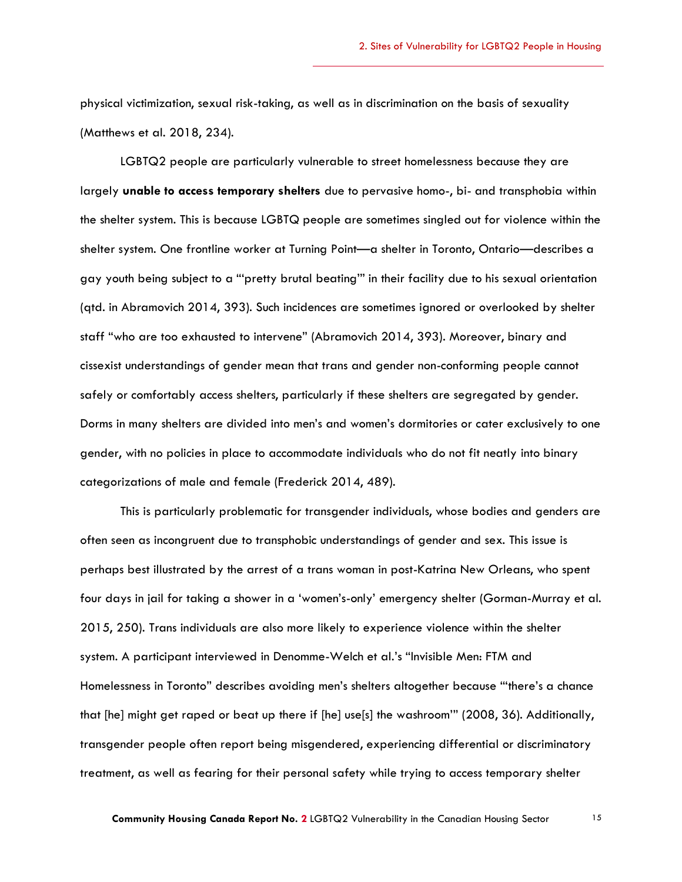physical victimization, sexual risk-taking, as well as in discrimination on the basis of sexuality (Matthews et al. 2018, 234).

LGBTQ2 people are particularly vulnerable to street homelessness because they are largely **unable to access temporary shelters** due to pervasive homo-, bi- and transphobia within the shelter system. This is because LGBTQ people are sometimes singled out for violence within the shelter system. One frontline worker at Turning Point—a shelter in Toronto, Ontario—describes a gay youth being subject to a "'pretty brutal beating'" in their facility due to his sexual orientation (qtd. in Abramovich 2014, 393). Such incidences are sometimes ignored or overlooked by shelter staff "who are too exhausted to intervene" (Abramovich 2014, 393). Moreover, binary and cissexist understandings of gender mean that trans and gender non-conforming people cannot safely or comfortably access shelters, particularly if these shelters are segregated by gender. Dorms in many shelters are divided into men's and women's dormitories or cater exclusively to one gender, with no policies in place to accommodate individuals who do not fit neatly into binary categorizations of male and female (Frederick 2014, 489).

This is particularly problematic for transgender individuals, whose bodies and genders are often seen as incongruent due to transphobic understandings of gender and sex. This issue is perhaps best illustrated by the arrest of a trans woman in post-Katrina New Orleans, who spent four days in jail for taking a shower in a 'women's-only' emergency shelter (Gorman-Murray et al. 2015, 250). Trans individuals are also more likely to experience violence within the shelter system. A participant interviewed in Denomme-Welch et al.'s "Invisible Men: FTM and Homelessness in Toronto" describes avoiding men's shelters altogether because "'there's a chance that [he] might get raped or beat up there if [he] use[s] the washroom'" (2008, 36). Additionally, transgender people often report being misgendered, experiencing differential or discriminatory treatment, as well as fearing for their personal safety while trying to access temporary shelter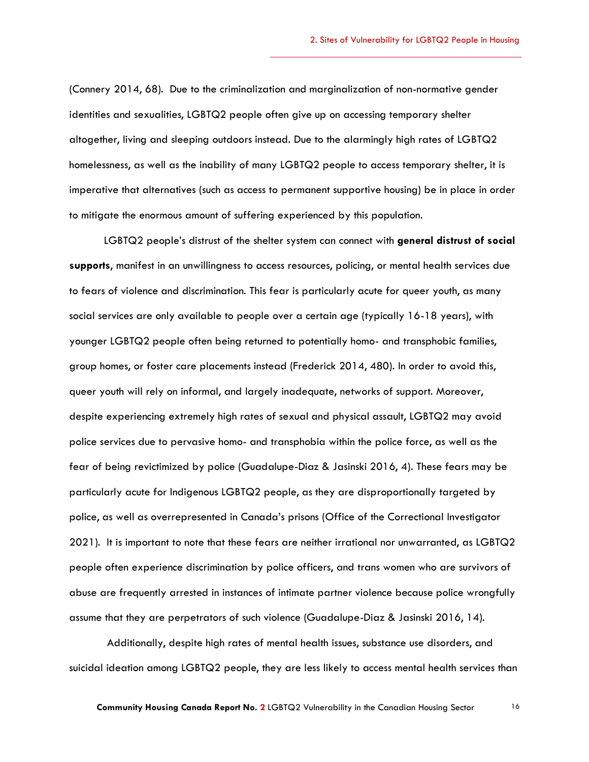(Connery 2014, 68). Due to the criminalization and marginalization of non-normative gender identities and sexualities, LGBTQ2 people often give up on accessing temporary shelter altogether, living and sleeping outdoors instead. Due to the alarmingly high rates of LGBTQ2 homelessness, as well as the inability of many LGBTQ2 people to access temporary shelter, it is imperative that alternatives (such as access to permanent supportive housing) be in place in order to mitigate the enormous amount of suffering experienced by this population.

LGBTQ2 people's distrust of the shelter system can connect with **general distrust of social supports**, manifest in an unwillingness to access resources, policing, or mental health services due to fears of violence and discrimination. This fear is particularly acute for queer youth, as many social services are only available to people over a certain age (typically 16-18 years), with younger LGBTQ2 people often being returned to potentially homo- and transphobic families, group homes, or foster care placements instead (Frederick 2014, 480). In order to avoid this, queer youth will rely on informal, and largely inadequate, networks of support. Moreover, despite experiencing extremely high rates of sexual and physical assault, LGBTQ2 may avoid police services due to pervasive homo- and transphobia within the police force, as well as the fear of being revictimized by police (Guadalupe-Diaz & Jasinski 2016, 4). These fears may be particularly acute for Indigenous LGBTQ2 people, as they are disproportionally targeted by police, as well as overrepresented in Canada's prisons (Office of the Correctional Investigator 2021). It is important to note that these fears are neither irrational nor unwarranted, as LGBTQ2 people often experience discrimination by police officers, and trans women who are survivors of abuse are frequently arrested in instances of intimate partner violence because police wrongfully assume that they are perpetrators of such violence (Guadalupe-Diaz & Jasinski 2016, 14).

Additionally, despite high rates of mental health issues, substance use disorders, and suicidal ideation among LGBTQ2 people, they are less likely to access mental health services than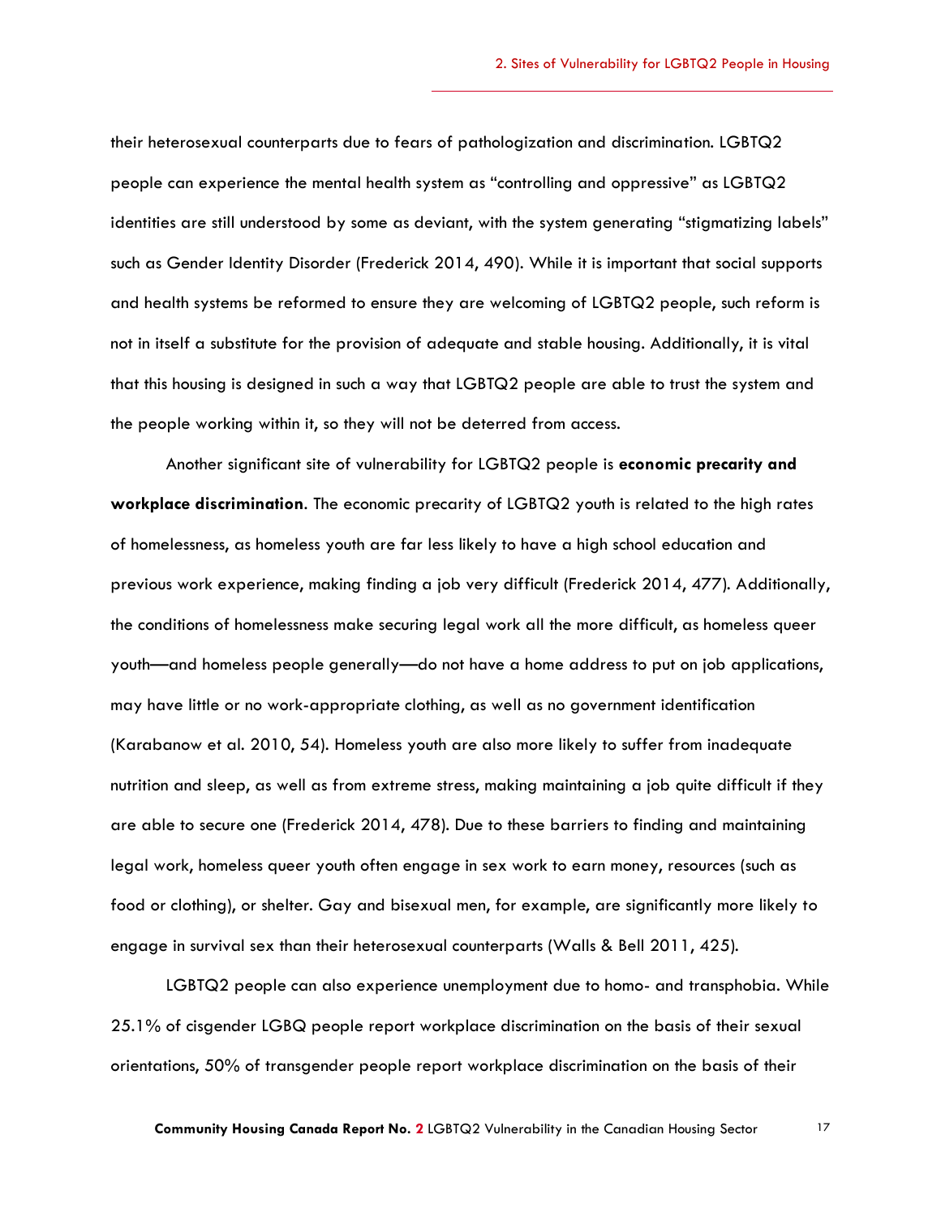their heterosexual counterparts due to fears of pathologization and discrimination. LGBTQ2 people can experience the mental health system as "controlling and oppressive" as LGBTQ2 identities are still understood by some as deviant, with the system generating "stigmatizing labels" such as Gender Identity Disorder (Frederick 2014, 490). While it is important that social supports and health systems be reformed to ensure they are welcoming of LGBTQ2 people, such reform is not in itself a substitute for the provision of adequate and stable housing. Additionally, it is vital that this housing is designed in such a way that LGBTQ2 people are able to trust the system and the people working within it, so they will not be deterred from access.

Another significant site of vulnerability for LGBTQ2 people is **economic precarity and workplace discrimination**. The economic precarity of LGBTQ2 youth is related to the high rates of homelessness, as homeless youth are far less likely to have a high school education and previous work experience, making finding a job very difficult (Frederick 2014, 477). Additionally, the conditions of homelessness make securing legal work all the more difficult, as homeless queer youth—and homeless people generally—do not have a home address to put on job applications, may have little or no work-appropriate clothing, as well as no government identification (Karabanow et al. 2010, 54). Homeless youth are also more likely to suffer from inadequate nutrition and sleep, as well as from extreme stress, making maintaining a job quite difficult if they are able to secure one (Frederick 2014, 478). Due to these barriers to finding and maintaining legal work, homeless queer youth often engage in sex work to earn money, resources (such as food or clothing), or shelter. Gay and bisexual men, for example, are significantly more likely to engage in survival sex than their heterosexual counterparts (Walls & Bell 2011, 425).

LGBTQ2 people can also experience unemployment due to homo- and transphobia. While 25.1% of cisgender LGBQ people report workplace discrimination on the basis of their sexual orientations, 50% of transgender people report workplace discrimination on the basis of their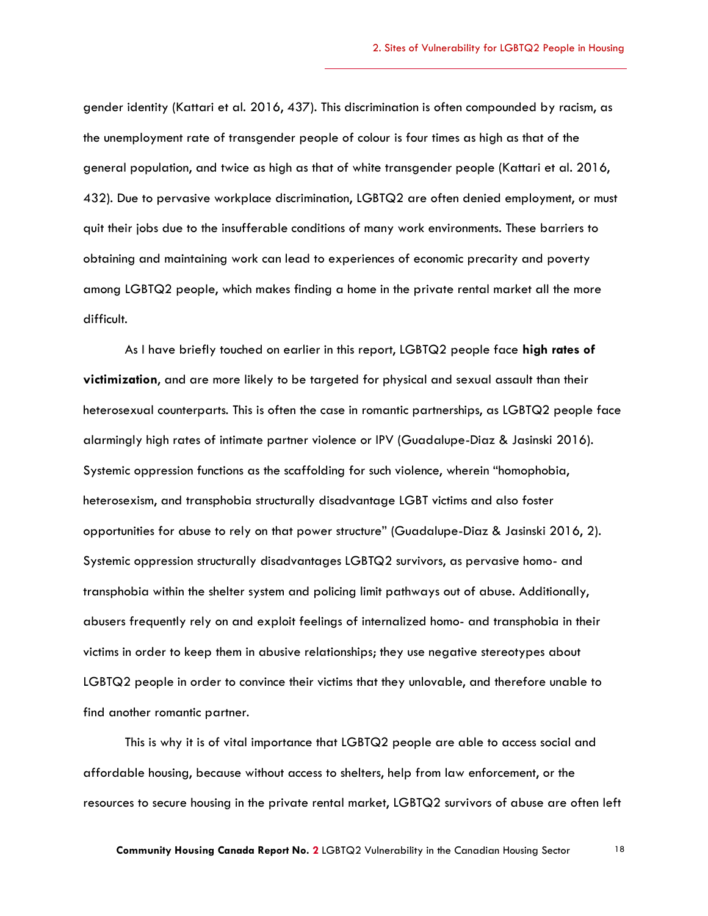gender identity (Kattari et al. 2016, 437). This discrimination is often compounded by racism, as the unemployment rate of transgender people of colour is four times as high as that of the general population, and twice as high as that of white transgender people (Kattari et al. 2016, 432). Due to pervasive workplace discrimination, LGBTQ2 are often denied employment, or must quit their jobs due to the insufferable conditions of many work environments. These barriers to obtaining and maintaining work can lead to experiences of economic precarity and poverty among LGBTQ2 people, which makes finding a home in the private rental market all the more difficult.

As I have briefly touched on earlier in this report, LGBTQ2 people face **high rates of victimization**, and are more likely to be targeted for physical and sexual assault than their heterosexual counterparts. This is often the case in romantic partnerships, as LGBTQ2 people face alarmingly high rates of intimate partner violence or IPV (Guadalupe-Diaz & Jasinski 2016). Systemic oppression functions as the scaffolding for such violence, wherein "homophobia, heterosexism, and transphobia structurally disadvantage LGBT victims and also foster opportunities for abuse to rely on that power structure" (Guadalupe-Diaz & Jasinski 2016, 2). Systemic oppression structurally disadvantages LGBTQ2 survivors, as pervasive homo- and transphobia within the shelter system and policing limit pathways out of abuse. Additionally, abusers frequently rely on and exploit feelings of internalized homo- and transphobia in their victims in order to keep them in abusive relationships; they use negative stereotypes about LGBTQ2 people in order to convince their victims that they unlovable, and therefore unable to find another romantic partner.

This is why it is of vital importance that LGBTQ2 people are able to access social and affordable housing, because without access to shelters, help from law enforcement, or the resources to secure housing in the private rental market, LGBTQ2 survivors of abuse are often left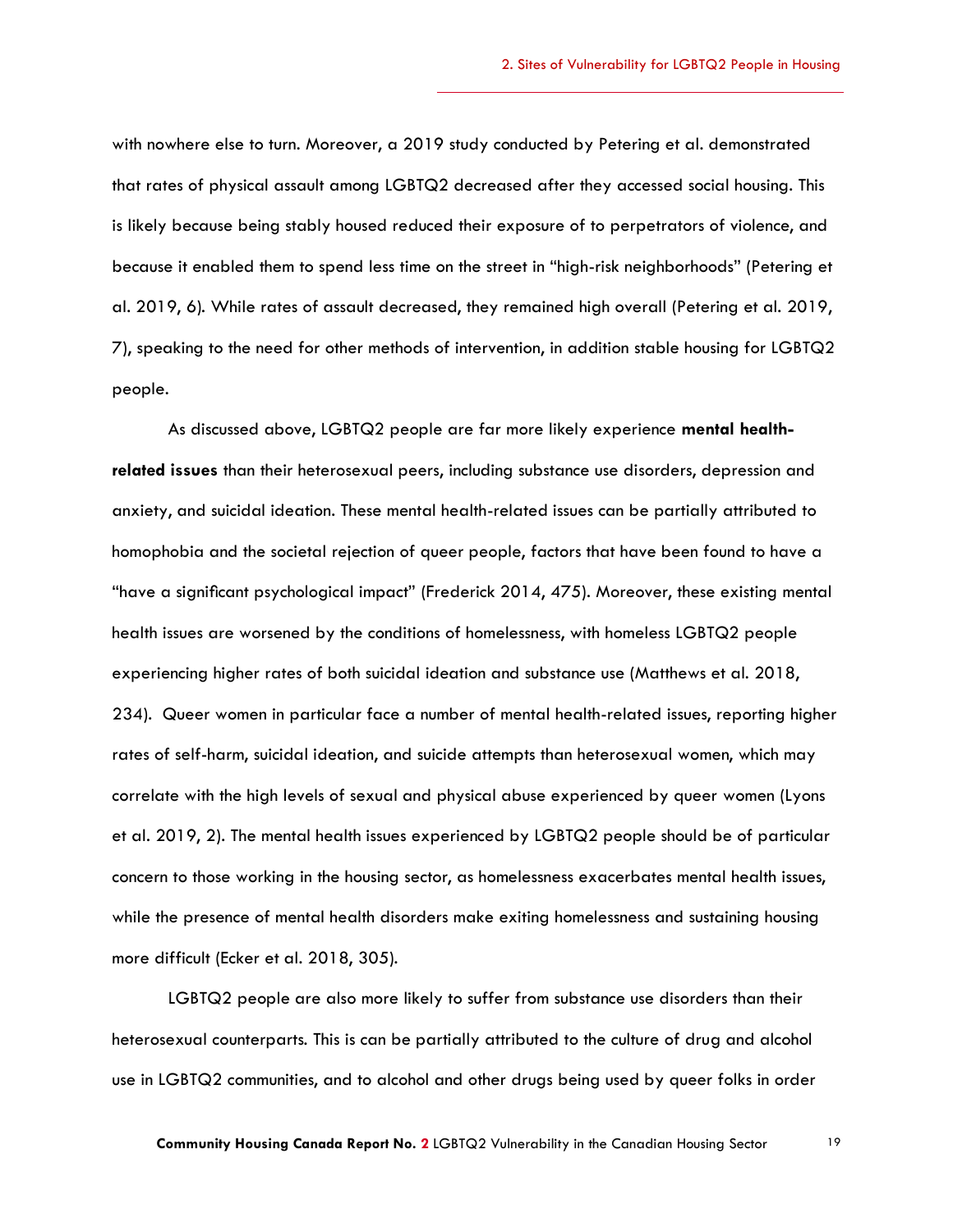with nowhere else to turn. Moreover, a 2019 study conducted by Petering et al. demonstrated that rates of physical assault among LGBTQ2 decreased after they accessed social housing. This is likely because being stably housed reduced their exposure of to perpetrators of violence, and because it enabled them to spend less time on the street in "high-risk neighborhoods" (Petering et al. 2019, 6). While rates of assault decreased, they remained high overall (Petering et al. 2019, 7), speaking to the need for other methods of intervention, in addition stable housing for LGBTQ2 people.

As discussed above, LGBTQ2 people are far more likely experience **mental health-related issues** than their heterosexual peers, including substance use disorders, depression and anxiety, and suicidal ideation. These mental health-related issues can be partially attributed to homophobia and the societal rejection of queer people, factors that have been found to have a "have a significant psychological impact" (Frederick 2014, 475). Moreover, these existing mental health issues are worsened by the conditions of homelessness, with homeless LGBTQ2 people experiencing higher rates of both suicidal ideation and substance use (Matthews et al. 2018, 234). Queer women in particular face a number of mental health-related issues, reporting higher rates of self-harm, suicidal ideation, and suicide attempts than heterosexual women, which may correlate with the high levels of sexual and physical abuse experienced by queer women (Lyons et al. 2019, 2). The mental health issues experienced by LGBTQ2 people should be of particular concern to those working in the housing sector, as homelessness exacerbates mental health issues, while the presence of mental health disorders make exiting homelessness and sustaining housing more difficult (Ecker et al. 2018, 305).

LGBTQ2 people are also more likely to suffer from substance use disorders than their heterosexual counterparts. This is can be partially attributed to the culture of drug and alcohol use in LGBTQ2 communities, and to alcohol and other drugs being used by queer folks in order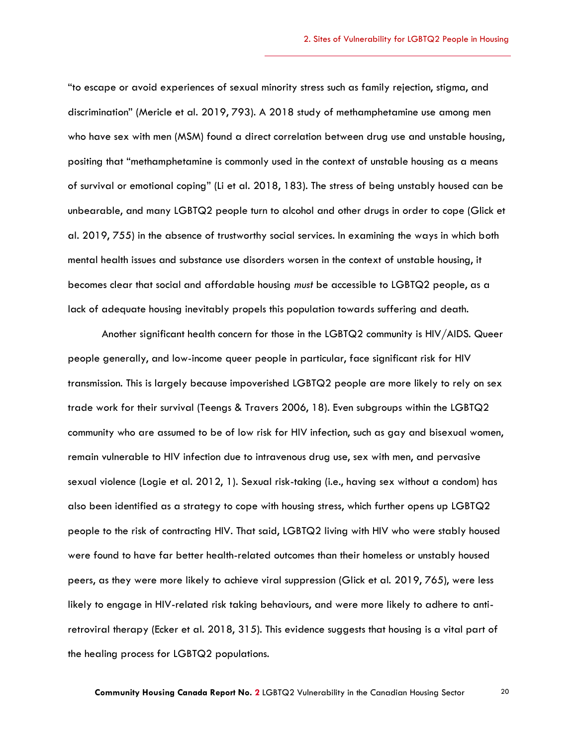"to escape or avoid experiences of sexual minority stress such as family rejection, stigma, and discrimination" (Mericle et al. 2019, 793). A 2018 study of methamphetamine use among men who have sex with men (MSM) found a direct correlation between drug use and unstable housing, positing that "methamphetamine is commonly used in the context of unstable housing as a means of survival or emotional coping" (Li et al. 2018, 183). The stress of being unstably housed can be unbearable, and many LGBTQ2 people turn to alcohol and other drugs in order to cope (Glick et al. 2019, 755) in the absence of trustworthy social services. In examining the ways in which both mental health issues and substance use disorders worsen in the context of unstable housing, it becomes clear that social and affordable housing *must* be accessible to LGBTQ2 people, as a lack of adequate housing inevitably propels this population towards suffering and death.

Another significant health concern for those in the LGBTQ2 community is HIV/AIDS. Queer people generally, and low-income queer people in particular, face significant risk for HIV transmission. This is largely because impoverished LGBTQ2 people are more likely to rely on sex trade work for their survival (Teengs & Travers 2006, 18). Even subgroups within the LGBTQ2 community who are assumed to be of low risk for HIV infection, such as gay and bisexual women, remain vulnerable to HIV infection due to intravenous drug use, sex with men, and pervasive sexual violence (Logie et al. 2012, 1). Sexual risk-taking (i.e., having sex without a condom) has also been identified as a strategy to cope with housing stress, which further opens up LGBTQ2 people to the risk of contracting HIV. That said, LGBTQ2 living with HIV who were stably housed were found to have far better health-related outcomes than their homeless or unstably housed peers, as they were more likely to achieve viral suppression (Glick et al. 2019, 765), were less likely to engage in HIV-related risk taking behaviours, and were more likely to adhere to anti-retroviral therapy (Ecker et al. 2018, 315). This evidence suggests that housing is a vital part of the healing process for LGBTQ2 populations.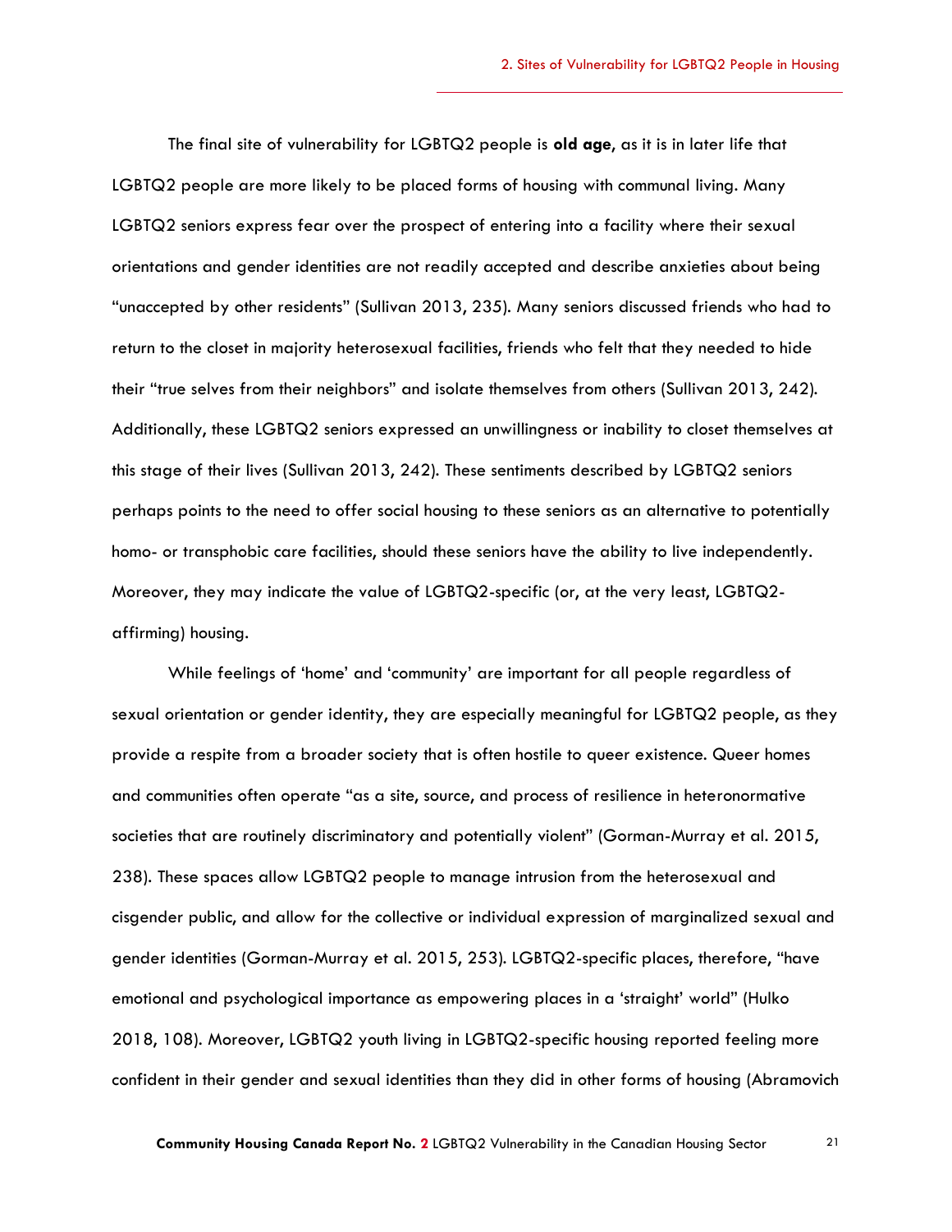The final site of vulnerability for LGBTQ2 people is **old age**, as it is in later life that LGBTQ2 people are more likely to be placed forms of housing with communal living. Many LGBTQ2 seniors express fear over the prospect of entering into a facility where their sexual orientations and gender identities are not readily accepted and describe anxieties about being "unaccepted by other residents" (Sullivan 2013, 235). Many seniors discussed friends who had to return to the closet in majority heterosexual facilities, friends who felt that they needed to hide their "true selves from their neighbors" and isolate themselves from others (Sullivan 2013, 242). Additionally, these LGBTQ2 seniors expressed an unwillingness or inability to closet themselves at this stage of their lives (Sullivan 2013, 242). These sentiments described by LGBTQ2 seniors perhaps points to the need to offer social housing to these seniors as an alternative to potentially homo- or transphobic care facilities, should these seniors have the ability to live independently. Moreover, they may indicate the value of LGBTQ2-specific (or, at the very least, LGBTQ2-affirming) housing.

While feelings of 'home' and 'community' are important for all people regardless of sexual orientation or gender identity, they are especially meaningful for LGBTQ2 people, as they provide a respite from a broader society that is often hostile to queer existence. Queer homes and communities often operate "as a site, source, and process of resilience in heteronormative societies that are routinely discriminatory and potentially violent" (Gorman-Murray et al. 2015, 238). These spaces allow LGBTQ2 people to manage intrusion from the heterosexual and cisgender public, and allow for the collective or individual expression of marginalized sexual and gender identities (Gorman-Murray et al. 2015, 253). LGBTQ2-specific places, therefore, "have emotional and psychological importance as empowering places in a 'straight' world" (Hulko 2018, 108). Moreover, LGBTQ2 youth living in LGBTQ2-specific housing reported feeling more confident in their gender and sexual identities than they did in other forms of housing (Abramovich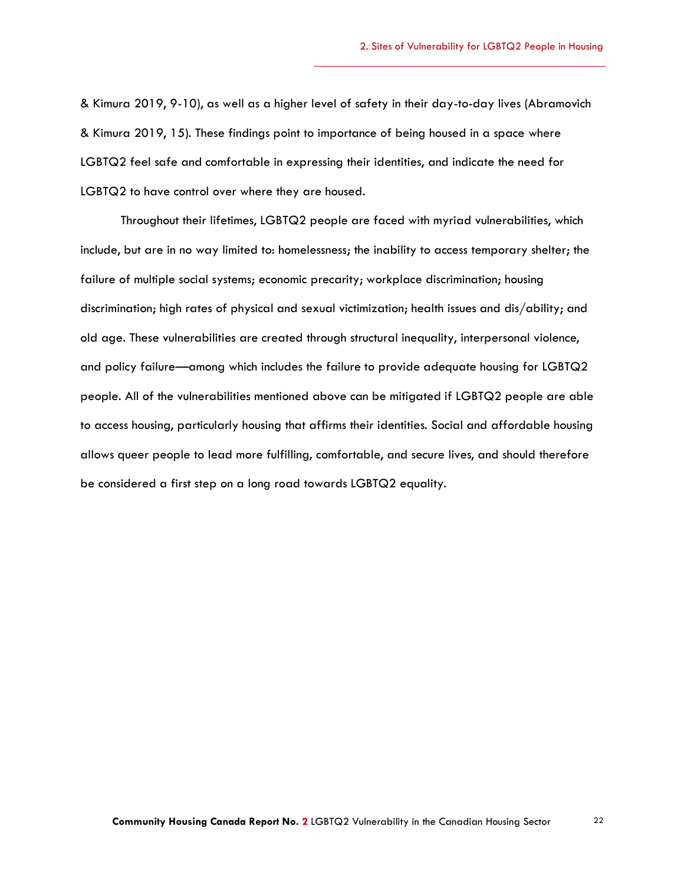& Kimura 2019, 9-10), as well as a higher level of safety in their day-to-day lives (Abramovich & Kimura 2019, 15). These findings point to importance of being housed in a space where LGBTQ2 feel safe and comfortable in expressing their identities, and indicate the need for LGBTQ2 to have control over where they are housed.

Throughout their lifetimes, LGBTQ2 people are faced with myriad vulnerabilities, which include, but are in no way limited to: homelessness; the inability to access temporary shelter; the failure of multiple social systems; economic precarity; workplace discrimination; housing discrimination; high rates of physical and sexual victimization; health issues and dis/ability; and old age. These vulnerabilities are created through structural inequality, interpersonal violence, and policy failure—among which includes the failure to provide adequate housing for LGBTQ2 people. All of the vulnerabilities mentioned above can be mitigated if LGBTQ2 people are able to access housing, particularly housing that affirms their identities. Social and affordable housing allows queer people to lead more fulfilling, comfortable, and secure lives, and should therefore be considered a first step on a long road towards LGBTQ2 equality.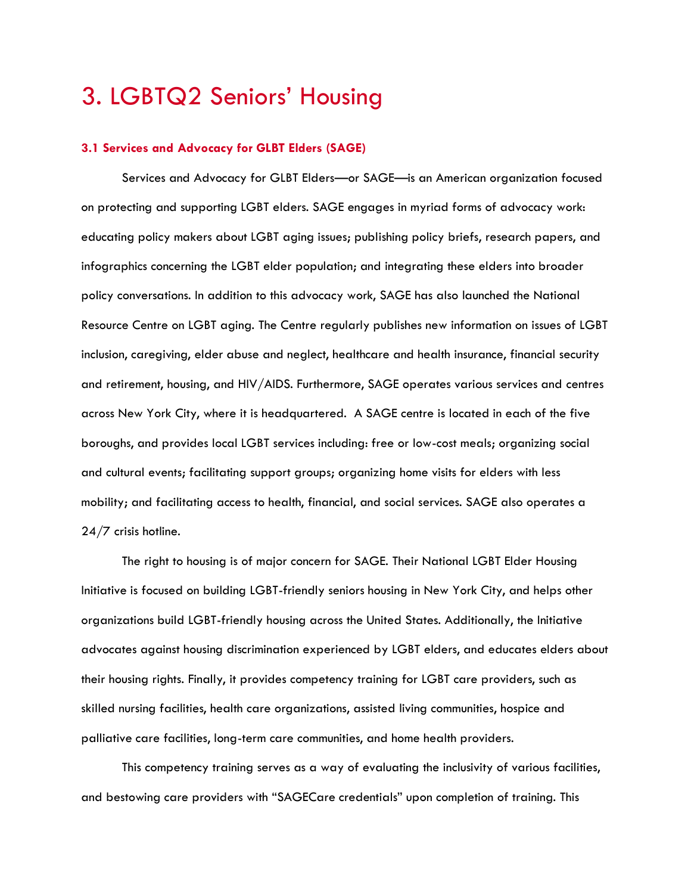# 3. LGBTQ2 Seniors' Housing

### 3.1 Services and Advocacy for GLBT Elders (SAGE)

Services and Advocacy for GLBT Elders—or SAGE—is an American organization focused on protecting and supporting LGBT elders. SAGE engages in myriad forms of advocacy work: educating policy makers about LGBT aging issues; publishing policy briefs, research papers, and infographics concerning the LGBT elder population; and integrating these elders into broader policy conversations. In addition to this advocacy work, SAGE has also launched the National Resource Centre on LGBT aging. The Centre regularly publishes new information on issues of LGBT inclusion, caregiving, elder abuse and neglect, healthcare and health insurance, financial security and retirement, housing, and HIV/AIDS. Furthermore, SAGE operates various services and centres across New York City, where it is headquartered. A SAGE centre is located in each of the five boroughs, and provides local LGBT services including: free or low-cost meals; organizing social and cultural events; facilitating support groups; organizing home visits for elders with less mobility; and facilitating access to health, financial, and social services. SAGE also operates a 24/7 crisis hotline.

The right to housing is of major concern for SAGE. Their National LGBT Elder Housing Initiative is focused on building LGBT-friendly seniors housing in New York City, and helps other organizations build LGBT-friendly housing across the United States. Additionally, the Initiative advocates against housing discrimination experienced by LGBT elders, and educates elders about their housing rights. Finally, it provides competency training for LGBT care providers, such as skilled nursing facilities, health care organizations, assisted living communities, hospice and palliative care facilities, long-term care communities, and home health providers.

This competency training serves as a way of evaluating the inclusivity of various facilities, and bestowing care providers with "SAGECare credentials" upon completion of training. This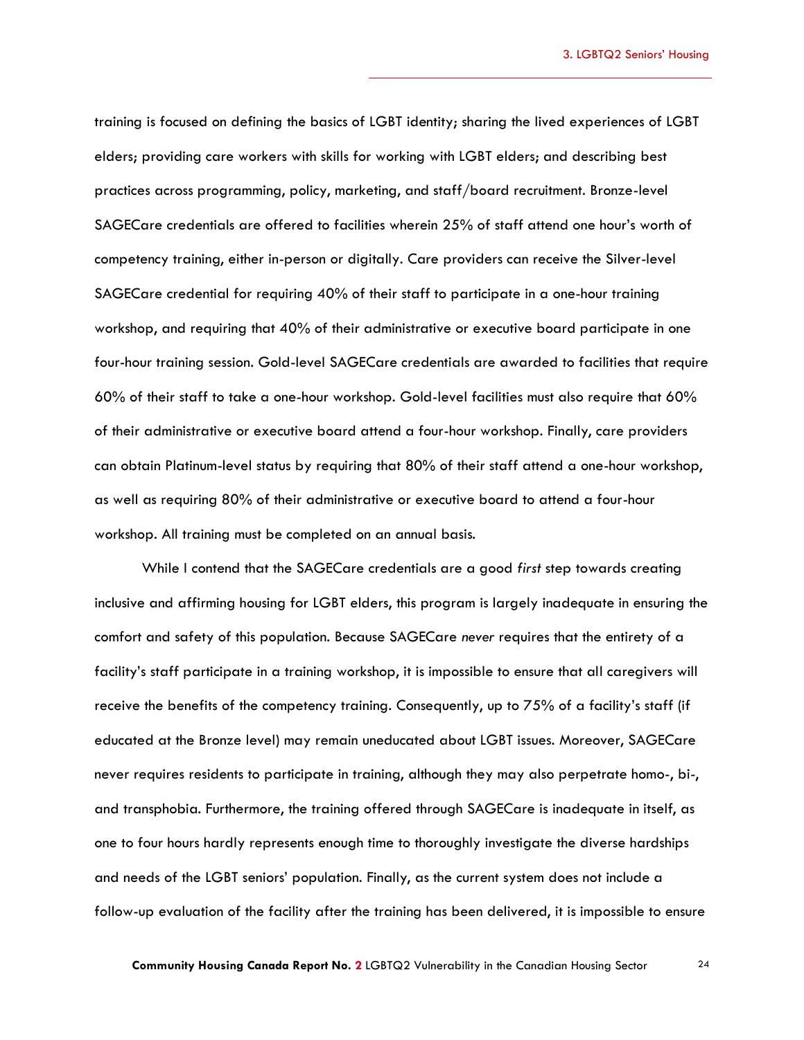training is focused on defining the basics of LGBT identity; sharing the lived experiences of LGBT elders; providing care workers with skills for working with LGBT elders; and describing best practices across programming, policy, marketing, and staff/board recruitment. Bronze-level SAGECare credentials are offered to facilities wherein 25% of staff attend one hour's worth of competency training, either in-person or digitally. Care providers can receive the Silver-level SAGECare credential for requiring 40% of their staff to participate in a one-hour training workshop, and requiring that 40% of their administrative or executive board participate in one four-hour training session. Gold-level SAGECare credentials are awarded to facilities that require 60% of their staff to take a one-hour workshop. Gold-level facilities must also require that 60% of their administrative or executive board attend a four-hour workshop. Finally, care providers can obtain Platinum-level status by requiring that 80% of their staff attend a one-hour workshop, as well as requiring 80% of their administrative or executive board to attend a four-hour workshop. All training must be completed on an annual basis.

While I contend that the SAGECare credentials are a good *first* step towards creating inclusive and affirming housing for LGBT elders, this program is largely inadequate in ensuring the comfort and safety of this population. Because SAGECare *never* requires that the entirety of a facility's staff participate in a training workshop, it is impossible to ensure that all caregivers will receive the benefits of the competency training. Consequently, up to 75% of a facility's staff (if educated at the Bronze level) may remain uneducated about LGBT issues. Moreover, SAGECare never requires residents to participate in training, although they may also perpetrate homo-, bi-, and transphobia. Furthermore, the training offered through SAGECare is inadequate in itself, as one to four hours hardly represents enough time to thoroughly investigate the diverse hardships and needs of the LGBT seniors' population. Finally, as the current system does not include a follow-up evaluation of the facility after the training has been delivered, it is impossible to ensure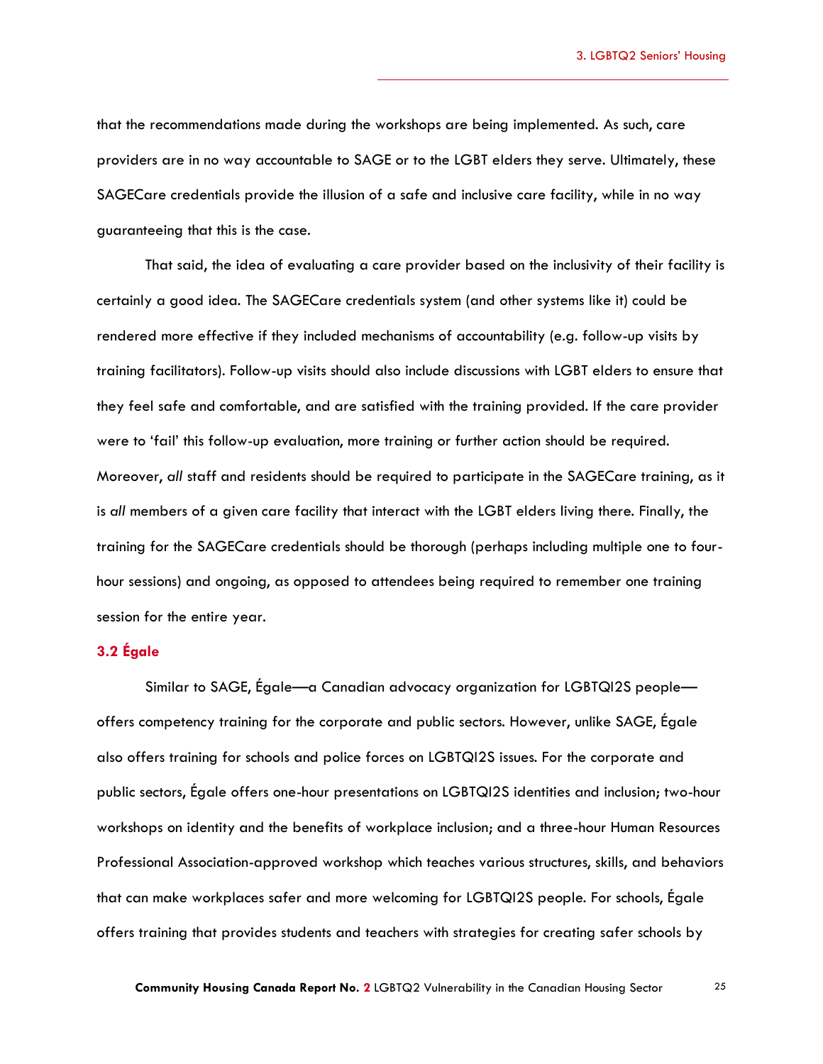that the recommendations made during the workshops are being implemented. As such, care providers are in no way accountable to SAGE or to the LGBT elders they serve. Ultimately, these SAGECare credentials provide the illusion of a safe and inclusive care facility, while in no way guaranteeing that this is the case.

That said, the idea of evaluating a care provider based on the inclusivity of their facility is certainly a good idea. The SAGECare credentials system (and other systems like it) could be rendered more effective if they included mechanisms of accountability (e.g. follow-up visits by training facilitators). Follow-up visits should also include discussions with LGBT elders to ensure that they feel safe and comfortable, and are satisfied with the training provided. If the care provider were to 'fail' this follow-up evaluation, more training or further action should be required. Moreover, *all* staff and residents should be required to participate in the SAGECare training, as it is *all* members of a given care facility that interact with the LGBT elders living there. Finally, the training for the SAGECare credentials should be thorough (perhaps including multiple one to four-hour sessions) and ongoing, as opposed to attendees being required to remember one training session for the entire year.

### 3.2 Égale

Similar to SAGE, Égale—a Canadian advocacy organization for LGBTQI2S people—offers competency training for the corporate and public sectors. However, unlike SAGE, Égale also offers training for schools and police forces on LGBTQI2S issues. For the corporate and public sectors, Égale offers one-hour presentations on LGBTQI2S identities and inclusion; two-hour workshops on identity and the benefits of workplace inclusion; and a three-hour Human Resources Professional Association-approved workshop which teaches various structures, skills, and behaviors that can make workplaces safer and more welcoming for LGBTQI2S people. For schools, Égale offers training that provides students and teachers with strategies for creating safer schools by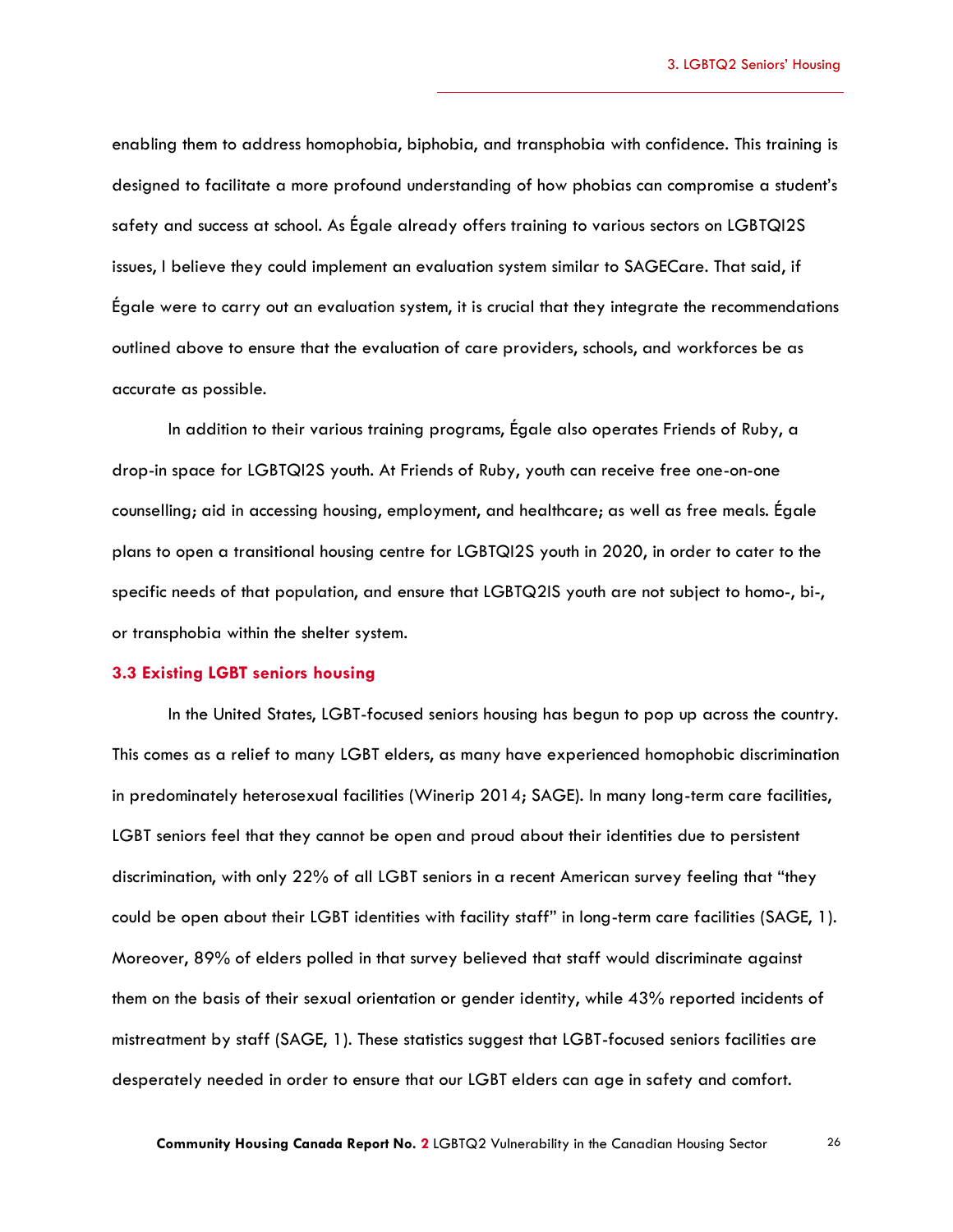enabling them to address homophobia, biphobia, and transphobia with confidence. This training is designed to facilitate a more profound understanding of how phobias can compromise a student's safety and success at school. As Égale already offers training to various sectors on LGBTQI2S issues, I believe they could implement an evaluation system similar to SAGECare. That said, if Égale were to carry out an evaluation system, it is crucial that they integrate the recommendations outlined above to ensure that the evaluation of care providers, schools, and workforces be as accurate as possible.

In addition to their various training programs, Égale also operates Friends of Ruby, a drop-in space for LGBTQI2S youth. At Friends of Ruby, youth can receive free one-on-one counselling; aid in accessing housing, employment, and healthcare; as well as free meals. Égale plans to open a transitional housing centre for LGBTQI2S youth in 2020, in order to cater to the specific needs of that population, and ensure that LGBTQ2IS youth are not subject to homo-, bi-, or transphobia within the shelter system.

### 3.3 Existing LGBT seniors housing

In the United States, LGBT-focused seniors housing has begun to pop up across the country. This comes as a relief to many LGBT elders, as many have experienced homophobic discrimination in predominately heterosexual facilities (Winerip 2014; SAGE). In many long-term care facilities, LGBT seniors feel that they cannot be open and proud about their identities due to persistent discrimination, with only 22% of all LGBT seniors in a recent American survey feeling that "they could be open about their LGBT identities with facility staff" in long-term care facilities (SAGE, 1). Moreover, 89% of elders polled in that survey believed that staff would discriminate against them on the basis of their sexual orientation or gender identity, while 43% reported incidents of mistreatment by staff (SAGE, 1). These statistics suggest that LGBT-focused seniors facilities are desperately needed in order to ensure that our LGBT elders can age in safety and comfort.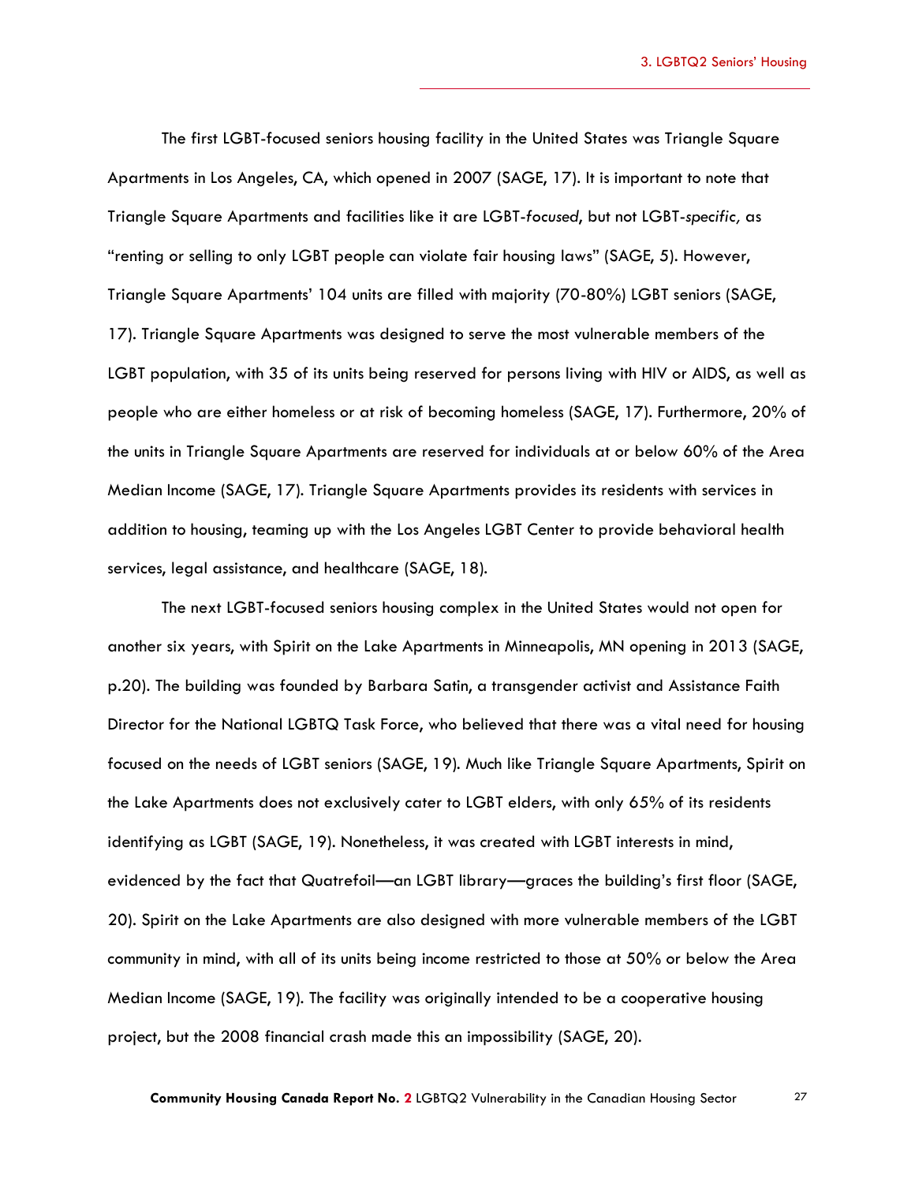The first LGBT-focused seniors housing facility in the United States was Triangle Square Apartments in Los Angeles, CA, which opened in 2007 (SAGE, 17). It is important to note that Triangle Square Apartments and facilities like it are LGBT-*focused*, but not LGBT-*specific*, as "renting or selling to only LGBT people can violate fair housing laws" (SAGE, 5). However, Triangle Square Apartments' 104 units are filled with majority (70-80%) LGBT seniors (SAGE, 17). Triangle Square Apartments was designed to serve the most vulnerable members of the LGBT population, with 35 of its units being reserved for persons living with HIV or AIDS, as well as people who are either homeless or at risk of becoming homeless (SAGE, 17). Furthermore, 20% of the units in Triangle Square Apartments are reserved for individuals at or below 60% of the Area Median Income (SAGE, 17). Triangle Square Apartments provides its residents with services in addition to housing, teaming up with the Los Angeles LGBT Center to provide behavioral health services, legal assistance, and healthcare (SAGE, 18).

The next LGBT-focused seniors housing complex in the United States would not open for another six years, with Spirit on the Lake Apartments in Minneapolis, MN opening in 2013 (SAGE, p.20). The building was founded by Barbara Satin, a transgender activist and Assistance Faith Director for the National LGBTQ Task Force, who believed that there was a vital need for housing focused on the needs of LGBT seniors (SAGE, 19). Much like Triangle Square Apartments, Spirit on the Lake Apartments does not exclusively cater to LGBT elders, with only 65% of its residents identifying as LGBT (SAGE, 19). Nonetheless, it was created with LGBT interests in mind, evidenced by the fact that Quatrefoil—an LGBT library—graces the building's first floor (SAGE, 20). Spirit on the Lake Apartments are also designed with more vulnerable members of the LGBT community in mind, with all of its units being income restricted to those at 50% or below the Area Median Income (SAGE, 19). The facility was originally intended to be a cooperative housing project, but the 2008 financial crash made this an impossibility (SAGE, 20).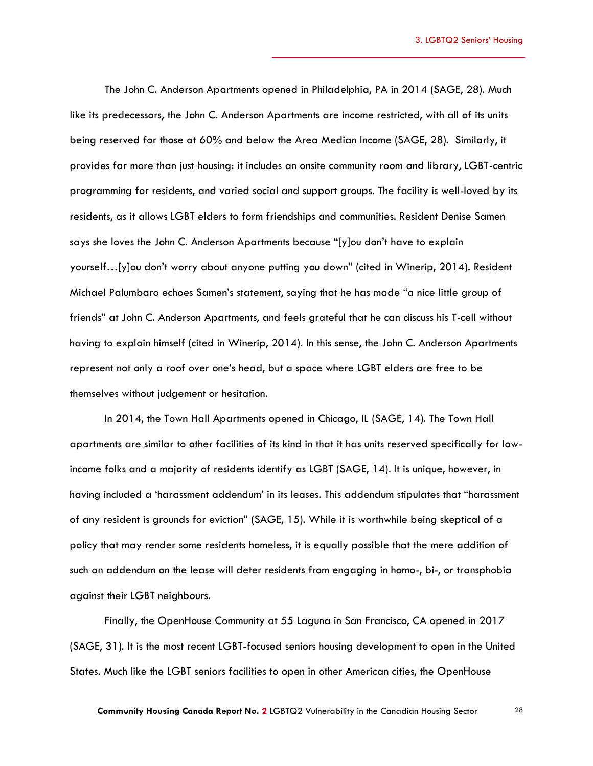The John C. Anderson Apartments opened in Philadelphia, PA in 2014 (SAGE, 28). Much like its predecessors, the John C. Anderson Apartments are income restricted, with all of its units being reserved for those at 60% and below the Area Median Income (SAGE, 28). Similarly, it provides far more than just housing: it includes an onsite community room and library, LGBT-centric programming for residents, and varied social and support groups. The facility is well-loved by its residents, as it allows LGBT elders to form friendships and communities. Resident Denise Samen says she loves the John C. Anderson Apartments because "[y]ou don't have to explain yourself…[y]ou don't worry about anyone putting you down" (cited in Winerip, 2014). Resident Michael Palumbaro echoes Samen's statement, saying that he has made "a nice little group of friends" at John C. Anderson Apartments, and feels grateful that he can discuss his T-cell without having to explain himself (cited in Winerip, 2014). In this sense, the John C. Anderson Apartments represent not only a roof over one's head, but a space where LGBT elders are free to be themselves without judgement or hesitation.

In 2014, the Town Hall Apartments opened in Chicago, IL (SAGE, 14). The Town Hall apartments are similar to other facilities of its kind in that it has units reserved specifically for low-income folks and a majority of residents identify as LGBT (SAGE, 14). It is unique, however, in having included a 'harassment addendum' in its leases. This addendum stipulates that "harassment of any resident is grounds for eviction" (SAGE, 15). While it is worthwhile being skeptical of a policy that may render some residents homeless, it is equally possible that the mere addition of such an addendum on the lease will deter residents from engaging in homo-, bi-, or transphobia against their LGBT neighbours.

Finally, the OpenHouse Community at 55 Laguna in San Francisco, CA opened in 2017 (SAGE, 31). It is the most recent LGBT-focused seniors housing development to open in the United States. Much like the LGBT seniors facilities to open in other American cities, the OpenHouse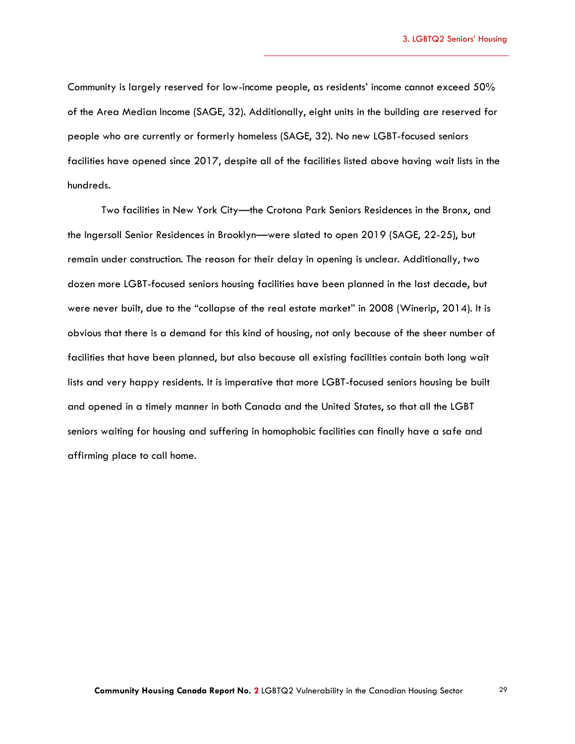Community is largely reserved for low-income people, as residents' income cannot exceed 50% of the Area Median Income (SAGE, 32). Additionally, eight units in the building are reserved for people who are currently or formerly homeless (SAGE, 32). No new LGBT-focused seniors facilities have opened since 2017, despite all of the facilities listed above having wait lists in the hundreds.

Two facilities in New York City—the Crotona Park Seniors Residences in the Bronx, and the Ingersoll Senior Residences in Brooklyn—were slated to open 2019 (SAGE, 22-25), but remain under construction. The reason for their delay in opening is unclear. Additionally, two dozen more LGBT-focused seniors housing facilities have been planned in the last decade, but were never built, due to the "collapse of the real estate market" in 2008 (Winerip, 2014). It is obvious that there is a demand for this kind of housing, not only because of the sheer number of facilities that have been planned, but also because all existing facilities contain both long wait lists and very happy residents. It is imperative that more LGBT-focused seniors housing be built and opened in a timely manner in both Canada and the United States, so that all the LGBT seniors waiting for housing and suffering in homophobic facilities can finally have a safe and affirming place to call home.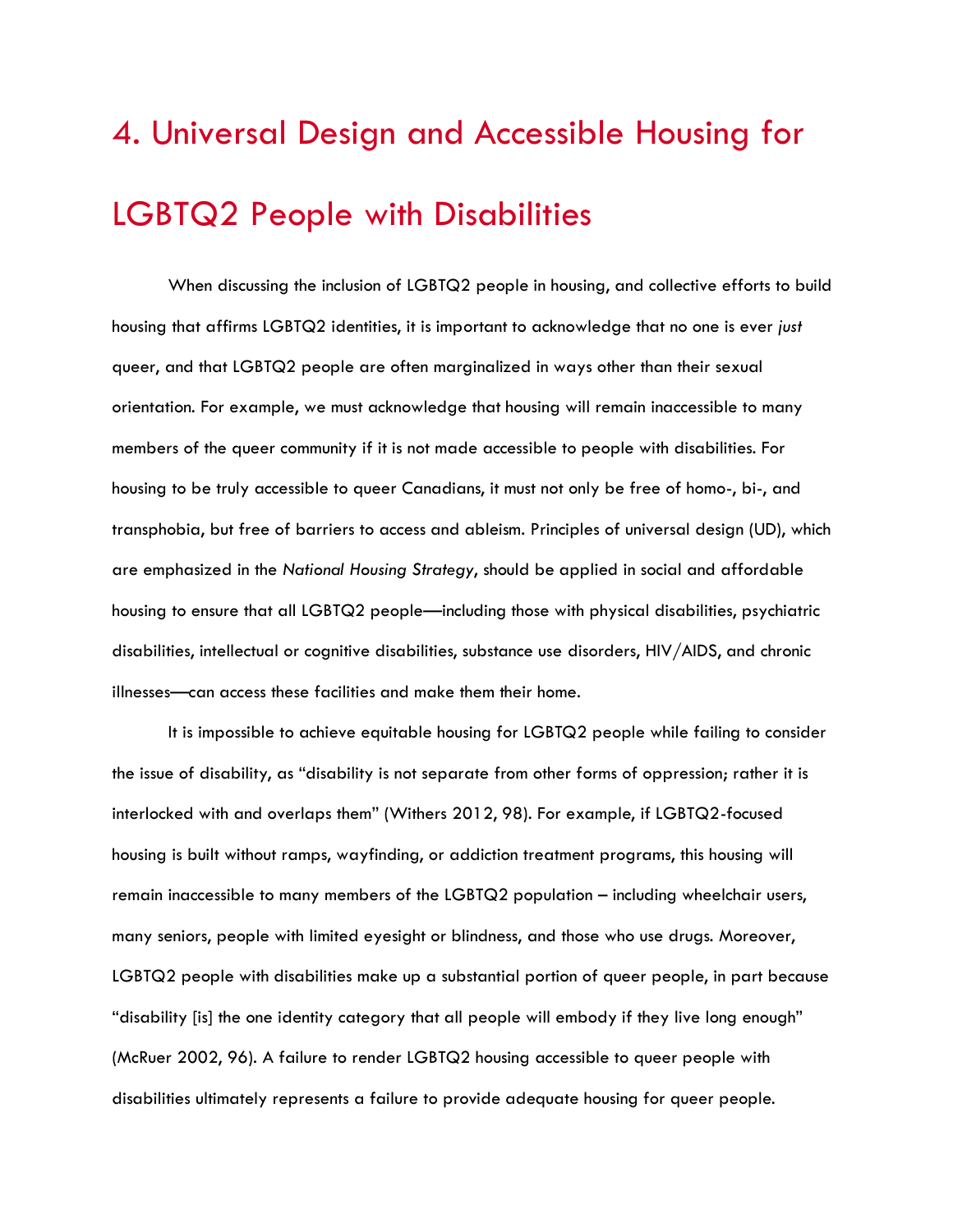# 4. Universal Design and Accessible Housing for LGBTQ2 People with Disabilities

When discussing the inclusion of LGBTQ2 people in housing, and collective efforts to build housing that affirms LGBTQ2 identities, it is important to acknowledge that no one is ever *just* queer, and that LGBTQ2 people are often marginalized in ways other than their sexual orientation. For example, we must acknowledge that housing will remain inaccessible to many members of the queer community if it is not made accessible to people with disabilities. For housing to be truly accessible to queer Canadians, it must not only be free of homo-, bi-, and transphobia, but free of barriers to access and ableism. Principles of universal design (UD), which are emphasized in the *National Housing Strategy*, should be applied in social and affordable housing to ensure that all LGBTQ2 people—including those with physical disabilities, psychiatric disabilities, intellectual or cognitive disabilities, substance use disorders, HIV/AIDS, and chronic illnesses—can access these facilities and make them their home.

It is impossible to achieve equitable housing for LGBTQ2 people while failing to consider the issue of disability, as "disability is not separate from other forms of oppression; rather it is interlocked with and overlaps them" (Withers 2012, 98). For example, if LGBTQ2-focused housing is built without ramps, wayfinding, or addiction treatment programs, this housing will remain inaccessible to many members of the LGBTQ2 population – including wheelchair users, many seniors, people with limited eyesight or blindness, and those who use drugs. Moreover, LGBTQ2 people with disabilities make up a substantial portion of queer people, in part because "disability [is] the one identity category that all people will embody if they live long enough" (McRuer 2002, 96). A failure to render LGBTQ2 housing accessible to queer people with disabilities ultimately represents a failure to provide adequate housing for queer people.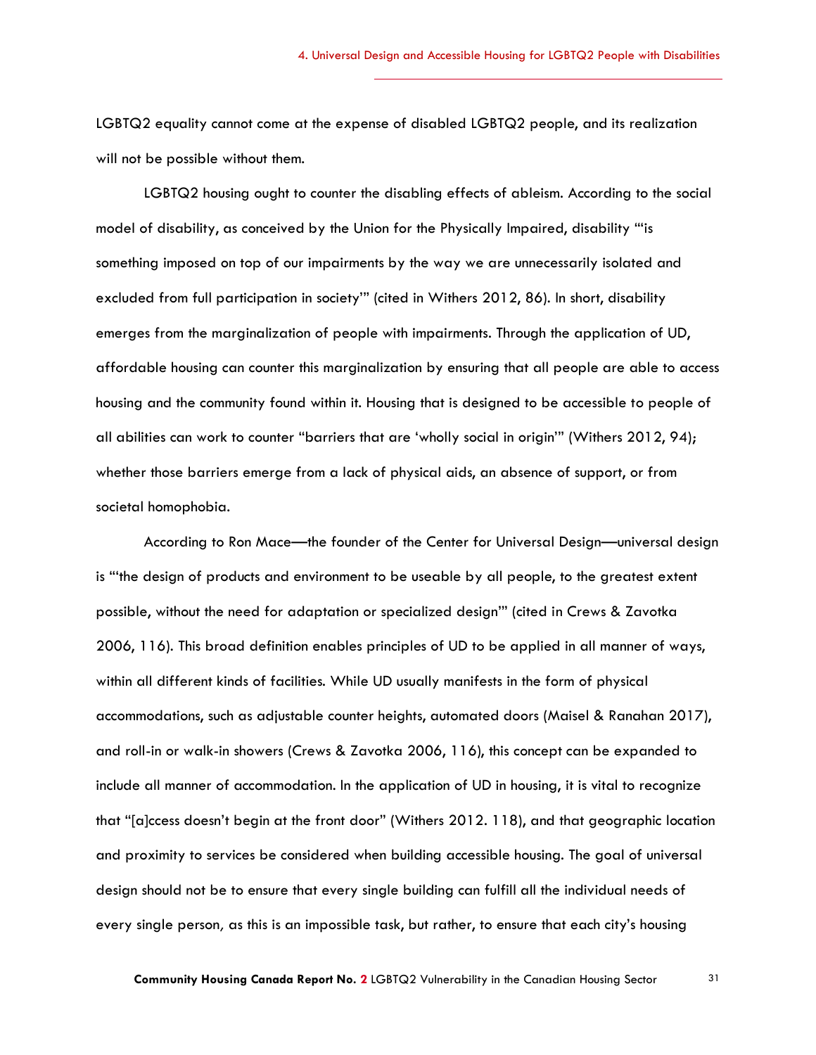LGBTQ2 equality cannot come at the expense of disabled LGBTQ2 people, and its realization will not be possible without them.

LGBTQ2 housing ought to counter the disabling effects of ableism. According to the social model of disability, as conceived by the Union for the Physically Impaired, disability "'is something imposed on top of our impairments by the way we are unnecessarily isolated and excluded from full participation in society'" (cited in Withers 2012, 86). In short, disability emerges from the marginalization of people with impairments. Through the application of UD, affordable housing can counter this marginalization by ensuring that all people are able to access housing and the community found within it. Housing that is designed to be accessible to people of all abilities can work to counter "barriers that are 'wholly social in origin'" (Withers 2012, 94); whether those barriers emerge from a lack of physical aids, an absence of support, or from societal homophobia.

According to Ron Mace—the founder of the Center for Universal Design—universal design is "'the design of products and environment to be useable by all people, to the greatest extent possible, without the need for adaptation or specialized design'" (cited in Crews & Zavotka 2006, 116). This broad definition enables principles of UD to be applied in all manner of ways, within all different kinds of facilities. While UD usually manifests in the form of physical accommodations, such as adjustable counter heights, automated doors (Maisel & Ranahan 2017), and roll-in or walk-in showers (Crews & Zavotka 2006, 116), this concept can be expanded to include all manner of accommodation. In the application of UD in housing, it is vital to recognize that "[a]ccess doesn't begin at the front door" (Withers 2012. 118), and that geographic location and proximity to services be considered when building accessible housing. The goal of universal design should not be to ensure that every single building can fulfill all the individual needs of every single person, as this is an impossible task, but rather, to ensure that each city's housing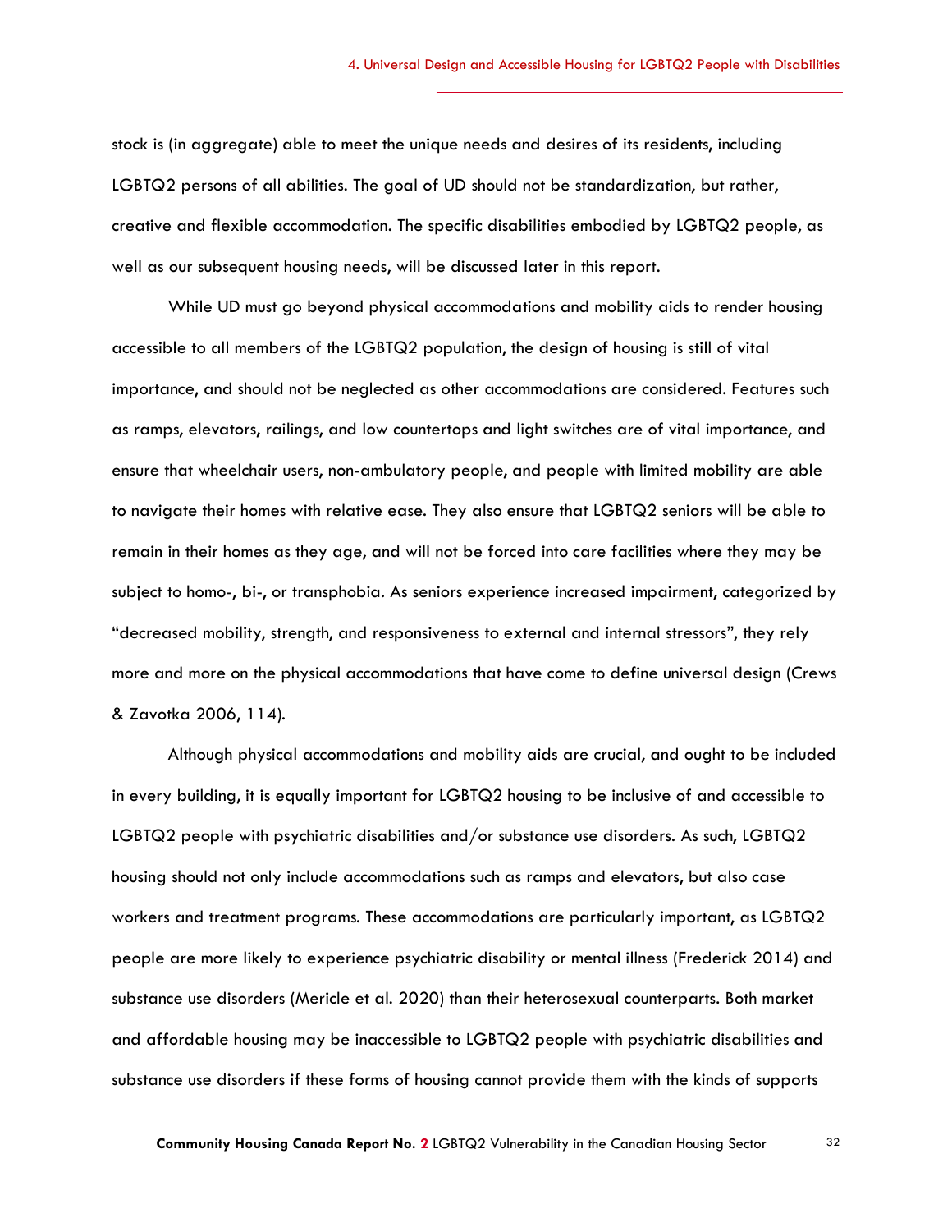stock is (in aggregate) able to meet the unique needs and desires of its residents, including LGBTQ2 persons of all abilities. The goal of UD should not be standardization, but rather, creative and flexible accommodation. The specific disabilities embodied by LGBTQ2 people, as well as our subsequent housing needs, will be discussed later in this report.

While UD must go beyond physical accommodations and mobility aids to render housing accessible to all members of the LGBTQ2 population, the design of housing is still of vital importance, and should not be neglected as other accommodations are considered. Features such as ramps, elevators, railings, and low countertops and light switches are of vital importance, and ensure that wheelchair users, non-ambulatory people, and people with limited mobility are able to navigate their homes with relative ease. They also ensure that LGBTQ2 seniors will be able to remain in their homes as they age, and will not be forced into care facilities where they may be subject to homo-, bi-, or transphobia. As seniors experience increased impairment, categorized by "decreased mobility, strength, and responsiveness to external and internal stressors", they rely more and more on the physical accommodations that have come to define universal design (Crews & Zavotka 2006, 114).

Although physical accommodations and mobility aids are crucial, and ought to be included in every building, it is equally important for LGBTQ2 housing to be inclusive of and accessible to LGBTQ2 people with psychiatric disabilities and/or substance use disorders. As such, LGBTQ2 housing should not only include accommodations such as ramps and elevators, but also case workers and treatment programs. These accommodations are particularly important, as LGBTQ2 people are more likely to experience psychiatric disability or mental illness (Frederick 2014) and substance use disorders (Mericle et al. 2020) than their heterosexual counterparts. Both market and affordable housing may be inaccessible to LGBTQ2 people with psychiatric disabilities and substance use disorders if these forms of housing cannot provide them with the kinds of supports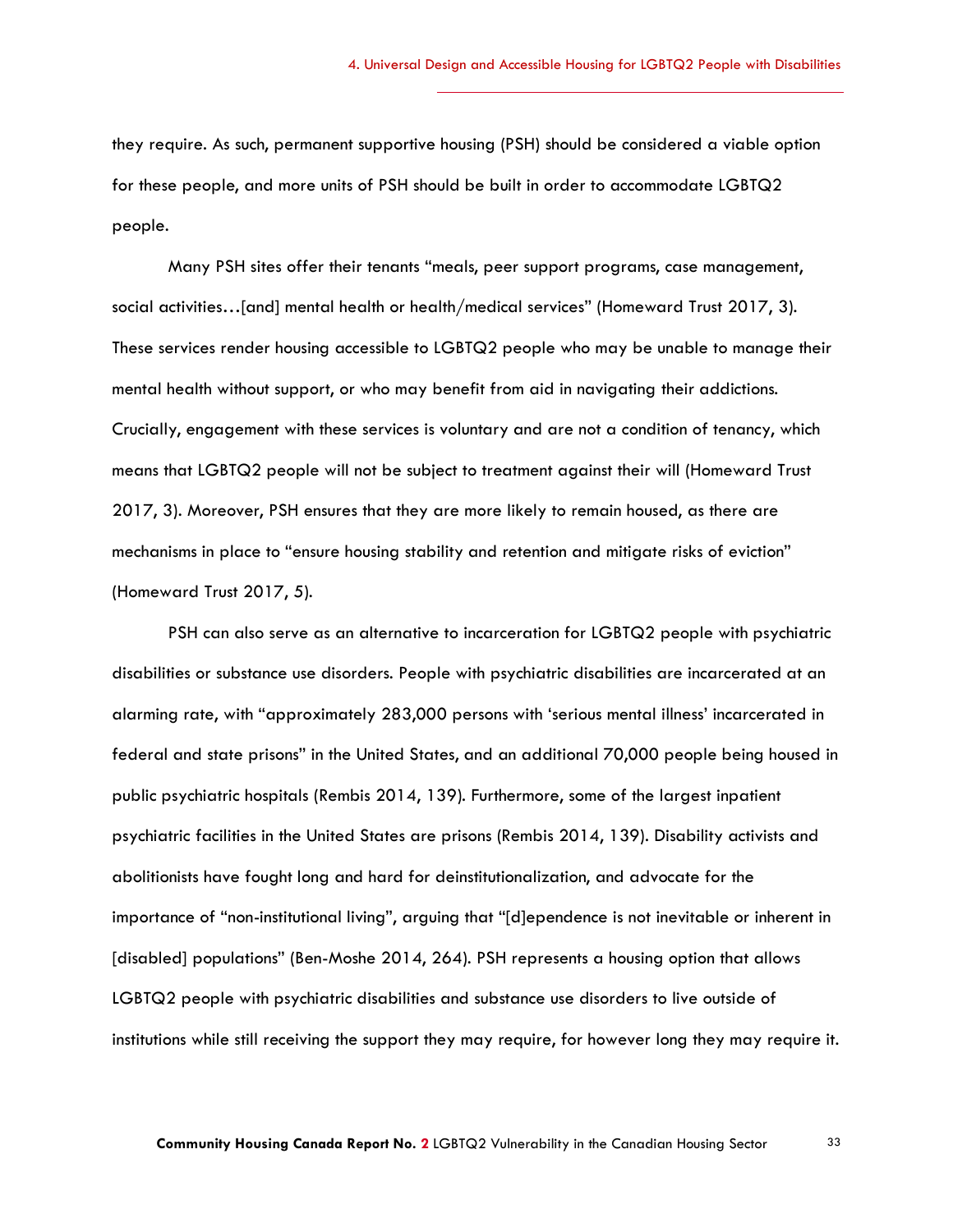they require. As such, permanent supportive housing (PSH) should be considered a viable option for these people, and more units of PSH should be built in order to accommodate LGBTQ2 people.

Many PSH sites offer their tenants "meals, peer support programs, case management, social activities…[and] mental health or health/medical services" (Homeward Trust 2017, 3). These services render housing accessible to LGBTQ2 people who may be unable to manage their mental health without support, or who may benefit from aid in navigating their addictions. Crucially, engagement with these services is voluntary and are not a condition of tenancy, which means that LGBTQ2 people will not be subject to treatment against their will (Homeward Trust 2017, 3). Moreover, PSH ensures that they are more likely to remain housed, as there are mechanisms in place to "ensure housing stability and retention and mitigate risks of eviction" (Homeward Trust 2017, 5).

PSH can also serve as an alternative to incarceration for LGBTQ2 people with psychiatric disabilities or substance use disorders. People with psychiatric disabilities are incarcerated at an alarming rate, with "approximately 283,000 persons with 'serious mental illness' incarcerated in federal and state prisons" in the United States, and an additional 70,000 people being housed in public psychiatric hospitals (Rembis 2014, 139). Furthermore, some of the largest inpatient psychiatric facilities in the United States are prisons (Rembis 2014, 139). Disability activists and abolitionists have fought long and hard for deinstitutionalization, and advocate for the importance of "non-institutional living", arguing that "[d]ependence is not inevitable or inherent in [disabled] populations" (Ben-Moshe 2014, 264). PSH represents a housing option that allows LGBTQ2 people with psychiatric disabilities and substance use disorders to live outside of institutions while still receiving the support they may require, for however long they may require it.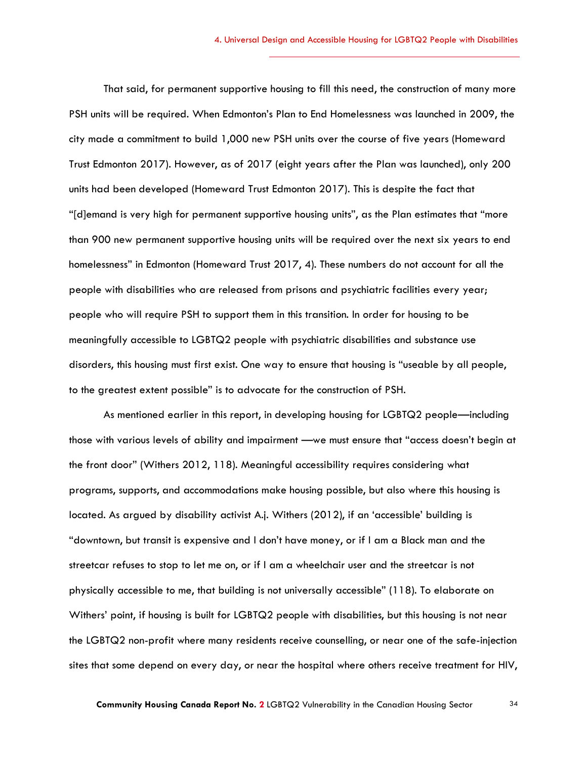That said, for permanent supportive housing to fill this need, the construction of many more PSH units will be required. When Edmonton's Plan to End Homelessness was launched in 2009, the city made a commitment to build 1,000 new PSH units over the course of five years (Homeward Trust Edmonton 2017). However, as of 2017 (eight years after the Plan was launched), only 200 units had been developed (Homeward Trust Edmonton 2017). This is despite the fact that "[d]emand is very high for permanent supportive housing units", as the Plan estimates that "more than 900 new permanent supportive housing units will be required over the next six years to end homelessness" in Edmonton (Homeward Trust 2017, 4). These numbers do not account for all the people with disabilities who are released from prisons and psychiatric facilities every year; people who will require PSH to support them in this transition. In order for housing to be meaningfully accessible to LGBTQ2 people with psychiatric disabilities and substance use disorders, this housing must first exist. One way to ensure that housing is "useable by all people, to the greatest extent possible" is to advocate for the construction of PSH.

As mentioned earlier in this report, in developing housing for LGBTQ2 people—including those with various levels of ability and impairment —we must ensure that "access doesn't begin at the front door" (Withers 2012, 118). Meaningful accessibility requires considering what programs, supports, and accommodations make housing possible, but also where this housing is located. As argued by disability activist A.j. Withers (2012), if an 'accessible' building is "downtown, but transit is expensive and I don't have money, or if I am a Black man and the streetcar refuses to stop to let me on, or if I am a wheelchair user and the streetcar is not physically accessible to me, that building is not universally accessible" (118). To elaborate on Withers' point, if housing is built for LGBTQ2 people with disabilities, but this housing is not near the LGBTQ2 non-profit where many residents receive counselling, or near one of the safe-injection sites that some depend on every day, or near the hospital where others receive treatment for HIV,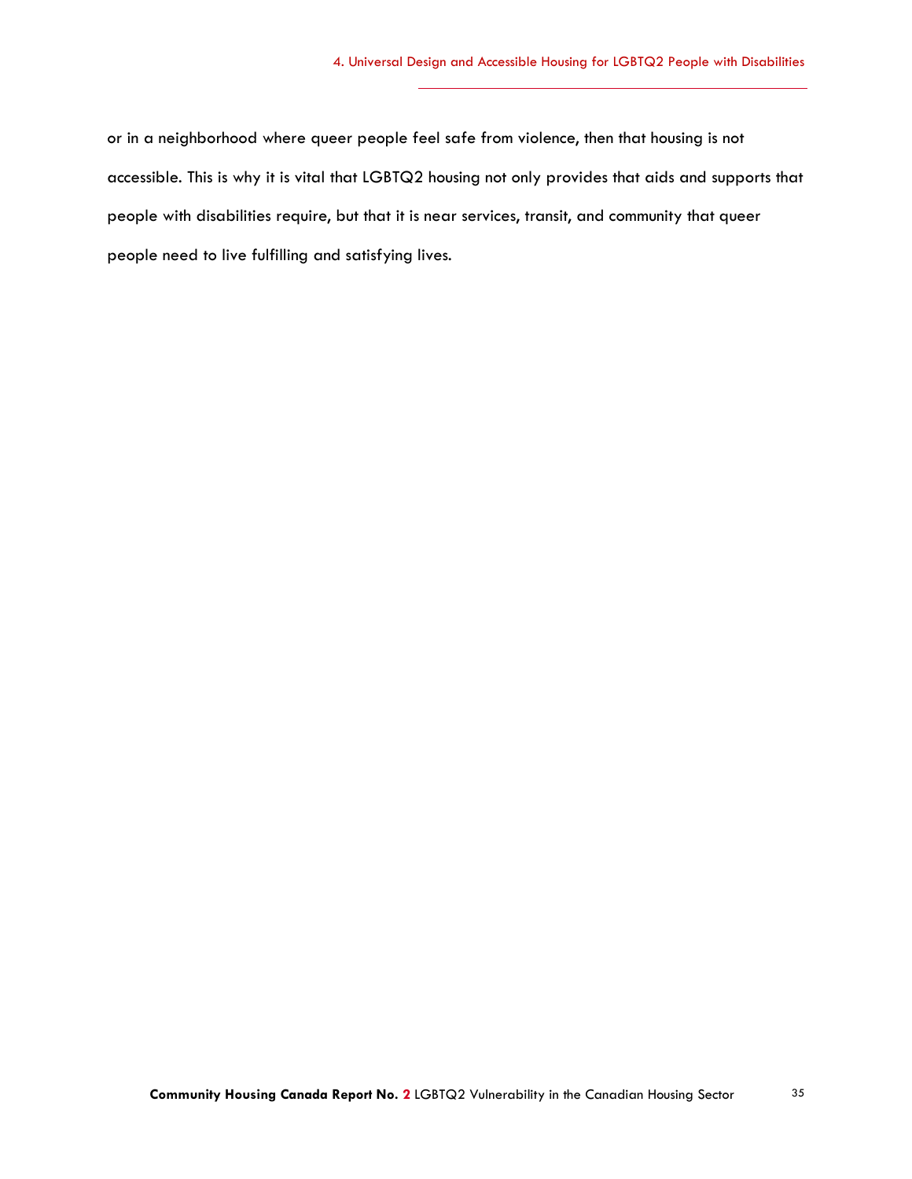or in a neighborhood where queer people feel safe from violence, then that housing is not accessible. This is why it is vital that LGBTQ2 housing not only provides that aids and supports that people with disabilities require, but that it is near services, transit, and community that queer people need to live fulfilling and satisfying lives.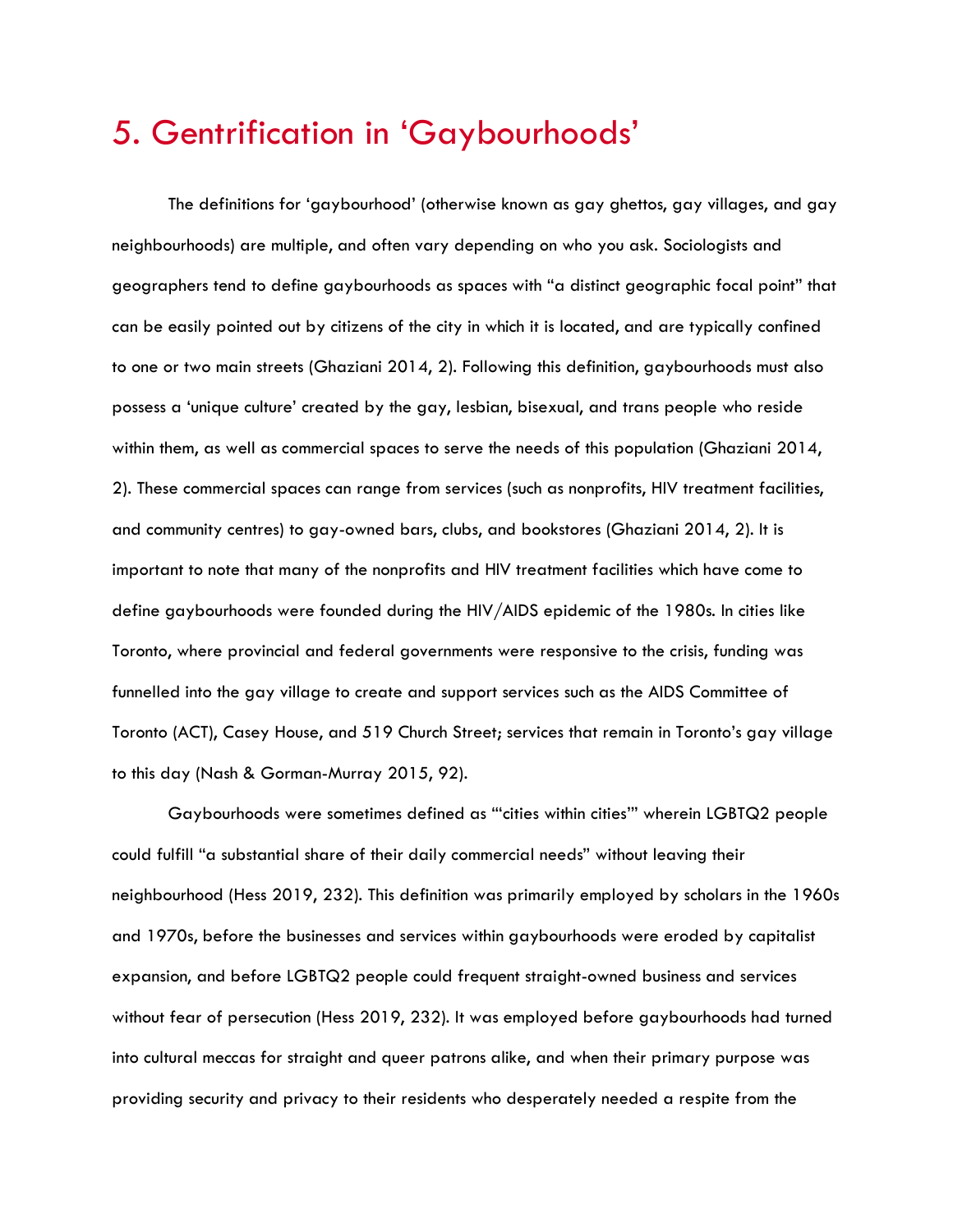# 5. Gentrification in 'Gaybourhoods'

The definitions for 'gaybourhood' (otherwise known as gay ghettos, gay villages, and gay neighbourhoods) are multiple, and often vary depending on who you ask. Sociologists and geographers tend to define gaybourhoods as spaces with "a distinct geographic focal point" that can be easily pointed out by citizens of the city in which it is located, and are typically confined to one or two main streets (Ghaziani 2014, 2). Following this definition, gaybourhoods must also possess a 'unique culture' created by the gay, lesbian, bisexual, and trans people who reside within them, as well as commercial spaces to serve the needs of this population (Ghaziani 2014, 2). These commercial spaces can range from services (such as nonprofits, HIV treatment facilities, and community centres) to gay-owned bars, clubs, and bookstores (Ghaziani 2014, 2). It is important to note that many of the nonprofits and HIV treatment facilities which have come to define gaybourhoods were founded during the HIV/AIDS epidemic of the 1980s. In cities like Toronto, where provincial and federal governments were responsive to the crisis, funding was funnelled into the gay village to create and support services such as the AIDS Committee of Toronto (ACT), Casey House, and 519 Church Street; services that remain in Toronto's gay village to this day (Nash & Gorman-Murray 2015, 92).

Gaybourhoods were sometimes defined as "'cities within cities'" wherein LGBTQ2 people could fulfill "a substantial share of their daily commercial needs" without leaving their neighbourhood (Hess 2019, 232). This definition was primarily employed by scholars in the 1960s and 1970s, before the businesses and services within gaybourhoods were eroded by capitalist expansion, and before LGBTQ2 people could frequent straight-owned business and services without fear of persecution (Hess 2019, 232). It was employed before gaybourhoods had turned into cultural meccas for straight and queer patrons alike, and when their primary purpose was providing security and privacy to their residents who desperately needed a respite from the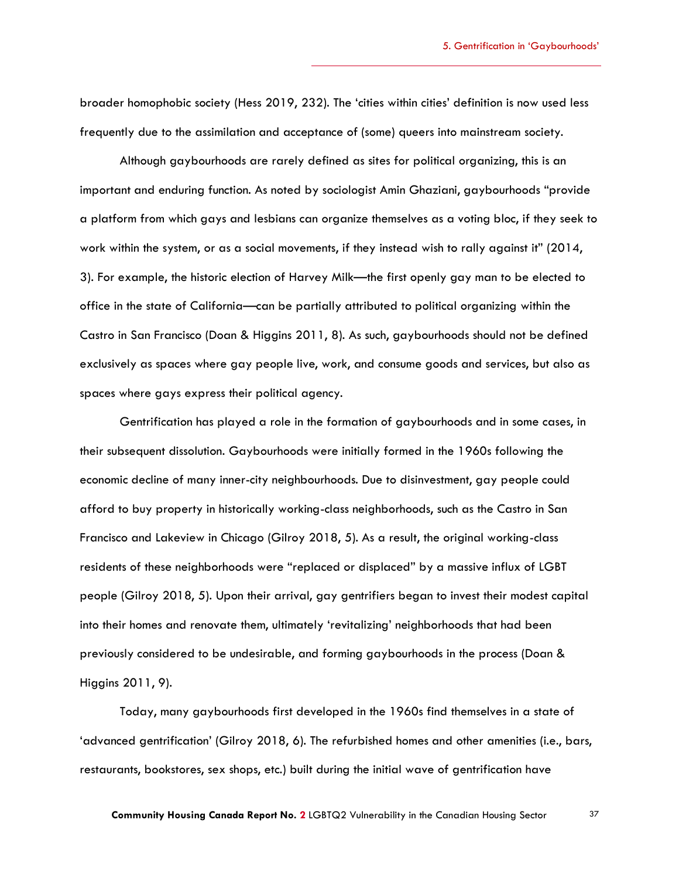broader homophobic society (Hess 2019, 232). The 'cities within cities' definition is now used less frequently due to the assimilation and acceptance of (some) queers into mainstream society.

Although gaybourhoods are rarely defined as sites for political organizing, this is an important and enduring function. As noted by sociologist Amin Ghaziani, gaybourhoods "provide a platform from which gays and lesbians can organize themselves as a voting bloc, if they seek to work within the system, or as a social movements, if they instead wish to rally against it" (2014, 3). For example, the historic election of Harvey Milk—the first openly gay man to be elected to office in the state of California—can be partially attributed to political organizing within the Castro in San Francisco (Doan & Higgins 2011, 8). As such, gaybourhoods should not be defined exclusively as spaces where gay people live, work, and consume goods and services, but also as spaces where gays express their political agency.

Gentrification has played a role in the formation of gaybourhoods and in some cases, in their subsequent dissolution. Gaybourhoods were initially formed in the 1960s following the economic decline of many inner-city neighbourhoods. Due to disinvestment, gay people could afford to buy property in historically working-class neighborhoods, such as the Castro in San Francisco and Lakeview in Chicago (Gilroy 2018, 5). As a result, the original working-class residents of these neighborhoods were "replaced or displaced" by a massive influx of LGBT people (Gilroy 2018, 5). Upon their arrival, gay gentrifiers began to invest their modest capital into their homes and renovate them, ultimately 'revitalizing' neighborhoods that had been previously considered to be undesirable, and forming gaybourhoods in the process (Doan & Higgins 2011, 9).

Today, many gaybourhoods first developed in the 1960s find themselves in a state of 'advanced gentrification' (Gilroy 2018, 6). The refurbished homes and other amenities (i.e., bars, restaurants, bookstores, sex shops, etc.) built during the initial wave of gentrification have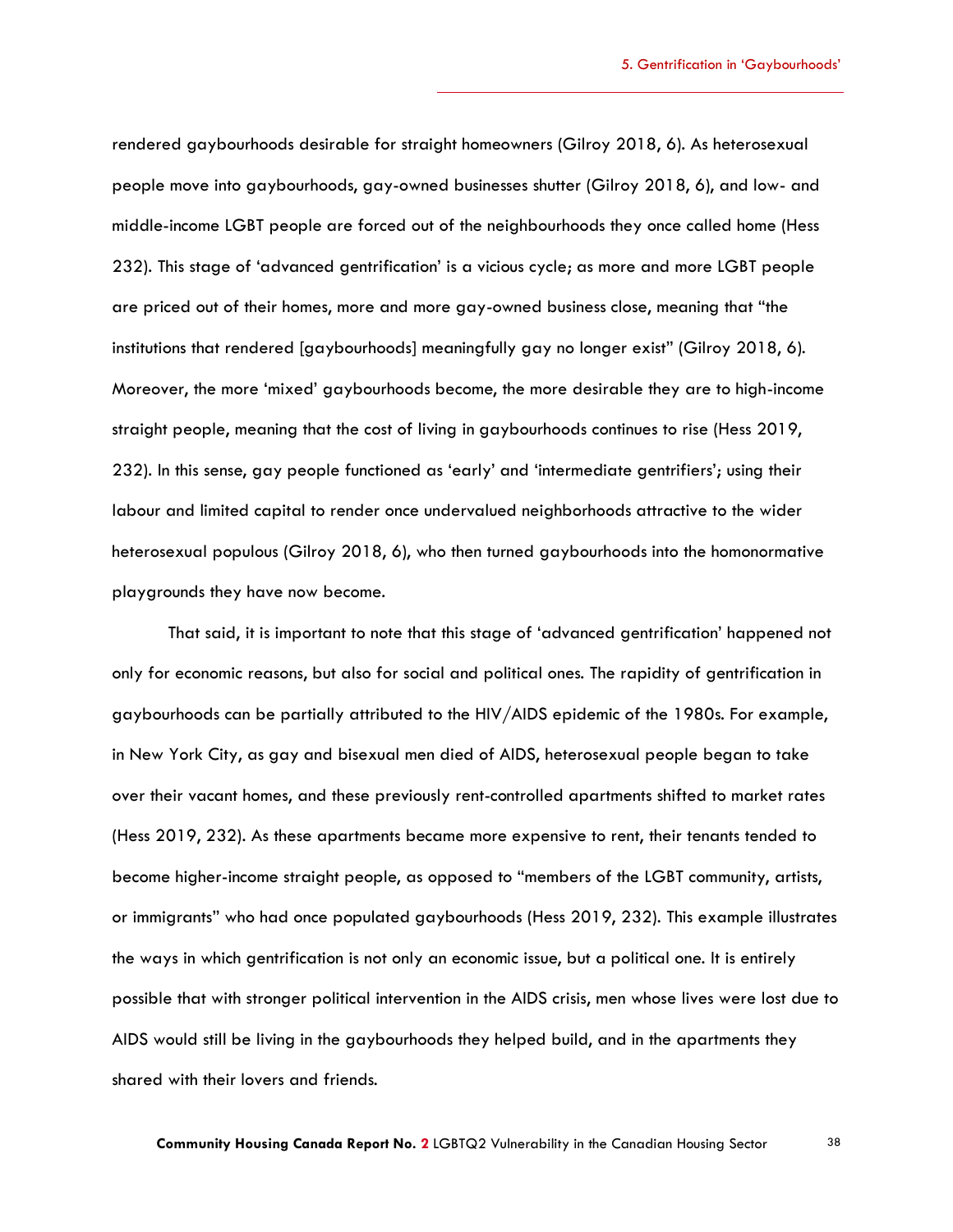rendered gaybourhoods desirable for straight homeowners (Gilroy 2018, 6). As heterosexual people move into gaybourhoods, gay-owned businesses shutter (Gilroy 2018, 6), and low- and middle-income LGBT people are forced out of the neighbourhoods they once called home (Hess 232). This stage of 'advanced gentrification' is a vicious cycle; as more and more LGBT people are priced out of their homes, more and more gay-owned business close, meaning that "the institutions that rendered [gaybourhoods] meaningfully gay no longer exist" (Gilroy 2018, 6). Moreover, the more 'mixed' gaybourhoods become, the more desirable they are to high-income straight people, meaning that the cost of living in gaybourhoods continues to rise (Hess 2019, 232). In this sense, gay people functioned as 'early' and 'intermediate gentrifiers'; using their labour and limited capital to render once undervalued neighborhoods attractive to the wider heterosexual populous (Gilroy 2018, 6), who then turned gaybourhoods into the homonormative playgrounds they have now become.

That said, it is important to note that this stage of 'advanced gentrification' happened not only for economic reasons, but also for social and political ones. The rapidity of gentrification in gaybourhoods can be partially attributed to the HIV/AIDS epidemic of the 1980s. For example, in New York City, as gay and bisexual men died of AIDS, heterosexual people began to take over their vacant homes, and these previously rent-controlled apartments shifted to market rates (Hess 2019, 232). As these apartments became more expensive to rent, their tenants tended to become higher-income straight people, as opposed to "members of the LGBT community, artists, or immigrants" who had once populated gaybourhoods (Hess 2019, 232). This example illustrates the ways in which gentrification is not only an economic issue, but a political one. It is entirely possible that with stronger political intervention in the AIDS crisis, men whose lives were lost due to AIDS would still be living in the gaybourhoods they helped build, and in the apartments they shared with their lovers and friends.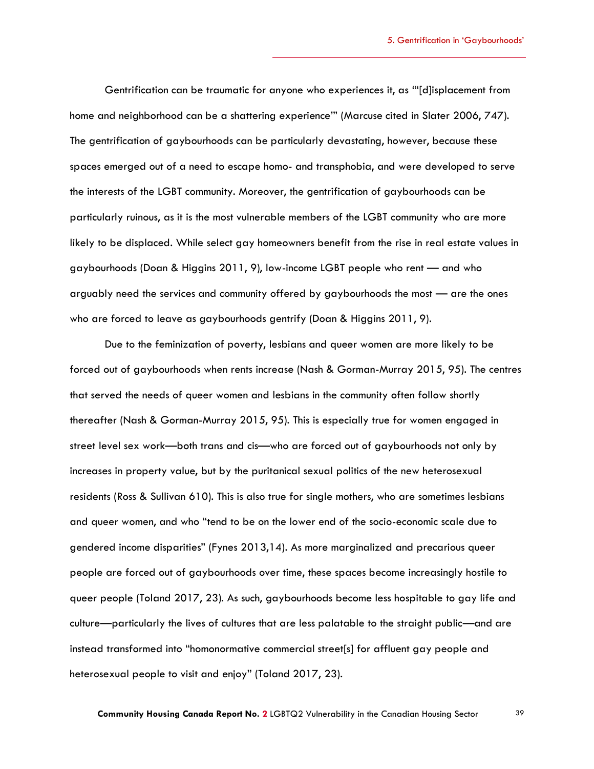Gentrification can be traumatic for anyone who experiences it, as "'[d]isplacement from home and neighborhood can be a shattering experience'" (Marcuse cited in Slater 2006, 747). The gentrification of gaybourhoods can be particularly devastating, however, because these spaces emerged out of a need to escape homo- and transphobia, and were developed to serve the interests of the LGBT community. Moreover, the gentrification of gaybourhoods can be particularly ruinous, as it is the most vulnerable members of the LGBT community who are more likely to be displaced. While select gay homeowners benefit from the rise in real estate values in gaybourhoods (Doan & Higgins 2011, 9), low-income LGBT people who rent — and who arguably need the services and community offered by gaybourhoods the most — are the ones who are forced to leave as gaybourhoods gentrify (Doan & Higgins 2011, 9).

Due to the feminization of poverty, lesbians and queer women are more likely to be forced out of gaybourhoods when rents increase (Nash & Gorman-Murray 2015, 95). The centres that served the needs of queer women and lesbians in the community often follow shortly thereafter (Nash & Gorman-Murray 2015, 95). This is especially true for women engaged in street level sex work—both trans and cis—who are forced out of gaybourhoods not only by increases in property value, but by the puritanical sexual politics of the new heterosexual residents (Ross & Sullivan 610). This is also true for single mothers, who are sometimes lesbians and queer women, and who "tend to be on the lower end of the socio-economic scale due to gendered income disparities" (Fynes 2013,14). As more marginalized and precarious queer people are forced out of gaybourhoods over time, these spaces become increasingly hostile to queer people (Toland 2017, 23). As such, gaybourhoods become less hospitable to gay life and culture—particularly the lives of cultures that are less palatable to the straight public—and are instead transformed into "homonormative commercial street[s] for affluent gay people and heterosexual people to visit and enjoy" (Toland 2017, 23).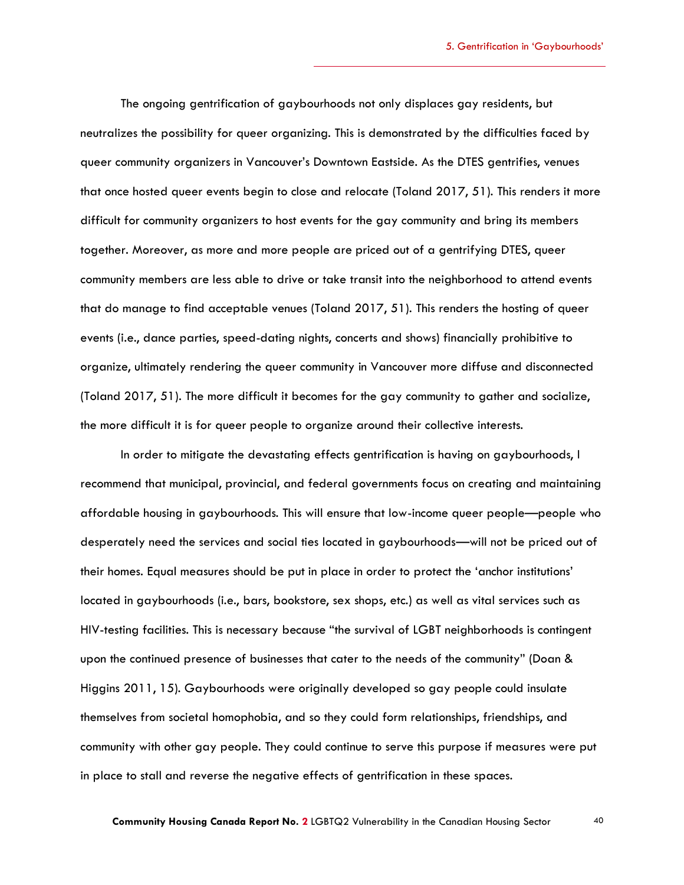The ongoing gentrification of gaybourhoods not only displaces gay residents, but neutralizes the possibility for queer organizing. This is demonstrated by the difficulties faced by queer community organizers in Vancouver's Downtown Eastside. As the DTES gentrifies, venues that once hosted queer events begin to close and relocate (Toland 2017, 51). This renders it more difficult for community organizers to host events for the gay community and bring its members together. Moreover, as more and more people are priced out of a gentrifying DTES, queer community members are less able to drive or take transit into the neighborhood to attend events that do manage to find acceptable venues (Toland 2017, 51). This renders the hosting of queer events (i.e., dance parties, speed-dating nights, concerts and shows) financially prohibitive to organize, ultimately rendering the queer community in Vancouver more diffuse and disconnected (Toland 2017, 51). The more difficult it becomes for the gay community to gather and socialize, the more difficult it is for queer people to organize around their collective interests.

In order to mitigate the devastating effects gentrification is having on gaybourhoods, I recommend that municipal, provincial, and federal governments focus on creating and maintaining affordable housing in gaybourhoods. This will ensure that low-income queer people—people who desperately need the services and social ties located in gaybourhoods—will not be priced out of their homes. Equal measures should be put in place in order to protect the 'anchor institutions' located in gaybourhoods (i.e., bars, bookstore, sex shops, etc.) as well as vital services such as HIV-testing facilities. This is necessary because "the survival of LGBT neighborhoods is contingent upon the continued presence of businesses that cater to the needs of the community" (Doan & Higgins 2011, 15). Gaybourhoods were originally developed so gay people could insulate themselves from societal homophobia, and so they could form relationships, friendships, and community with other gay people. They could continue to serve this purpose if measures were put in place to stall and reverse the negative effects of gentrification in these spaces.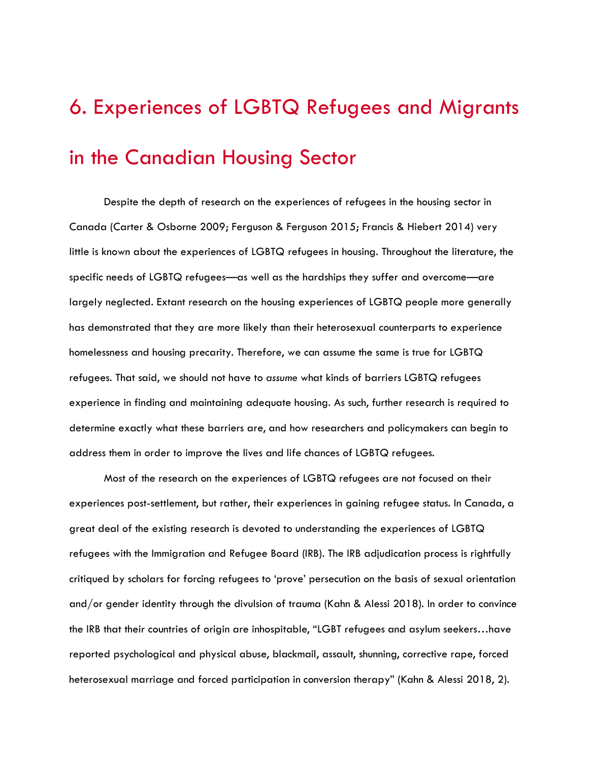# 6. Experiences of LGBTQ Refugees and Migrants in the Canadian Housing Sector

Despite the depth of research on the experiences of refugees in the housing sector in Canada (Carter & Osborne 2009; Ferguson & Ferguson 2015; Francis & Hiebert 2014) very little is known about the experiences of LGBTQ refugees in housing. Throughout the literature, the specific needs of LGBTQ refugees—as well as the hardships they suffer and overcome—are largely neglected. Extant research on the housing experiences of LGBTQ people more generally has demonstrated that they are more likely than their heterosexual counterparts to experience homelessness and housing precarity. Therefore, we can assume the same is true for LGBTQ refugees. That said, we should not have to *assume* what kinds of barriers LGBTQ refugees experience in finding and maintaining adequate housing. As such, further research is required to determine exactly what these barriers are, and how researchers and policymakers can begin to address them in order to improve the lives and life chances of LGBTQ refugees.

Most of the research on the experiences of LGBTQ refugees are not focused on their experiences post-settlement, but rather, their experiences in gaining refugee status. In Canada, a great deal of the existing research is devoted to understanding the experiences of LGBTQ refugees with the Immigration and Refugee Board (IRB). The IRB adjudication process is rightfully critiqued by scholars for forcing refugees to 'prove' persecution on the basis of sexual orientation and/or gender identity through the divulsion of trauma (Kahn & Alessi 2018). In order to convince the IRB that their countries of origin are inhospitable, "LGBT refugees and asylum seekers…have reported psychological and physical abuse, blackmail, assault, shunning, corrective rape, forced heterosexual marriage and forced participation in conversion therapy" (Kahn & Alessi 2018, 2).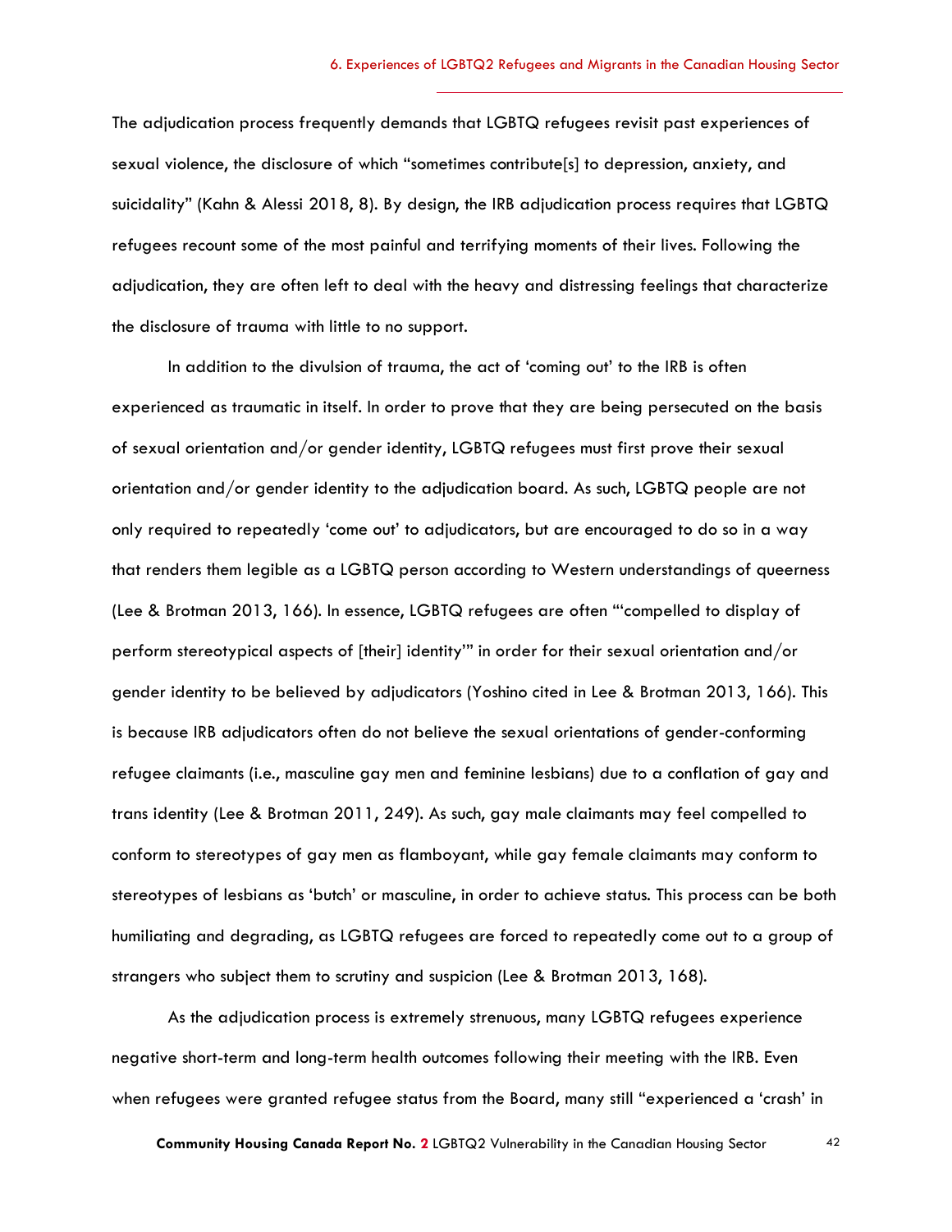The adjudication process frequently demands that LGBTQ refugees revisit past experiences of sexual violence, the disclosure of which "sometimes contribute[s] to depression, anxiety, and suicidality" (Kahn & Alessi 2018, 8). By design, the IRB adjudication process requires that LGBTQ refugees recount some of the most painful and terrifying moments of their lives. Following the adjudication, they are often left to deal with the heavy and distressing feelings that characterize the disclosure of trauma with little to no support.

In addition to the divulsion of trauma, the act of 'coming out' to the IRB is often experienced as traumatic in itself. In order to prove that they are being persecuted on the basis of sexual orientation and/or gender identity, LGBTQ refugees must first prove their sexual orientation and/or gender identity to the adjudication board. As such, LGBTQ people are not only required to repeatedly 'come out' to adjudicators, but are encouraged to do so in a way that renders them legible as a LGBTQ person according to Western understandings of queerness (Lee & Brotman 2013, 166). In essence, LGBTQ refugees are often "'compelled to display of perform stereotypical aspects of [their] identity'" in order for their sexual orientation and/or gender identity to be believed by adjudicators (Yoshino cited in Lee & Brotman 2013, 166). This is because IRB adjudicators often do not believe the sexual orientations of gender-conforming refugee claimants (i.e., masculine gay men and feminine lesbians) due to a conflation of gay and trans identity (Lee & Brotman 2011, 249). As such, gay male claimants may feel compelled to conform to stereotypes of gay men as flamboyant, while gay female claimants may conform to stereotypes of lesbians as 'butch' or masculine, in order to achieve status. This process can be both humiliating and degrading, as LGBTQ refugees are forced to repeatedly come out to a group of strangers who subject them to scrutiny and suspicion (Lee & Brotman 2013, 168).

As the adjudication process is extremely strenuous, many LGBTQ refugees experience negative short-term and long-term health outcomes following their meeting with the IRB. Even when refugees were granted refugee status from the Board, many still "experienced a 'crash' in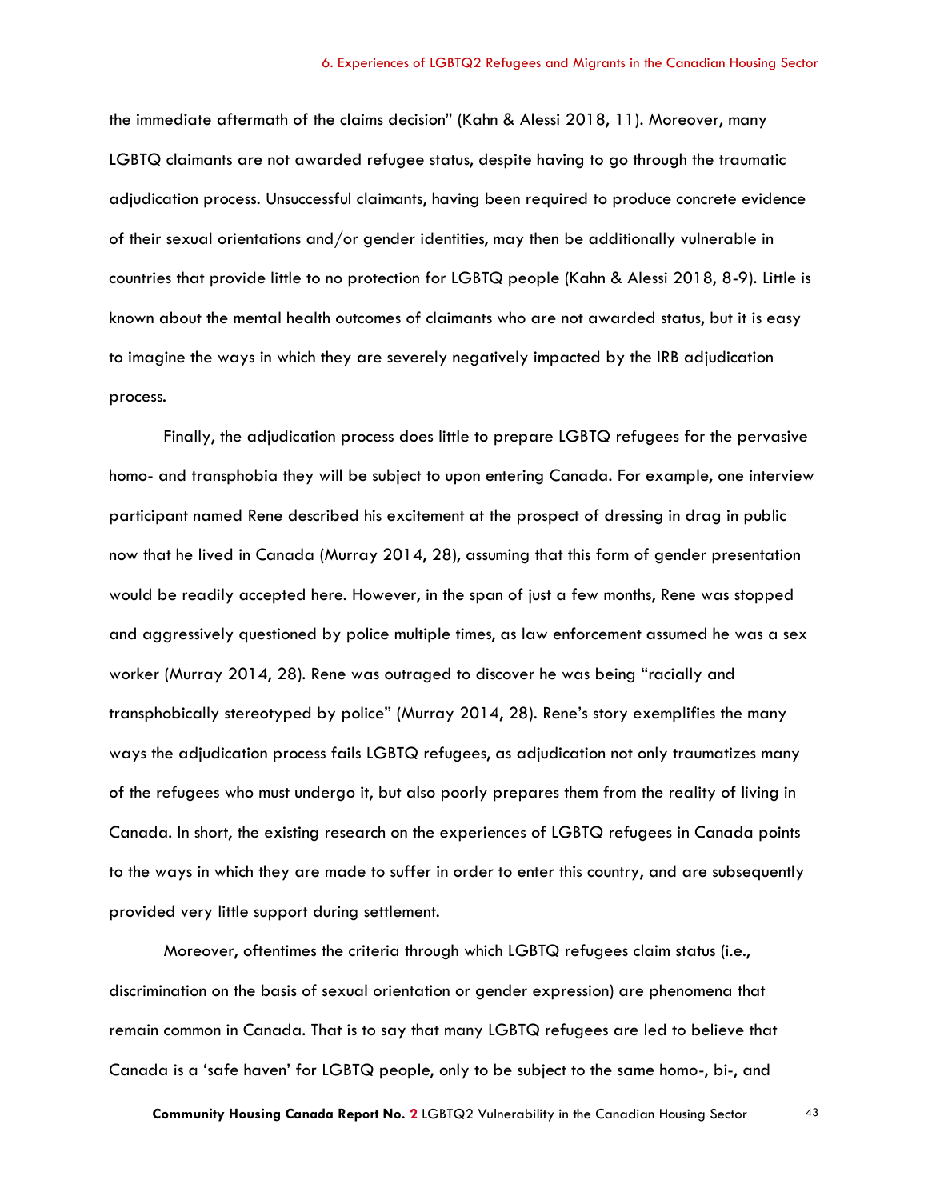the immediate aftermath of the claims decision" (Kahn & Alessi 2018, 11). Moreover, many LGBTQ claimants are not awarded refugee status, despite having to go through the traumatic adjudication process. Unsuccessful claimants, having been required to produce concrete evidence of their sexual orientations and/or gender identities, may then be additionally vulnerable in countries that provide little to no protection for LGBTQ people (Kahn & Alessi 2018, 8-9). Little is known about the mental health outcomes of claimants who are not awarded status, but it is easy to imagine the ways in which they are severely negatively impacted by the IRB adjudication process.

Finally, the adjudication process does little to prepare LGBTQ refugees for the pervasive homo- and transphobia they will be subject to upon entering Canada. For example, one interview participant named Rene described his excitement at the prospect of dressing in drag in public now that he lived in Canada (Murray 2014, 28), assuming that this form of gender presentation would be readily accepted here. However, in the span of just a few months, Rene was stopped and aggressively questioned by police multiple times, as law enforcement assumed he was a sex worker (Murray 2014, 28). Rene was outraged to discover he was being "racially and transphobically stereotyped by police" (Murray 2014, 28). Rene's story exemplifies the many ways the adjudication process fails LGBTQ refugees, as adjudication not only traumatizes many of the refugees who must undergo it, but also poorly prepares them from the reality of living in Canada. In short, the existing research on the experiences of LGBTQ refugees in Canada points to the ways in which they are made to suffer in order to enter this country, and are subsequently provided very little support during settlement.

Moreover, oftentimes the criteria through which LGBTQ refugees claim status (i.e., discrimination on the basis of sexual orientation or gender expression) are phenomena that remain common in Canada. That is to say that many LGBTQ refugees are led to believe that Canada is a 'safe haven' for LGBTQ people, only to be subject to the same homo-, bi-, and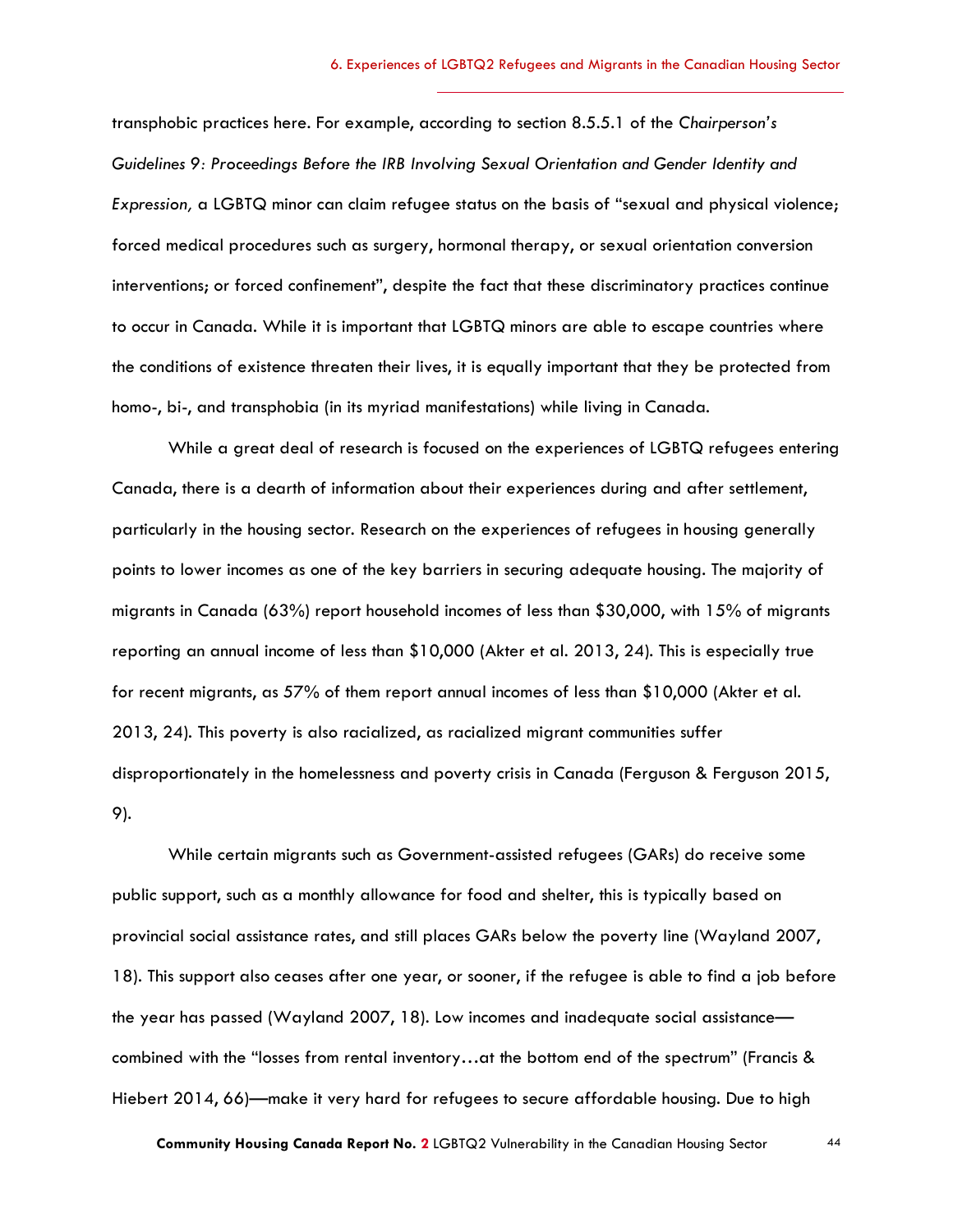transphobic practices here. For example, according to section 8.5.5.1 of the *Chairperson's Guidelines 9: Proceedings Before the IRB Involving Sexual Orientation and Gender Identity and Expression,* a LGBTQ minor can claim refugee status on the basis of "sexual and physical violence; forced medical procedures such as surgery, hormonal therapy, or sexual orientation conversion interventions; or forced confinement", despite the fact that these discriminatory practices continue to occur in Canada. While it is important that LGBTQ minors are able to escape countries where the conditions of existence threaten their lives, it is equally important that they be protected from homo-, bi-, and transphobia (in its myriad manifestations) while living in Canada.

While a great deal of research is focused on the experiences of LGBTQ refugees entering Canada, there is a dearth of information about their experiences during and after settlement, particularly in the housing sector. Research on the experiences of refugees in housing generally points to lower incomes as one of the key barriers in securing adequate housing. The majority of migrants in Canada (63%) report household incomes of less than $30,000, with 15% of migrants reporting an annual income of less than $10,000 (Akter et al. 2013, 24). This is especially true for recent migrants, as 57% of them report annual incomes of less than $10,000 (Akter et al. 2013, 24). This poverty is also racialized, as racialized migrant communities suffer disproportionately in the homelessness and poverty crisis in Canada (Ferguson & Ferguson 2015, 9).

While certain migrants such as Government-assisted refugees (GARs) do receive some public support, such as a monthly allowance for food and shelter, this is typically based on provincial social assistance rates, and still places GARs below the poverty line (Wayland 2007, 18). This support also ceases after one year, or sooner, if the refugee is able to find a job before the year has passed (Wayland 2007, 18). Low incomes and inadequate social assistance—combined with the "losses from rental inventory…at the bottom end of the spectrum" (Francis & Hiebert 2014, 66)—make it very hard for refugees to secure affordable housing. Due to high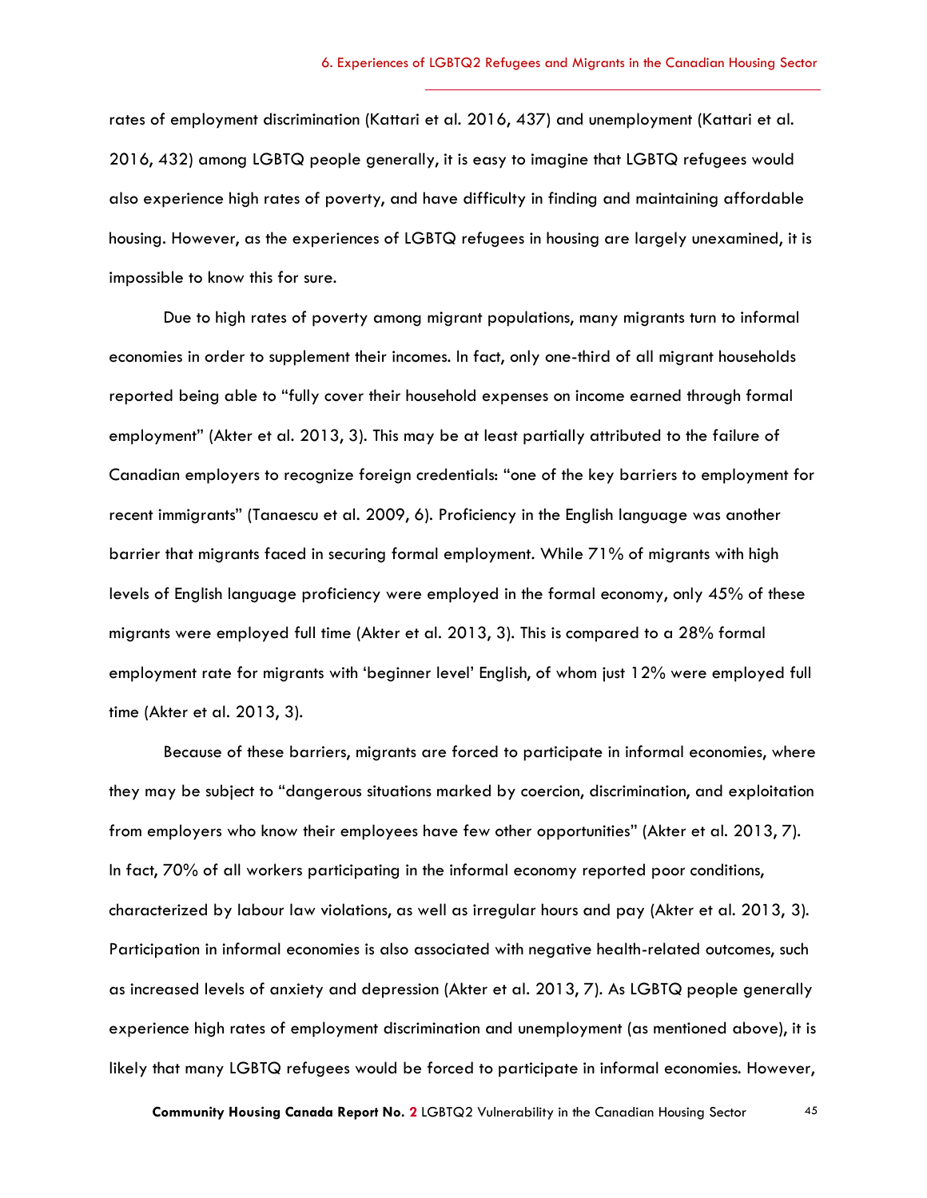rates of employment discrimination (Kattari et al. 2016, 437) and unemployment (Kattari et al. 2016, 432) among LGBTQ people generally, it is easy to imagine that LGBTQ refugees would also experience high rates of poverty, and have difficulty in finding and maintaining affordable housing. However, as the experiences of LGBTQ refugees in housing are largely unexamined, it is impossible to know this for sure.

Due to high rates of poverty among migrant populations, many migrants turn to informal economies in order to supplement their incomes. In fact, only one-third of all migrant households reported being able to "fully cover their household expenses on income earned through formal employment" (Akter et al. 2013, 3). This may be at least partially attributed to the failure of Canadian employers to recognize foreign credentials: "one of the key barriers to employment for recent immigrants" (Tanaescu et al. 2009, 6). Proficiency in the English language was another barrier that migrants faced in securing formal employment. While 71% of migrants with high levels of English language proficiency were employed in the formal economy, only 45% of these migrants were employed full time (Akter et al. 2013, 3). This is compared to a 28% formal employment rate for migrants with 'beginner level' English, of whom just 12% were employed full time (Akter et al. 2013, 3).

Because of these barriers, migrants are forced to participate in informal economies, where they may be subject to "dangerous situations marked by coercion, discrimination, and exploitation from employers who know their employees have few other opportunities" (Akter et al. 2013, 7). In fact, 70% of all workers participating in the informal economy reported poor conditions, characterized by labour law violations, as well as irregular hours and pay (Akter et al. 2013, 3). Participation in informal economies is also associated with negative health-related outcomes, such as increased levels of anxiety and depression (Akter et al. 2013, 7). As LGBTQ people generally experience high rates of employment discrimination and unemployment (as mentioned above), it is likely that many LGBTQ refugees would be forced to participate in informal economies. However,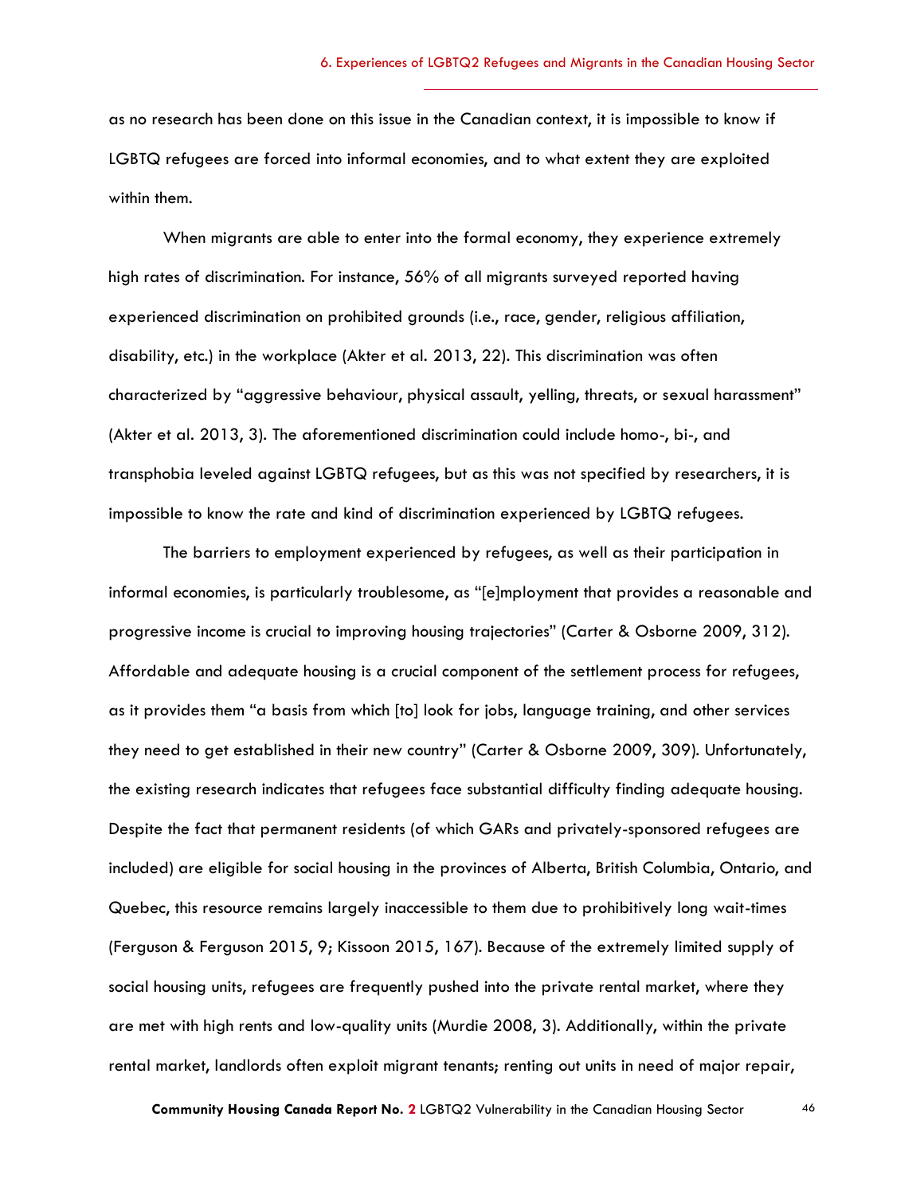as no research has been done on this issue in the Canadian context, it is impossible to know if LGBTQ refugees are forced into informal economies, and to what extent they are exploited within them.

When migrants are able to enter into the formal economy, they experience extremely high rates of discrimination. For instance, 56% of all migrants surveyed reported having experienced discrimination on prohibited grounds (i.e., race, gender, religious affiliation, disability, etc.) in the workplace (Akter et al. 2013, 22). This discrimination was often characterized by "aggressive behaviour, physical assault, yelling, threats, or sexual harassment" (Akter et al. 2013, 3). The aforementioned discrimination could include homo-, bi-, and transphobia leveled against LGBTQ refugees, but as this was not specified by researchers, it is impossible to know the rate and kind of discrimination experienced by LGBTQ refugees.

The barriers to employment experienced by refugees, as well as their participation in informal economies, is particularly troublesome, as "[e]mployment that provides a reasonable and progressive income is crucial to improving housing trajectories" (Carter & Osborne 2009, 312). Affordable and adequate housing is a crucial component of the settlement process for refugees, as it provides them "a basis from which [to] look for jobs, language training, and other services they need to get established in their new country" (Carter & Osborne 2009, 309). Unfortunately, the existing research indicates that refugees face substantial difficulty finding adequate housing. Despite the fact that permanent residents (of which GARs and privately-sponsored refugees are included) are eligible for social housing in the provinces of Alberta, British Columbia, Ontario, and Quebec, this resource remains largely inaccessible to them due to prohibitively long wait-times (Ferguson & Ferguson 2015, 9; Kissoon 2015, 167). Because of the extremely limited supply of social housing units, refugees are frequently pushed into the private rental market, where they are met with high rents and low-quality units (Murdie 2008, 3). Additionally, within the private rental market, landlords often exploit migrant tenants; renting out units in need of major repair,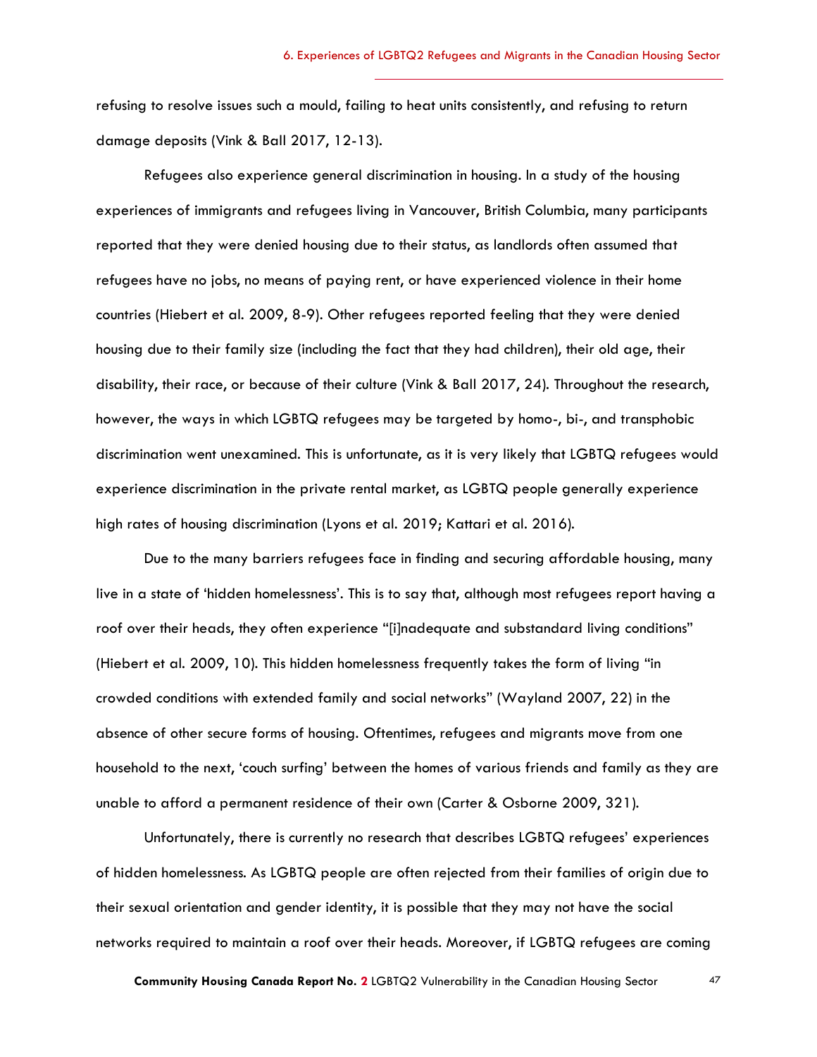refusing to resolve issues such a mould, failing to heat units consistently, and refusing to return damage deposits (Vink & Ball 2017, 12-13).

Refugees also experience general discrimination in housing. In a study of the housing experiences of immigrants and refugees living in Vancouver, British Columbia, many participants reported that they were denied housing due to their status, as landlords often assumed that refugees have no jobs, no means of paying rent, or have experienced violence in their home countries (Hiebert et al. 2009, 8-9). Other refugees reported feeling that they were denied housing due to their family size (including the fact that they had children), their old age, their disability, their race, or because of their culture (Vink & Ball 2017, 24). Throughout the research, however, the ways in which LGBTQ refugees may be targeted by homo-, bi-, and transphobic discrimination went unexamined. This is unfortunate, as it is very likely that LGBTQ refugees would experience discrimination in the private rental market, as LGBTQ people generally experience high rates of housing discrimination (Lyons et al. 2019; Kattari et al. 2016).

Due to the many barriers refugees face in finding and securing affordable housing, many live in a state of 'hidden homelessness'. This is to say that, although most refugees report having a roof over their heads, they often experience "[i]nadequate and substandard living conditions" (Hiebert et al. 2009, 10). This hidden homelessness frequently takes the form of living "in crowded conditions with extended family and social networks" (Wayland 2007, 22) in the absence of other secure forms of housing. Oftentimes, refugees and migrants move from one household to the next, 'couch surfing' between the homes of various friends and family as they are unable to afford a permanent residence of their own (Carter & Osborne 2009, 321).

Unfortunately, there is currently no research that describes LGBTQ refugees' experiences of hidden homelessness. As LGBTQ people are often rejected from their families of origin due to their sexual orientation and gender identity, it is possible that they may not have the social networks required to maintain a roof over their heads. Moreover, if LGBTQ refugees are coming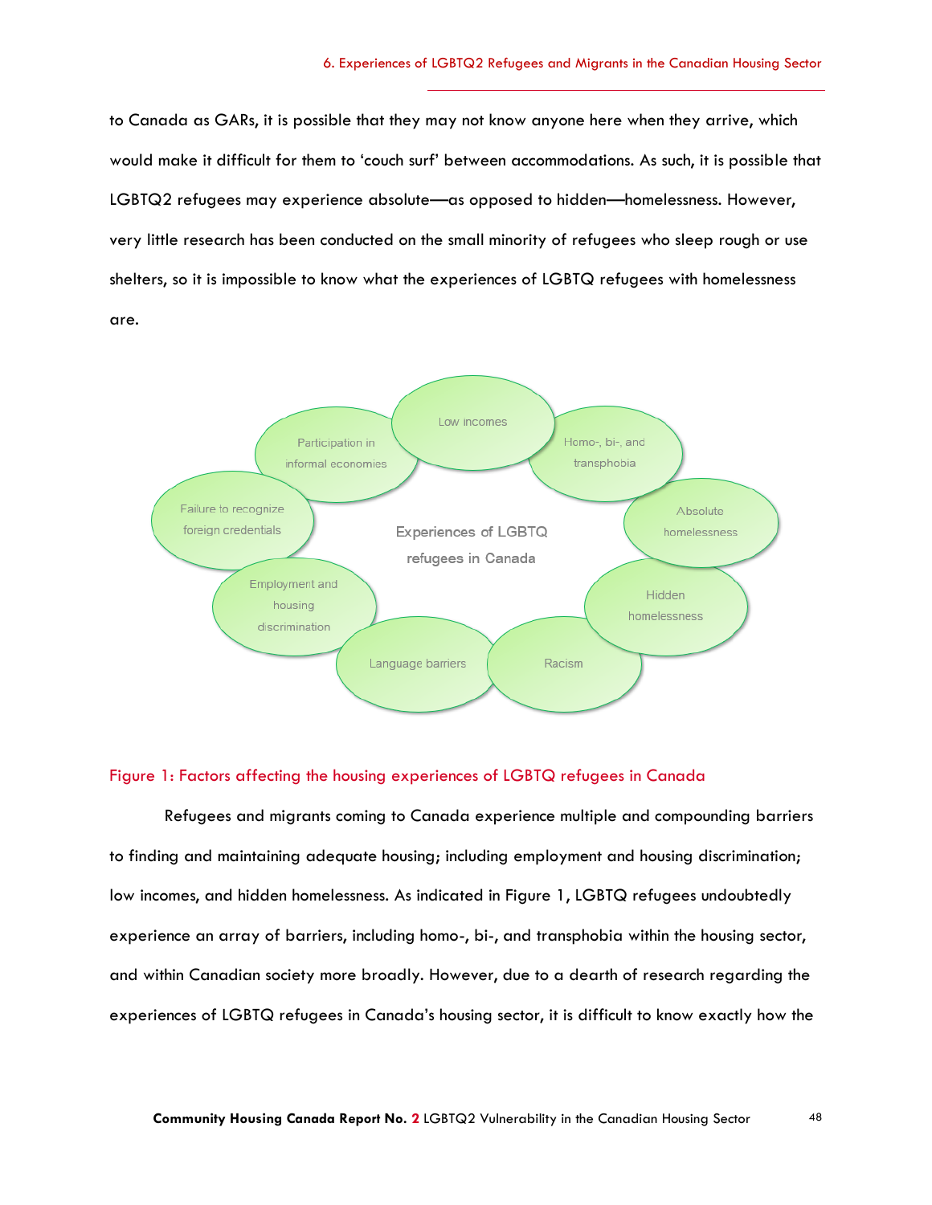to Canada as GARs, it is possible that they may not know anyone here when they arrive, which would make it difficult for them to 'couch surf' between accommodations. As such, it is possible that LGBTQ2 refugees may experience absolute—as opposed to hidden—homelessness. However, very little research has been conducted on the small minority of refugees who sleep rough or use shelters, so it is impossible to know what the experiences of LGBTQ refugees with homelessness are.

Experiences of LGBTQ refugees in Canada

- Low incomes
- Homo-, bi-, and transphobia
- Absolute homelessness
- Hidden homelessness
- Racism
- Language barriers
- Employment and housing discrimination
- Failure to recognize foreign credentials
- Participation in informal economies

Figure 1: Factors affecting the housing experiences of LGBTQ refugees in Canada

Refugees and migrants coming to Canada experience multiple and compounding barriers to finding and maintaining adequate housing; including employment and housing discrimination; low incomes, and hidden homelessness. As indicated in Figure 1, LGBTQ refugees undoubtedly experience an array of barriers, including homo-, bi-, and transphobia within the housing sector, and within Canadian society more broadly. However, due to a dearth of research regarding the experiences of LGBTQ refugees in Canada's housing sector, it is difficult to know exactly how the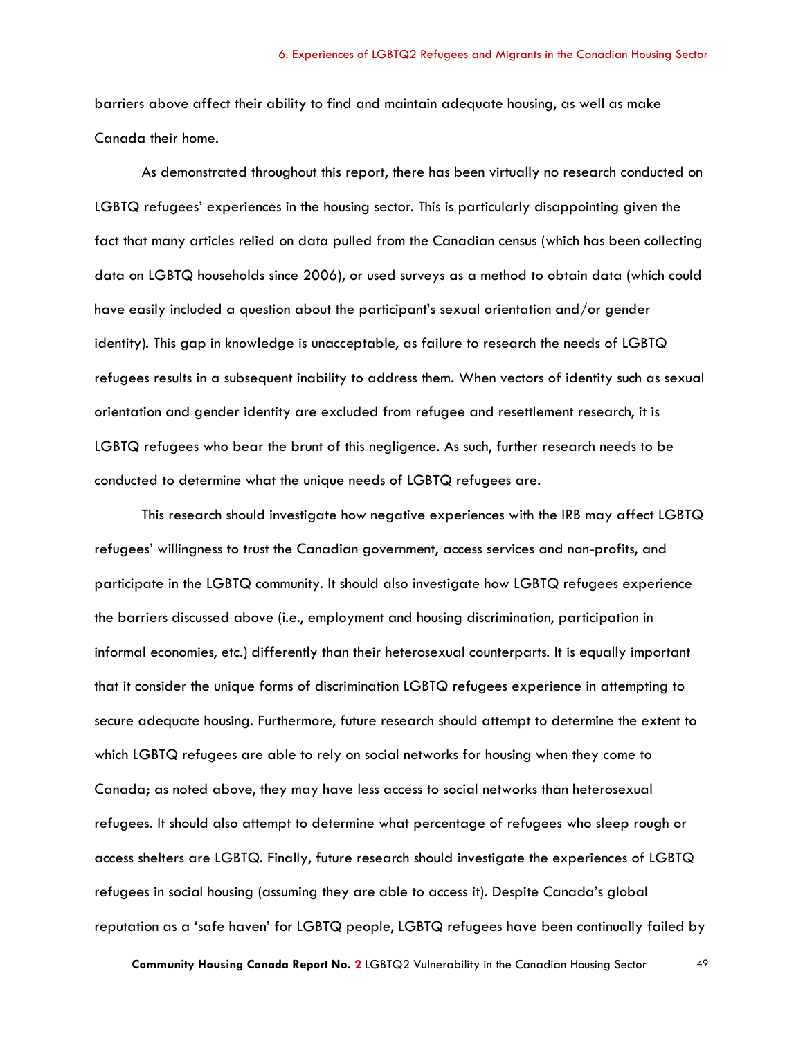barriers above affect their ability to find and maintain adequate housing, as well as make Canada their home.

As demonstrated throughout this report, there has been virtually no research conducted on LGBTQ refugees' experiences in the housing sector. This is particularly disappointing given the fact that many articles relied on data pulled from the Canadian census (which has been collecting data on LGBTQ households since 2006), or used surveys as a method to obtain data (which could have easily included a question about the participant's sexual orientation and/or gender identity). This gap in knowledge is unacceptable, as failure to research the needs of LGBTQ refugees results in a subsequent inability to address them. When vectors of identity such as sexual orientation and gender identity are excluded from refugee and resettlement research, it is LGBTQ refugees who bear the brunt of this negligence. As such, further research needs to be conducted to determine what the unique needs of LGBTQ refugees are.

This research should investigate how negative experiences with the IRB may affect LGBTQ refugees' willingness to trust the Canadian government, access services and non-profits, and participate in the LGBTQ community. It should also investigate how LGBTQ refugees experience the barriers discussed above (i.e., employment and housing discrimination, participation in informal economies, etc.) differently than their heterosexual counterparts. It is equally important that it consider the unique forms of discrimination LGBTQ refugees experience in attempting to secure adequate housing. Furthermore, future research should attempt to determine the extent to which LGBTQ refugees are able to rely on social networks for housing when they come to Canada; as noted above, they may have less access to social networks than heterosexual refugees. It should also attempt to determine what percentage of refugees who sleep rough or access shelters are LGBTQ. Finally, future research should investigate the experiences of LGBTQ refugees in social housing (assuming they are able to access it). Despite Canada's global reputation as a 'safe haven' for LGBTQ people, LGBTQ refugees have been continually failed by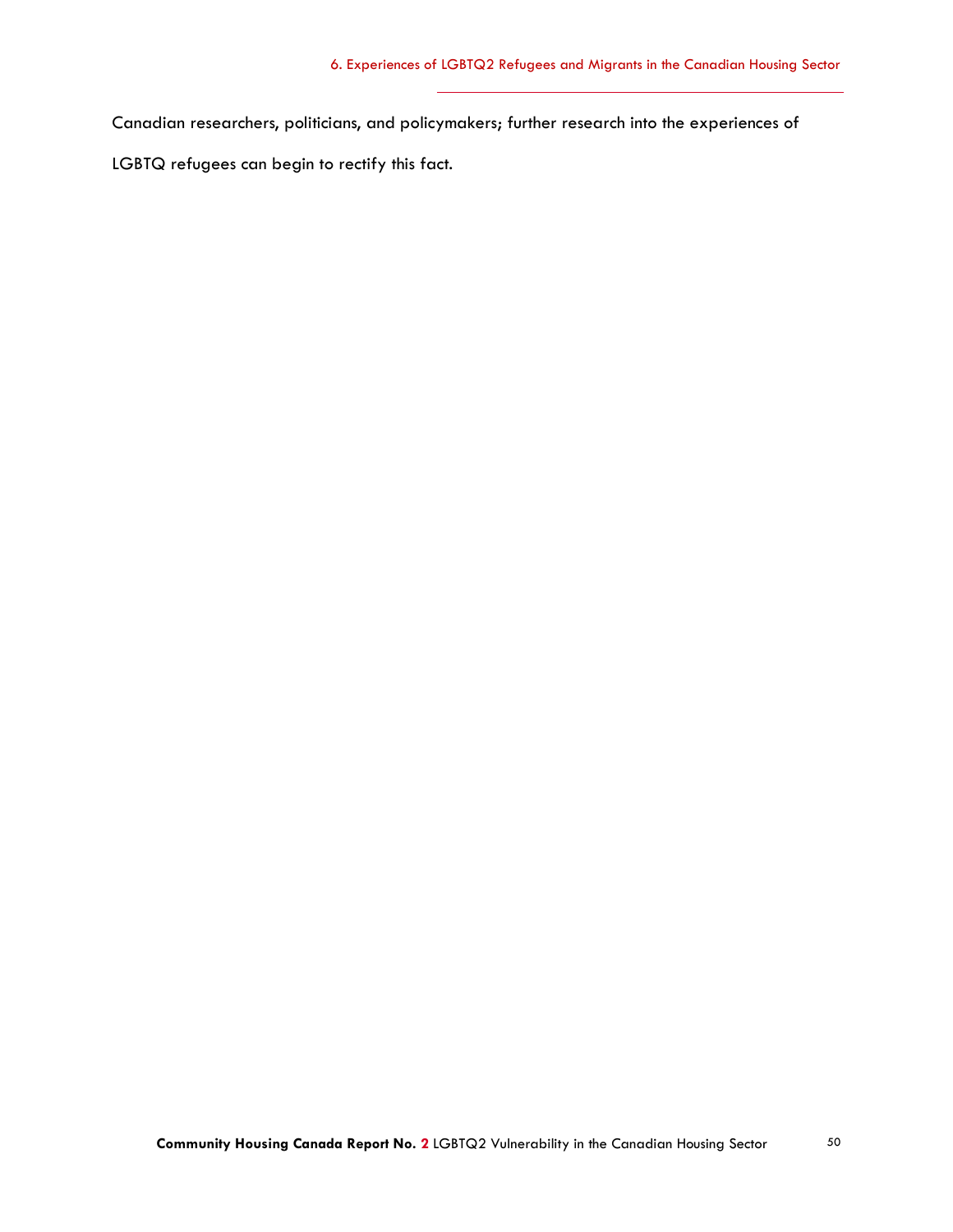Canadian researchers, politicians, and policymakers; further research into the experiences of LGBTQ refugees can begin to rectify this fact.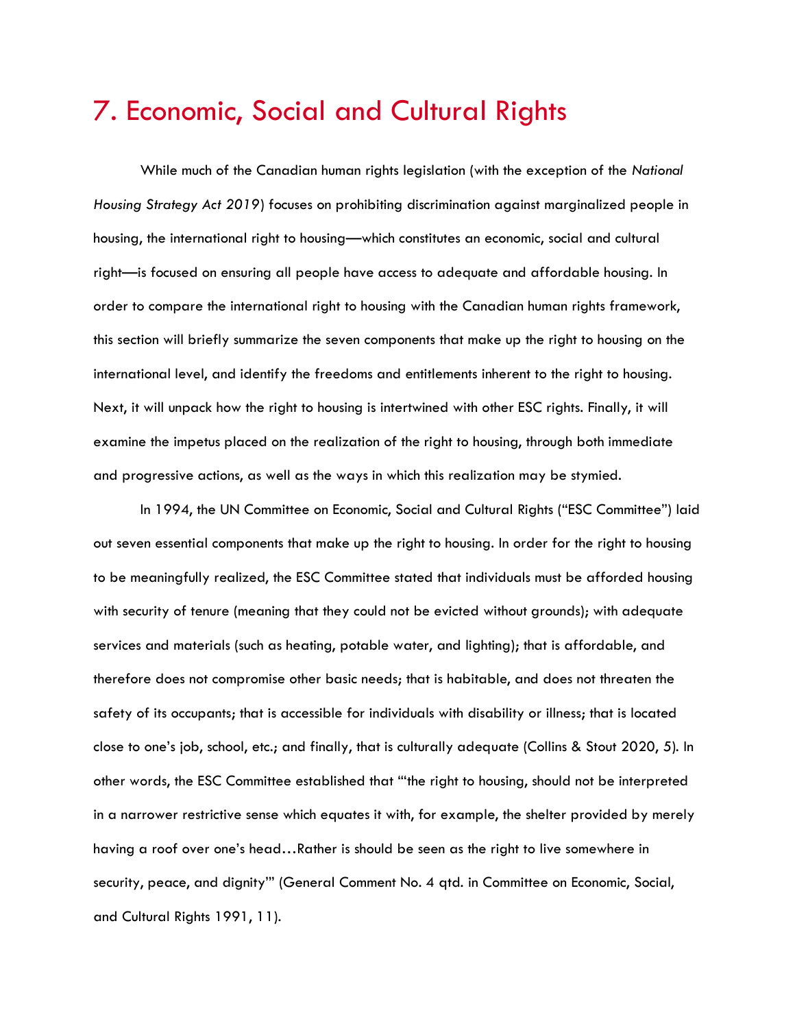# 7. Economic, Social and Cultural Rights

While much of the Canadian human rights legislation (with the exception of the *National Housing Strategy Act 2019*) focuses on prohibiting discrimination against marginalized people in housing, the international right to housing—which constitutes an economic, social and cultural right—is focused on ensuring all people have access to adequate and affordable housing. In order to compare the international right to housing with the Canadian human rights framework, this section will briefly summarize the seven components that make up the right to housing on the international level, and identify the freedoms and entitlements inherent to the right to housing. Next, it will unpack how the right to housing is intertwined with other ESC rights. Finally, it will examine the impetus placed on the realization of the right to housing, through both immediate and progressive actions, as well as the ways in which this realization may be stymied.

In 1994, the UN Committee on Economic, Social and Cultural Rights ("ESC Committee") laid out seven essential components that make up the right to housing. In order for the right to housing to be meaningfully realized, the ESC Committee stated that individuals must be afforded housing with security of tenure (meaning that they could not be evicted without grounds); with adequate services and materials (such as heating, potable water, and lighting); that is affordable, and therefore does not compromise other basic needs; that is habitable, and does not threaten the safety of its occupants; that is accessible for individuals with disability or illness; that is located close to one's job, school, etc.; and finally, that is culturally adequate (Collins & Stout 2020, 5). In other words, the ESC Committee established that "'the right to housing, should not be interpreted in a narrower restrictive sense which equates it with, for example, the shelter provided by merely having a roof over one's head…Rather is should be seen as the right to live somewhere in security, peace, and dignity'" (General Comment No. 4 qtd. in Committee on Economic, Social, and Cultural Rights 1991, 11).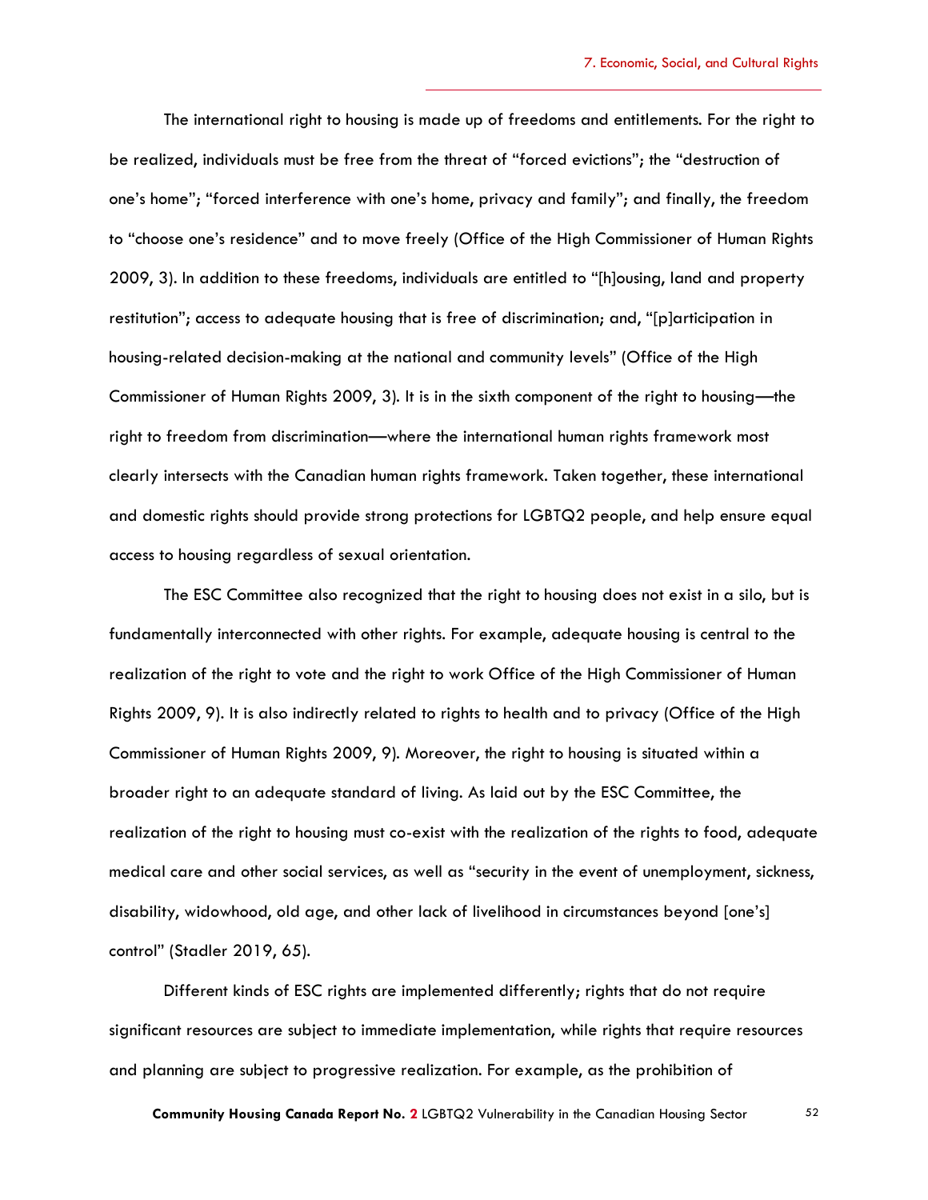The international right to housing is made up of freedoms and entitlements. For the right to be realized, individuals must be free from the threat of "forced evictions"; the "destruction of one's home"; "forced interference with one's home, privacy and family"; and finally, the freedom to "choose one's residence" and to move freely (Office of the High Commissioner of Human Rights 2009, 3). In addition to these freedoms, individuals are entitled to "[h]ousing, land and property restitution"; access to adequate housing that is free of discrimination; and, "[p]articipation in housing-related decision-making at the national and community levels" (Office of the High Commissioner of Human Rights 2009, 3). It is in the sixth component of the right to housing—the right to freedom from discrimination—where the international human rights framework most clearly intersects with the Canadian human rights framework. Taken together, these international and domestic rights should provide strong protections for LGBTQ2 people, and help ensure equal access to housing regardless of sexual orientation.

The ESC Committee also recognized that the right to housing does not exist in a silo, but is fundamentally interconnected with other rights. For example, adequate housing is central to the realization of the right to vote and the right to work Office of the High Commissioner of Human Rights 2009, 9). It is also indirectly related to rights to health and to privacy (Office of the High Commissioner of Human Rights 2009, 9). Moreover, the right to housing is situated within a broader right to an adequate standard of living. As laid out by the ESC Committee, the realization of the right to housing must co-exist with the realization of the rights to food, adequate medical care and other social services, as well as "security in the event of unemployment, sickness, disability, widowhood, old age, and other lack of livelihood in circumstances beyond [one's] control" (Stadler 2019, 65).

Different kinds of ESC rights are implemented differently; rights that do not require significant resources are subject to immediate implementation, while rights that require resources and planning are subject to progressive realization. For example, as the prohibition of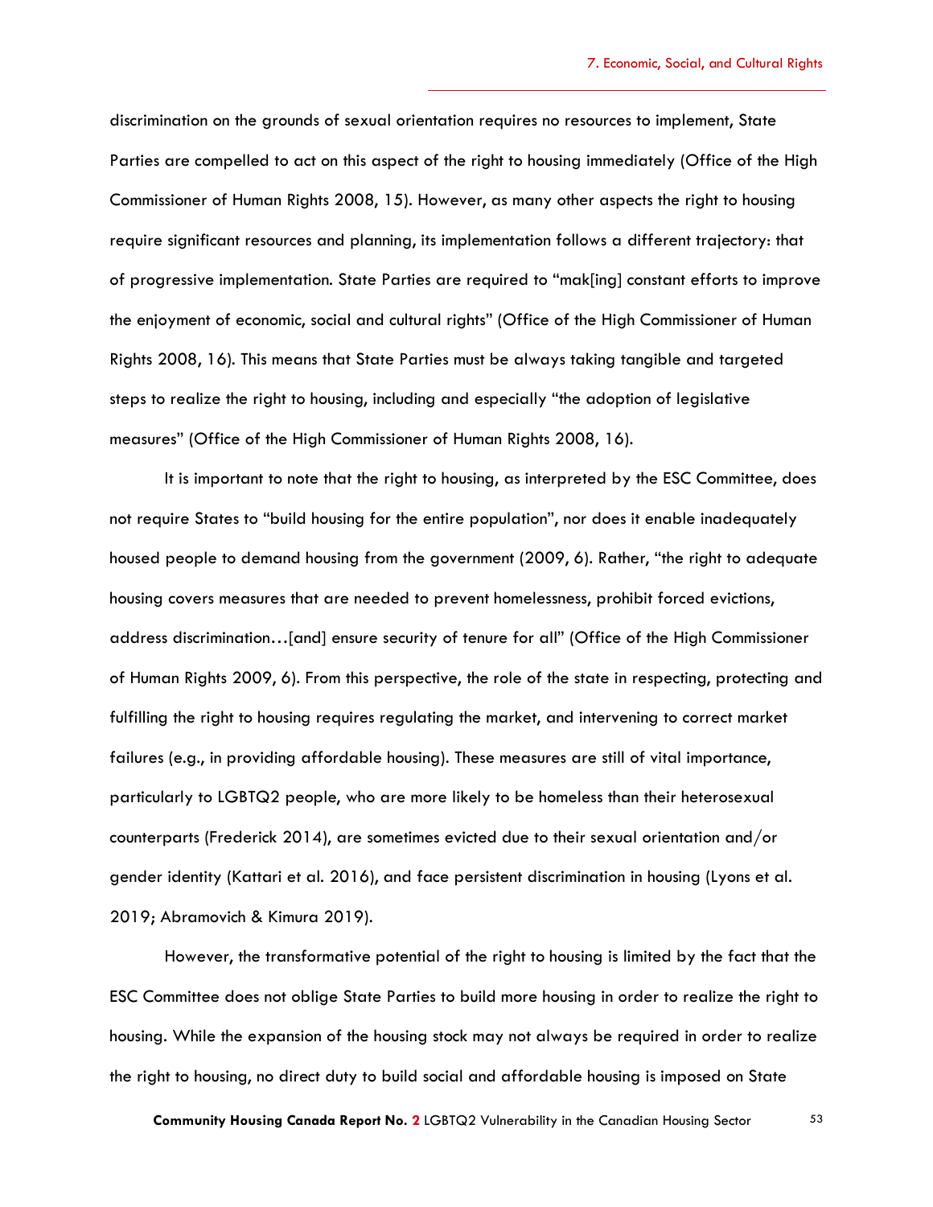discrimination on the grounds of sexual orientation requires no resources to implement, State Parties are compelled to act on this aspect of the right to housing immediately (Office of the High Commissioner of Human Rights 2008, 15). However, as many other aspects the right to housing require significant resources and planning, its implementation follows a different trajectory: that of progressive implementation. State Parties are required to "mak[ing] constant efforts to improve the enjoyment of economic, social and cultural rights" (Office of the High Commissioner of Human Rights 2008, 16). This means that State Parties must be always taking tangible and targeted steps to realize the right to housing, including and especially "the adoption of legislative measures" (Office of the High Commissioner of Human Rights 2008, 16).

It is important to note that the right to housing, as interpreted by the ESC Committee, does not require States to "build housing for the entire population", nor does it enable inadequately housed people to demand housing from the government (2009, 6). Rather, "the right to adequate housing covers measures that are needed to prevent homelessness, prohibit forced evictions, address discrimination…[and] ensure security of tenure for all" (Office of the High Commissioner of Human Rights 2009, 6). From this perspective, the role of the state in respecting, protecting and fulfilling the right to housing requires regulating the market, and intervening to correct market failures (e.g., in providing affordable housing). These measures are still of vital importance, particularly to LGBTQ2 people, who are more likely to be homeless than their heterosexual counterparts (Frederick 2014), are sometimes evicted due to their sexual orientation and/or gender identity (Kattari et al. 2016), and face persistent discrimination in housing (Lyons et al. 2019; Abramovich & Kimura 2019).

However, the transformative potential of the right to housing is limited by the fact that the ESC Committee does not oblige State Parties to build more housing in order to realize the right to housing. While the expansion of the housing stock may not always be required in order to realize the right to housing, no direct duty to build social and affordable housing is imposed on State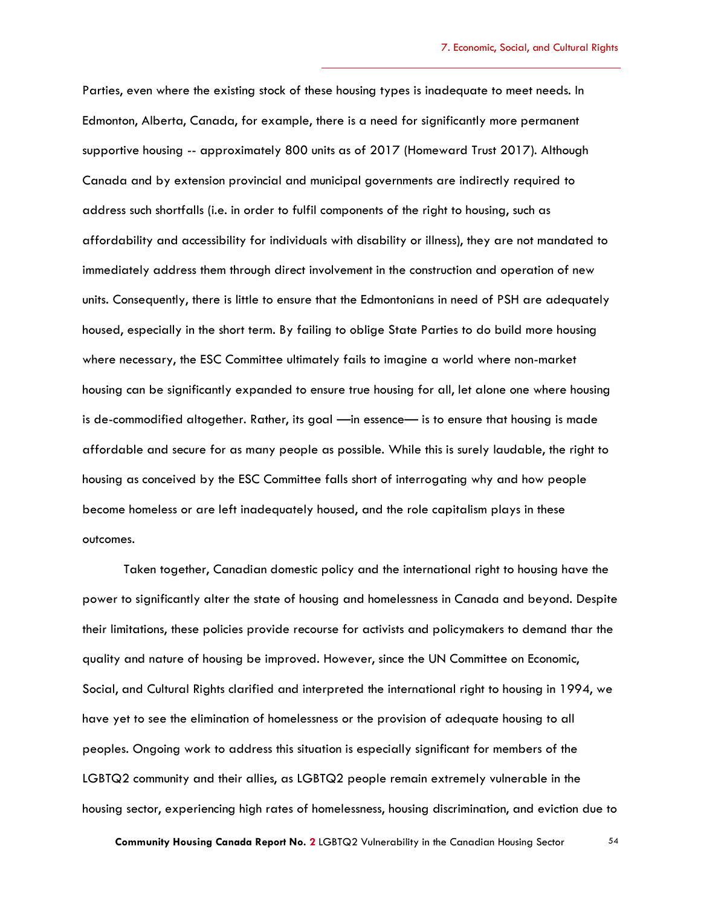Parties, even where the existing stock of these housing types is inadequate to meet needs. In Edmonton, Alberta, Canada, for example, there is a need for significantly more permanent supportive housing -- approximately 800 units as of 2017 (Homeward Trust 2017). Although Canada and by extension provincial and municipal governments are indirectly required to address such shortfalls (i.e. in order to fulfil components of the right to housing, such as affordability and accessibility for individuals with disability or illness), they are not mandated to immediately address them through direct involvement in the construction and operation of new units. Consequently, there is little to ensure that the Edmontonians in need of PSH are adequately housed, especially in the short term. By failing to oblige State Parties to do build more housing where necessary, the ESC Committee ultimately fails to imagine a world where non-market housing can be significantly expanded to ensure true housing for all, let alone one where housing is de-commodified altogether. Rather, its goal —in essence— is to ensure that housing is made affordable and secure for as many people as possible. While this is surely laudable, the right to housing as conceived by the ESC Committee falls short of interrogating why and how people become homeless or are left inadequately housed, and the role capitalism plays in these outcomes.

Taken together, Canadian domestic policy and the international right to housing have the power to significantly alter the state of housing and homelessness in Canada and beyond. Despite their limitations, these policies provide recourse for activists and policymakers to demand thar the quality and nature of housing be improved. However, since the UN Committee on Economic, Social, and Cultural Rights clarified and interpreted the international right to housing in 1994, we have yet to see the elimination of homelessness or the provision of adequate housing to all peoples. Ongoing work to address this situation is especially significant for members of the LGBTQ2 community and their allies, as LGBTQ2 people remain extremely vulnerable in the housing sector, experiencing high rates of homelessness, housing discrimination, and eviction due to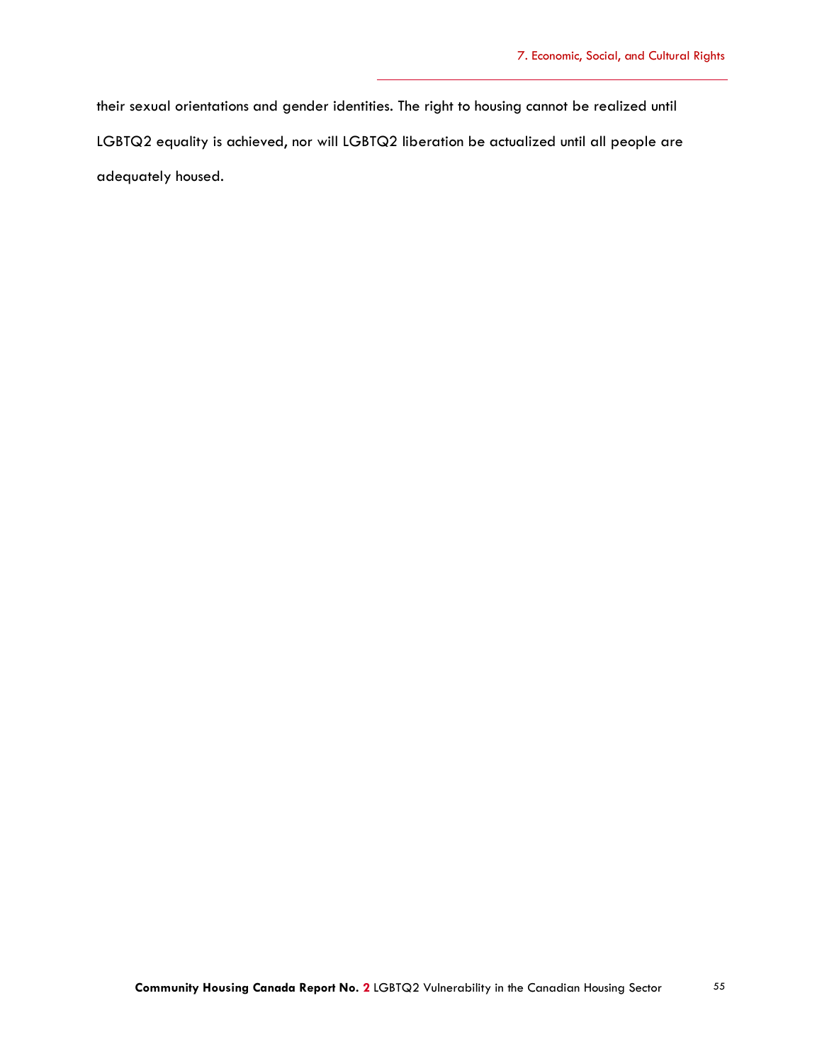their sexual orientations and gender identities. The right to housing cannot be realized until LGBTQ2 equality is achieved, nor will LGBTQ2 liberation be actualized until all people are adequately housed.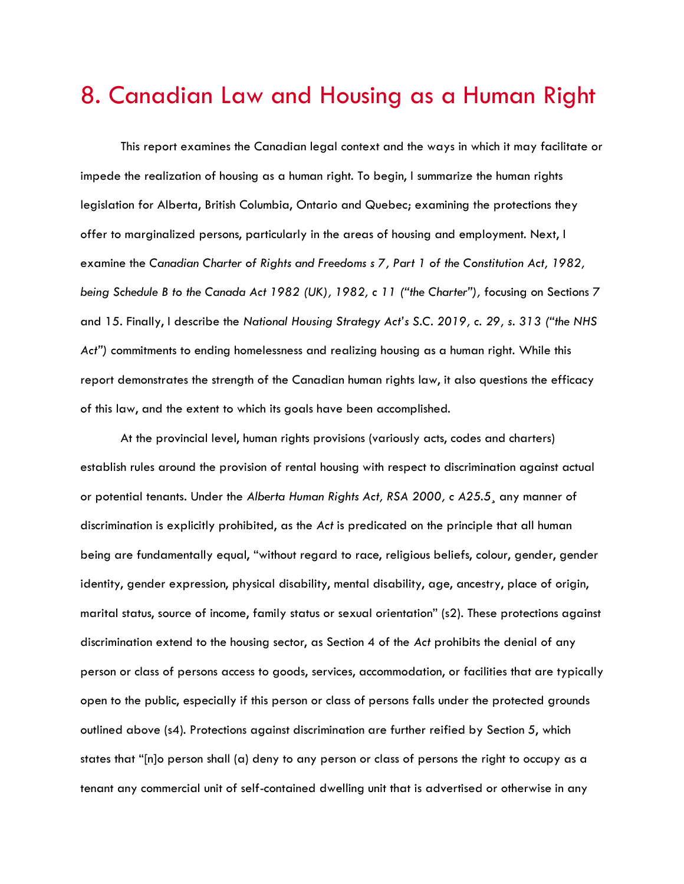# 8. Canadian Law and Housing as a Human Right

This report examines the Canadian legal context and the ways in which it may facilitate or impede the realization of housing as a human right. To begin, I summarize the human rights legislation for Alberta, British Columbia, Ontario and Quebec; examining the protections they offer to marginalized persons, particularly in the areas of housing and employment. Next, I examine the *Canadian Charter of Rights and Freedoms s 7, Part 1 of the Constitution Act, 1982, being Schedule B to the Canada Act 1982 (UK), 1982, c 11 ("the Charter"),* focusing on Sections 7 and 15. Finally, I describe the *National Housing Strategy Act's S.C. 2019, c. 29, s. 313 ("the NHS Act")* commitments to ending homelessness and realizing housing as a human right. While this report demonstrates the strength of the Canadian human rights law, it also questions the efficacy of this law, and the extent to which its goals have been accomplished.

At the provincial level, human rights provisions (variously acts, codes and charters) establish rules around the provision of rental housing with respect to discrimination against actual or potential tenants. Under the *Alberta Human Rights Act, RSA 2000, c A25.5¸* any manner of discrimination is explicitly prohibited, as the *Act* is predicated on the principle that all human being are fundamentally equal, "without regard to race, religious beliefs, colour, gender, gender identity, gender expression, physical disability, mental disability, age, ancestry, place of origin, marital status, source of income, family status or sexual orientation" (s2). These protections against discrimination extend to the housing sector, as Section 4 of the *Act* prohibits the denial of any person or class of persons access to goods, services, accommodation, or facilities that are typically open to the public, especially if this person or class of persons falls under the protected grounds outlined above (s4). Protections against discrimination are further reified by Section 5, which states that "[n]o person shall (a) deny to any person or class of persons the right to occupy as a tenant any commercial unit of self-contained dwelling unit that is advertised or otherwise in any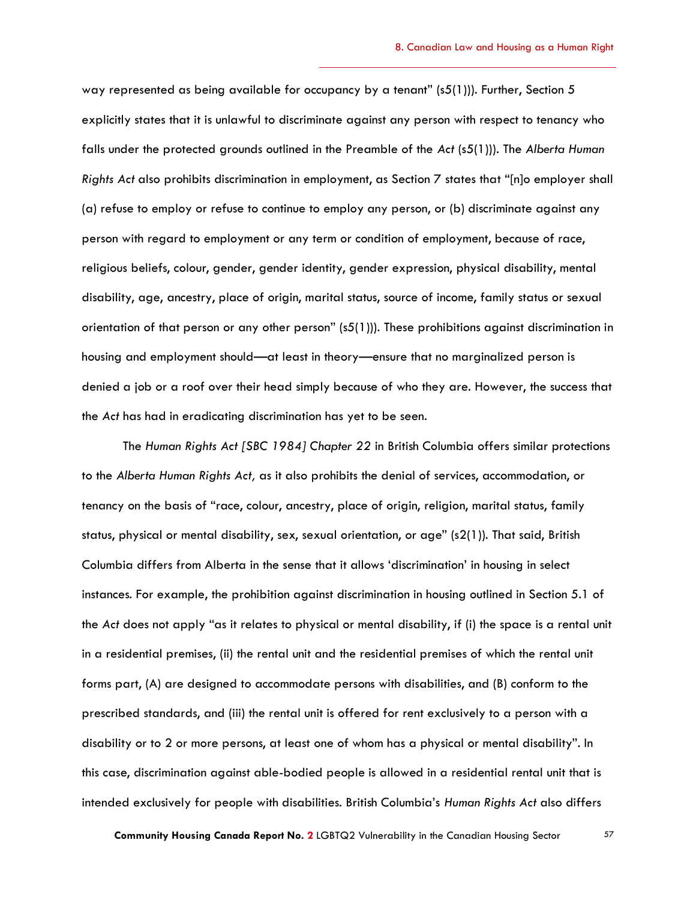way represented as being available for occupancy by a tenant" (s5(1))). Further, Section 5 explicitly states that it is unlawful to discriminate against any person with respect to tenancy who falls under the protected grounds outlined in the Preamble of the *Act* (s5(1))). The *Alberta Human Rights Act* also prohibits discrimination in employment, as Section 7 states that "[n]o employer shall (a) refuse to employ or refuse to continue to employ any person, or (b) discriminate against any person with regard to employment or any term or condition of employment, because of race, religious beliefs, colour, gender, gender identity, gender expression, physical disability, mental disability, age, ancestry, place of origin, marital status, source of income, family status or sexual orientation of that person or any other person" (s5(1))). These prohibitions against discrimination in housing and employment should—at least in theory—ensure that no marginalized person is denied a job or a roof over their head simply because of who they are. However, the success that the *Act* has had in eradicating discrimination has yet to be seen.

The *Human Rights Act [SBC 1984] Chapter 22* in British Columbia offers similar protections to the *Alberta Human Rights Act,* as it also prohibits the denial of services, accommodation, or tenancy on the basis of "race, colour, ancestry, place of origin, religion, marital status, family status, physical or mental disability, sex, sexual orientation, or age" (s2(1)). That said, British Columbia differs from Alberta in the sense that it allows 'discrimination' in housing in select instances. For example, the prohibition against discrimination in housing outlined in Section 5.1 of the *Act* does not apply "as it relates to physical or mental disability, if (i) the space is a rental unit in a residential premises, (ii) the rental unit and the residential premises of which the rental unit forms part, (A) are designed to accommodate persons with disabilities, and (B) conform to the prescribed standards, and (iii) the rental unit is offered for rent exclusively to a person with a disability or to 2 or more persons, at least one of whom has a physical or mental disability". In this case, discrimination against able-bodied people is allowed in a residential rental unit that is intended exclusively for people with disabilities. British Columbia's *Human Rights Act* also differs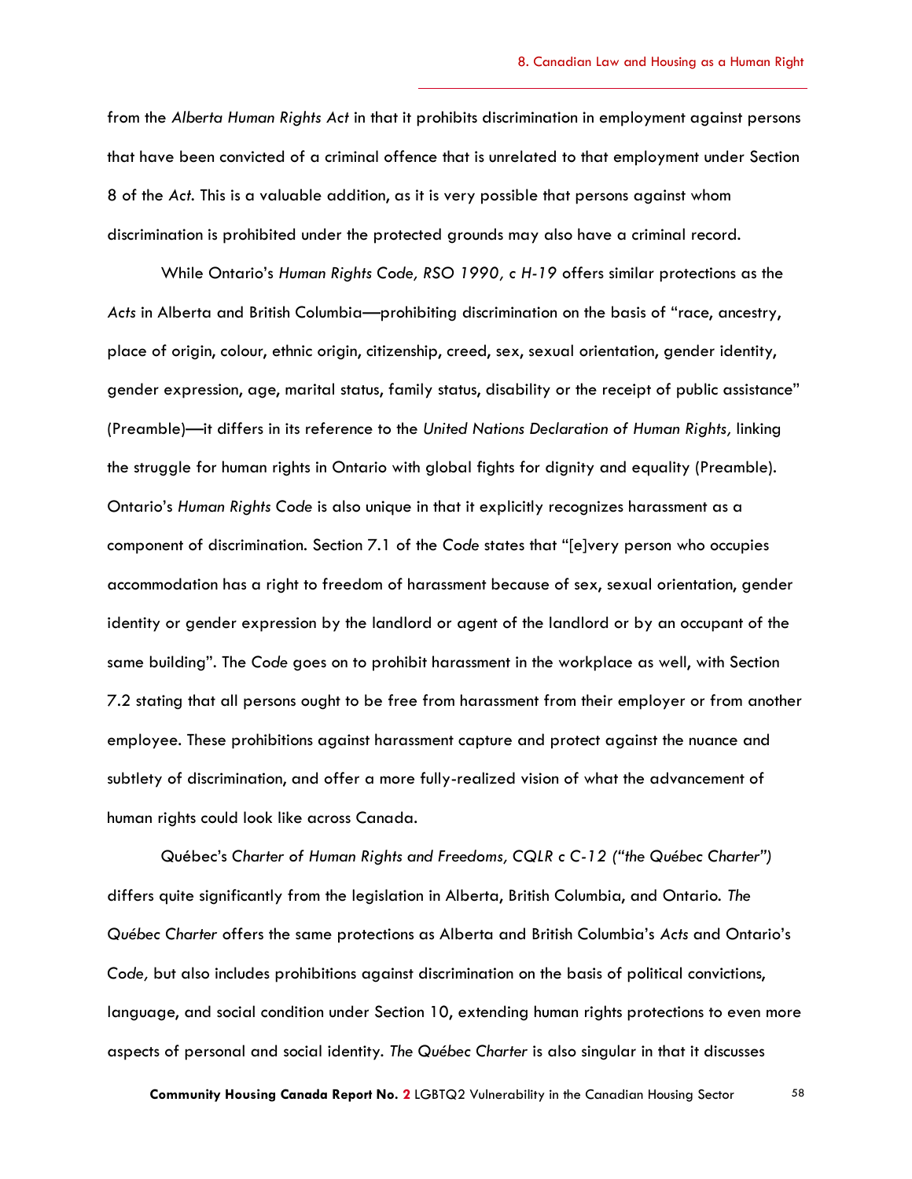from the *Alberta Human Rights Act* in that it prohibits discrimination in employment against persons that have been convicted of a criminal offence that is unrelated to that employment under Section 8 of the *Act*. This is a valuable addition, as it is very possible that persons against whom discrimination is prohibited under the protected grounds may also have a criminal record.

While Ontario's *Human Rights Code, RSO 1990, c H-19* offers similar protections as the *Acts* in Alberta and British Columbia—prohibiting discrimination on the basis of "race, ancestry, place of origin, colour, ethnic origin, citizenship, creed, sex, sexual orientation, gender identity, gender expression, age, marital status, family status, disability or the receipt of public assistance" (Preamble)—it differs in its reference to the *United Nations Declaration of Human Rights,* linking the struggle for human rights in Ontario with global fights for dignity and equality (Preamble). Ontario's *Human Rights Code* is also unique in that it explicitly recognizes harassment as a component of discrimination. Section 7.1 of the *Code* states that "[e]very person who occupies accommodation has a right to freedom of harassment because of sex, sexual orientation, gender identity or gender expression by the landlord or agent of the landlord or by an occupant of the same building". The *Code* goes on to prohibit harassment in the workplace as well, with Section 7.2 stating that all persons ought to be free from harassment from their employer or from another employee. These prohibitions against harassment capture and protect against the nuance and subtlety of discrimination, and offer a more fully-realized vision of what the advancement of human rights could look like across Canada.

Québec's *Charter of Human Rights and Freedoms, CQLR c C-12 ("the Québec Charter")* differs quite significantly from the legislation in Alberta, British Columbia, and Ontario. *The Québec Charter* offers the same protections as Alberta and British Columbia's *Acts* and Ontario's *Code,* but also includes prohibitions against discrimination on the basis of political convictions, language, and social condition under Section 10, extending human rights protections to even more aspects of personal and social identity. *The Québec Charter* is also singular in that it discusses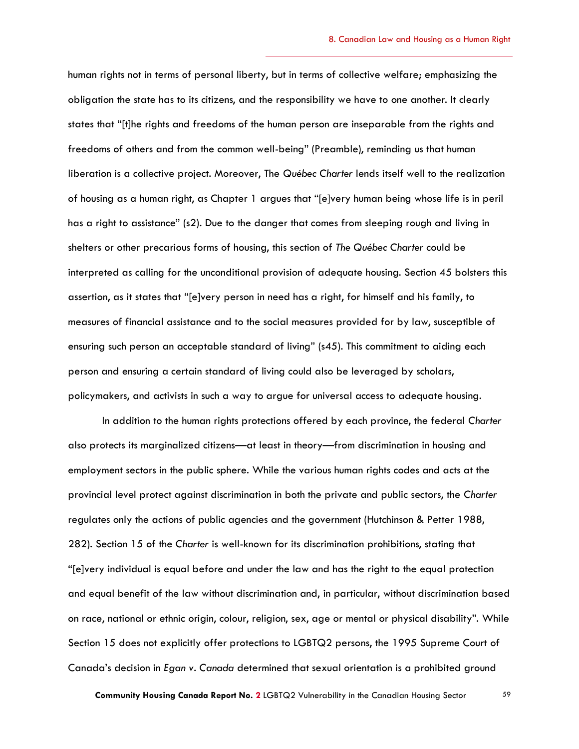human rights not in terms of personal liberty, but in terms of collective welfare; emphasizing the obligation the state has to its citizens, and the responsibility we have to one another. It clearly states that "[t]he rights and freedoms of the human person are inseparable from the rights and freedoms of others and from the common well-being" (Preamble), reminding us that human liberation is a collective project. Moreover, The *Québec Charter* lends itself well to the realization of housing as a human right, as Chapter 1 argues that "[e]very human being whose life is in peril has a right to assistance" (s2). Due to the danger that comes from sleeping rough and living in shelters or other precarious forms of housing, this section of *The Québec Charter* could be interpreted as calling for the unconditional provision of adequate housing. Section 45 bolsters this assertion, as it states that "[e]very person in need has a right, for himself and his family, to measures of financial assistance and to the social measures provided for by law, susceptible of ensuring such person an acceptable standard of living" (s45). This commitment to aiding each person and ensuring a certain standard of living could also be leveraged by scholars, policymakers, and activists in such a way to argue for universal access to adequate housing.

In addition to the human rights protections offered by each province, the federal *Charter* also protects its marginalized citizens—at least in theory—from discrimination in housing and employment sectors in the public sphere. While the various human rights codes and acts at the provincial level protect against discrimination in both the private and public sectors, the *Charter* regulates only the actions of public agencies and the government (Hutchinson & Petter 1988, 282). Section 15 of the *Charter* is well-known for its discrimination prohibitions, stating that "[e]very individual is equal before and under the law and has the right to the equal protection and equal benefit of the law without discrimination and, in particular, without discrimination based on race, national or ethnic origin, colour, religion, sex, age or mental or physical disability". While Section 15 does not explicitly offer protections to LGBTQ2 persons, the 1995 Supreme Court of Canada's decision in *Egan v. Canada* determined that sexual orientation is a prohibited ground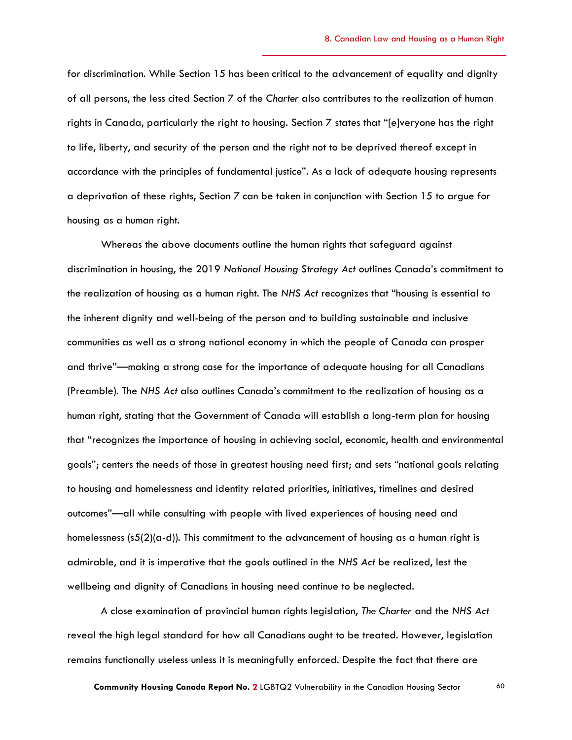for discrimination. While Section 15 has been critical to the advancement of equality and dignity of all persons, the less cited Section 7 of the *Charter* also contributes to the realization of human rights in Canada, particularly the right to housing. Section 7 states that "[e]veryone has the right to life, liberty, and security of the person and the right not to be deprived thereof except in accordance with the principles of fundamental justice". As a lack of adequate housing represents a deprivation of these rights, Section 7 can be taken in conjunction with Section 15 to argue for housing as a human right.

Whereas the above documents outline the human rights that safeguard against discrimination in housing, the 2019 *National Housing Strategy Act* outlines Canada's commitment to the realization of housing as a human right. The *NHS Act* recognizes that "housing is essential to the inherent dignity and well-being of the person and to building sustainable and inclusive communities as well as a strong national economy in which the people of Canada can prosper and thrive"—making a strong case for the importance of adequate housing for all Canadians (Preamble). The *NHS Act* also outlines Canada's commitment to the realization of housing as a human right, stating that the Government of Canada will establish a long-term plan for housing that "recognizes the importance of housing in achieving social, economic, health and environmental goals"; centers the needs of those in greatest housing need first; and sets "national goals relating to housing and homelessness and identity related priorities, initiatives, timelines and desired outcomes"—all while consulting with people with lived experiences of housing need and homelessness (s5(2)(a-d)). This commitment to the advancement of housing as a human right is admirable, and it is imperative that the goals outlined in the *NHS Act* be realized, lest the wellbeing and dignity of Canadians in housing need continue to be neglected.

A close examination of provincial human rights legislation, *The Charter* and the *NHS Act* reveal the high legal standard for how all Canadians ought to be treated. However, legislation remains functionally useless unless it is meaningfully enforced. Despite the fact that there are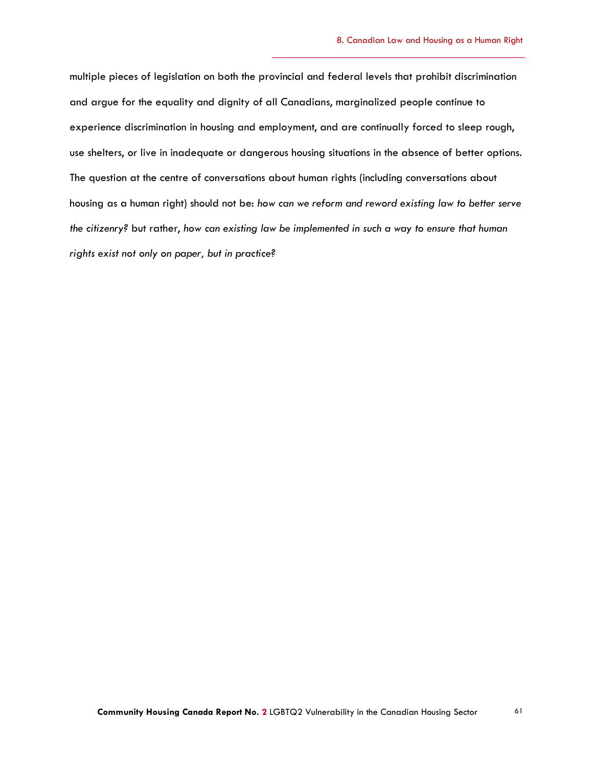multiple pieces of legislation on both the provincial and federal levels that prohibit discrimination and argue for the equality and dignity of all Canadians, marginalized people continue to experience discrimination in housing and employment, and are continually forced to sleep rough, use shelters, or live in inadequate or dangerous housing situations in the absence of better options. The question at the centre of conversations about human rights (including conversations about housing as a human right) should not be: *how can we reform and reword existing law to better serve the citizenry?* but rather, *how can existing law be implemented in such a way to ensure that human rights exist not only on paper, but in practice?*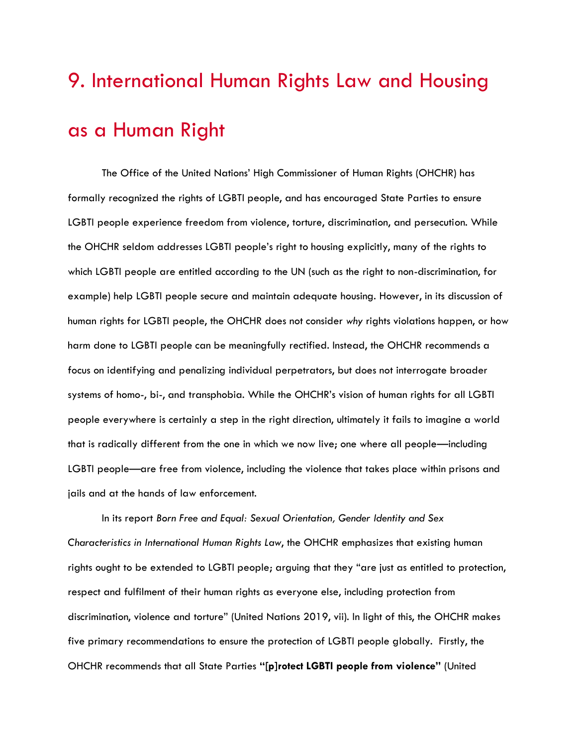# 9. International Human Rights Law and Housing as a Human Right

The Office of the United Nations' High Commissioner of Human Rights (OHCHR) has formally recognized the rights of LGBTI people, and has encouraged State Parties to ensure LGBTI people experience freedom from violence, torture, discrimination, and persecution. While the OHCHR seldom addresses LGBTI people's right to housing explicitly, many of the rights to which LGBTI people are entitled according to the UN (such as the right to non-discrimination, for example) help LGBTI people secure and maintain adequate housing. However, in its discussion of human rights for LGBTI people, the OHCHR does not consider *why* rights violations happen, or how harm done to LGBTI people can be meaningfully rectified. Instead, the OHCHR recommends a focus on identifying and penalizing individual perpetrators, but does not interrogate broader systems of homo-, bi-, and transphobia. While the OHCHR's vision of human rights for all LGBTI people everywhere is certainly a step in the right direction, ultimately it fails to imagine a world that is radically different from the one in which we now live; one where all people—including LGBTI people—are free from violence, including the violence that takes place within prisons and jails and at the hands of law enforcement.

In its report *Born Free and Equal: Sexual Orientation, Gender Identity and Sex Characteristics in International Human Rights Law*, the OHCHR emphasizes that existing human rights ought to be extended to LGBTI people; arguing that they "are just as entitled to protection, respect and fulfilment of their human rights as everyone else, including protection from discrimination, violence and torture" (United Nations 2019, vii). In light of this, the OHCHR makes five primary recommendations to ensure the protection of LGBTI people globally. Firstly, the OHCHR recommends that all State Parties **"[p]rotect LGBTI people from violence"** (United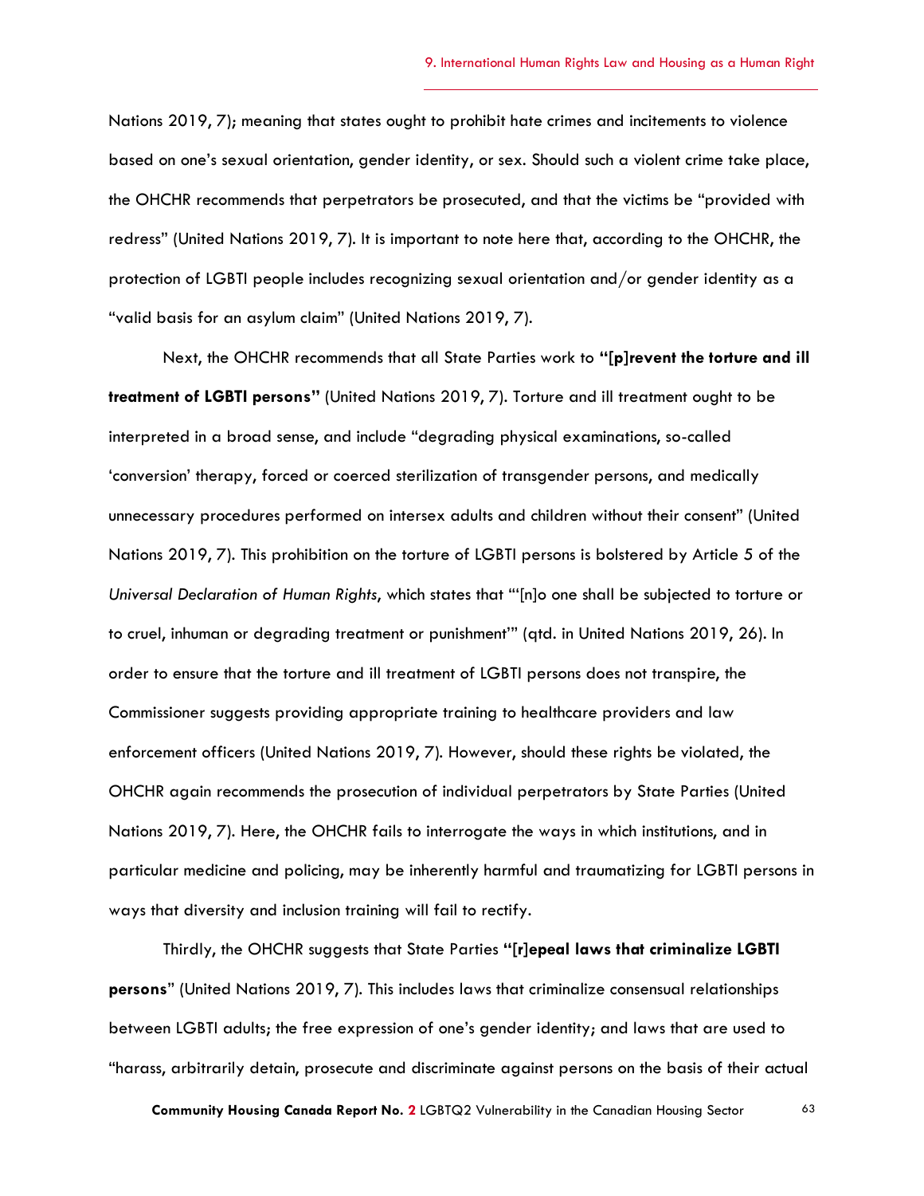Nations 2019, 7); meaning that states ought to prohibit hate crimes and incitements to violence based on one's sexual orientation, gender identity, or sex. Should such a violent crime take place, the OHCHR recommends that perpetrators be prosecuted, and that the victims be "provided with redress" (United Nations 2019, 7). It is important to note here that, according to the OHCHR, the protection of LGBTI people includes recognizing sexual orientation and/or gender identity as a "valid basis for an asylum claim" (United Nations 2019, 7).

Next, the OHCHR recommends that all State Parties work to **"[p]revent the torture and ill treatment of LGBTI persons"** (United Nations 2019, 7). Torture and ill treatment ought to be interpreted in a broad sense, and include "degrading physical examinations, so-called 'conversion' therapy, forced or coerced sterilization of transgender persons, and medically unnecessary procedures performed on intersex adults and children without their consent" (United Nations 2019, 7). This prohibition on the torture of LGBTI persons is bolstered by Article 5 of the *Universal Declaration of Human Rights*, which states that "'[n]o one shall be subjected to torture or to cruel, inhuman or degrading treatment or punishment'" (qtd. in United Nations 2019, 26). In order to ensure that the torture and ill treatment of LGBTI persons does not transpire, the Commissioner suggests providing appropriate training to healthcare providers and law enforcement officers (United Nations 2019, 7). However, should these rights be violated, the OHCHR again recommends the prosecution of individual perpetrators by State Parties (United Nations 2019, 7). Here, the OHCHR fails to interrogate the ways in which institutions, and in particular medicine and policing, may be inherently harmful and traumatizing for LGBTI persons in ways that diversity and inclusion training will fail to rectify.

Thirdly, the OHCHR suggests that State Parties **"[r]epeal laws that criminalize LGBTI persons**" (United Nations 2019, 7). This includes laws that criminalize consensual relationships between LGBTI adults; the free expression of one's gender identity; and laws that are used to "harass, arbitrarily detain, prosecute and discriminate against persons on the basis of their actual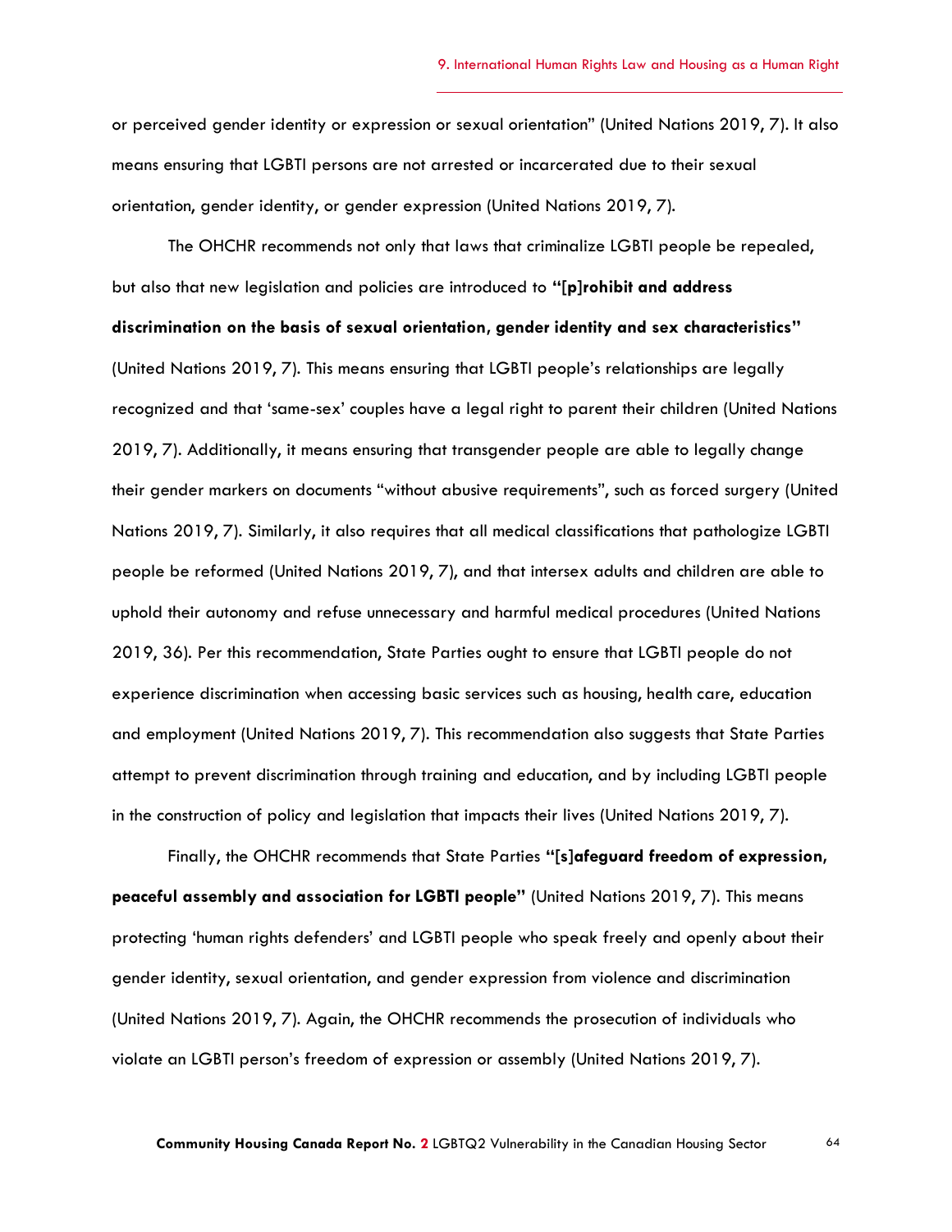or perceived gender identity or expression or sexual orientation" (United Nations 2019, 7). It also means ensuring that LGBTI persons are not arrested or incarcerated due to their sexual orientation, gender identity, or gender expression (United Nations 2019, 7).

The OHCHR recommends not only that laws that criminalize LGBTI people be repealed, but also that new legislation and policies are introduced to **"[p]rohibit and address discrimination on the basis of sexual orientation, gender identity and sex characteristics"** (United Nations 2019, 7). This means ensuring that LGBTI people's relationships are legally recognized and that 'same-sex' couples have a legal right to parent their children (United Nations 2019, 7). Additionally, it means ensuring that transgender people are able to legally change their gender markers on documents "without abusive requirements", such as forced surgery (United Nations 2019, 7). Similarly, it also requires that all medical classifications that pathologize LGBTI people be reformed (United Nations 2019, 7), and that intersex adults and children are able to uphold their autonomy and refuse unnecessary and harmful medical procedures (United Nations 2019, 36). Per this recommendation, State Parties ought to ensure that LGBTI people do not experience discrimination when accessing basic services such as housing, health care, education and employment (United Nations 2019, 7). This recommendation also suggests that State Parties attempt to prevent discrimination through training and education, and by including LGBTI people in the construction of policy and legislation that impacts their lives (United Nations 2019, 7).

Finally, the OHCHR recommends that State Parties **"[s]afeguard freedom of expression, peaceful assembly and association for LGBTI people"** (United Nations 2019, 7). This means protecting 'human rights defenders' and LGBTI people who speak freely and openly about their gender identity, sexual orientation, and gender expression from violence and discrimination (United Nations 2019, 7). Again, the OHCHR recommends the prosecution of individuals who violate an LGBTI person's freedom of expression or assembly (United Nations 2019, 7).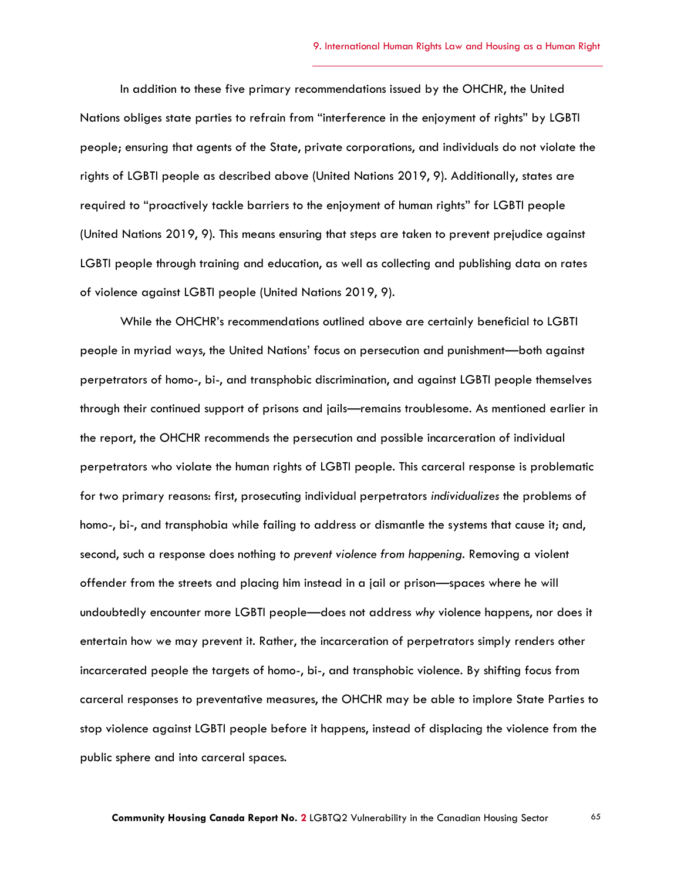In addition to these five primary recommendations issued by the OHCHR, the United Nations obliges state parties to refrain from "interference in the enjoyment of rights" by LGBTI people; ensuring that agents of the State, private corporations, and individuals do not violate the rights of LGBTI people as described above (United Nations 2019, 9). Additionally, states are required to "proactively tackle barriers to the enjoyment of human rights" for LGBTI people (United Nations 2019, 9). This means ensuring that steps are taken to prevent prejudice against LGBTI people through training and education, as well as collecting and publishing data on rates of violence against LGBTI people (United Nations 2019, 9).

While the OHCHR's recommendations outlined above are certainly beneficial to LGBTI people in myriad ways, the United Nations' focus on persecution and punishment—both against perpetrators of homo-, bi-, and transphobic discrimination, and against LGBTI people themselves through their continued support of prisons and jails—remains troublesome. As mentioned earlier in the report, the OHCHR recommends the persecution and possible incarceration of individual perpetrators who violate the human rights of LGBTI people. This carceral response is problematic for two primary reasons: first, prosecuting individual perpetrators *individualizes* the problems of homo-, bi-, and transphobia while failing to address or dismantle the systems that cause it; and, second, such a response does nothing to *prevent violence from happening*. Removing a violent offender from the streets and placing him instead in a jail or prison—spaces where he will undoubtedly encounter more LGBTI people—does not address *why* violence happens, nor does it entertain how we may prevent it. Rather, the incarceration of perpetrators simply renders other incarcerated people the targets of homo-, bi-, and transphobic violence. By shifting focus from carceral responses to preventative measures, the OHCHR may be able to implore State Parties to stop violence against LGBTI people before it happens, instead of displacing the violence from the public sphere and into carceral spaces.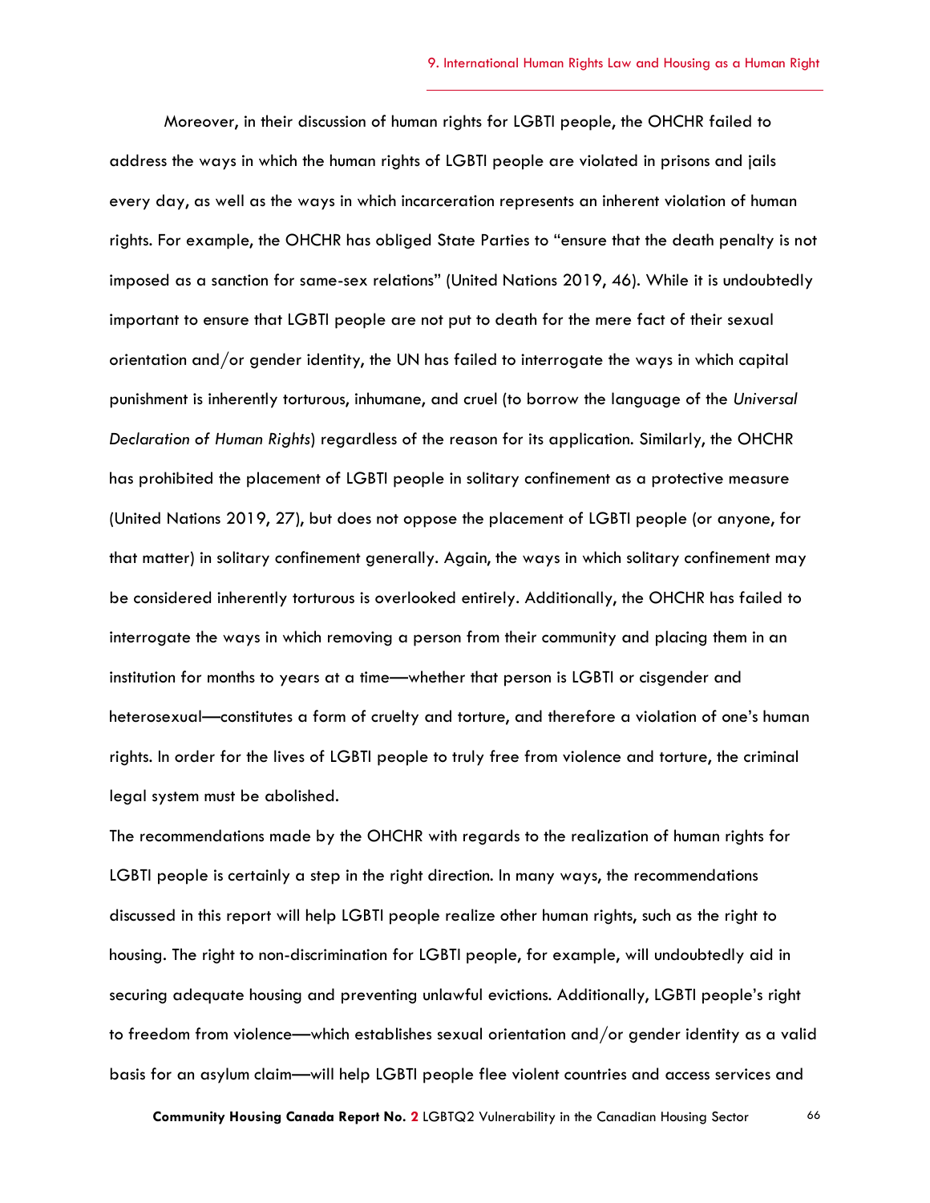Moreover, in their discussion of human rights for LGBTI people, the OHCHR failed to address the ways in which the human rights of LGBTI people are violated in prisons and jails every day, as well as the ways in which incarceration represents an inherent violation of human rights. For example, the OHCHR has obliged State Parties to "ensure that the death penalty is not imposed as a sanction for same-sex relations" (United Nations 2019, 46). While it is undoubtedly important to ensure that LGBTI people are not put to death for the mere fact of their sexual orientation and/or gender identity, the UN has failed to interrogate the ways in which capital punishment is inherently torturous, inhumane, and cruel (to borrow the language of the *Universal Declaration of Human Rights*) regardless of the reason for its application. Similarly, the OHCHR has prohibited the placement of LGBTI people in solitary confinement as a protective measure (United Nations 2019, 27), but does not oppose the placement of LGBTI people (or anyone, for that matter) in solitary confinement generally. Again, the ways in which solitary confinement may be considered inherently torturous is overlooked entirely. Additionally, the OHCHR has failed to interrogate the ways in which removing a person from their community and placing them in an institution for months to years at a time—whether that person is LGBTI or cisgender and heterosexual—constitutes a form of cruelty and torture, and therefore a violation of one's human rights. In order for the lives of LGBTI people to truly free from violence and torture, the criminal legal system must be abolished.

The recommendations made by the OHCHR with regards to the realization of human rights for LGBTI people is certainly a step in the right direction. In many ways, the recommendations discussed in this report will help LGBTI people realize other human rights, such as the right to housing. The right to non-discrimination for LGBTI people, for example, will undoubtedly aid in securing adequate housing and preventing unlawful evictions. Additionally, LGBTI people's right to freedom from violence—which establishes sexual orientation and/or gender identity as a valid basis for an asylum claim—will help LGBTI people flee violent countries and access services and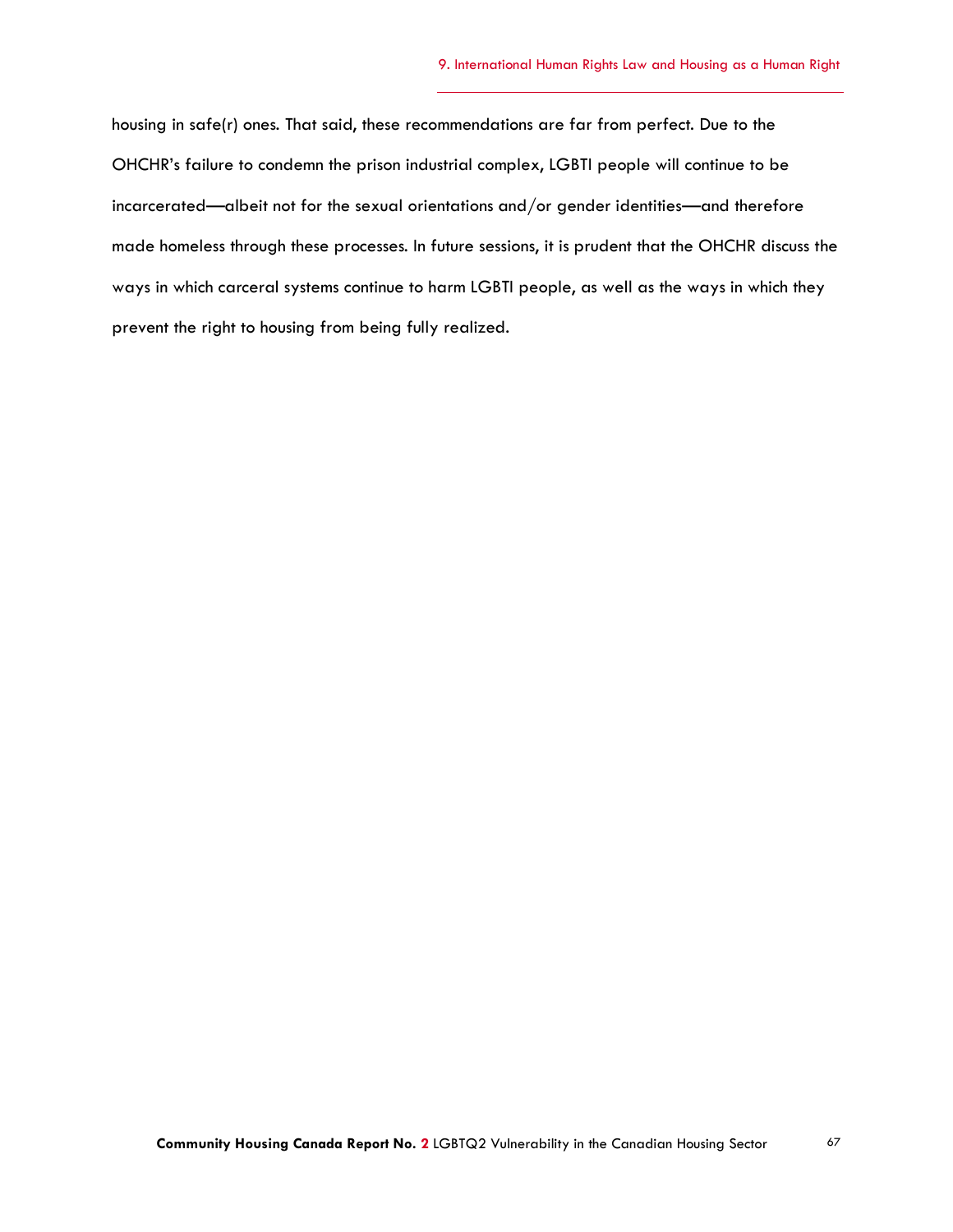housing in safe(r) ones. That said, these recommendations are far from perfect. Due to the OHCHR's failure to condemn the prison industrial complex, LGBTI people will continue to be incarcerated—albeit not for the sexual orientations and/or gender identities—and therefore made homeless through these processes. In future sessions, it is prudent that the OHCHR discuss the ways in which carceral systems continue to harm LGBTI people, as well as the ways in which they prevent the right to housing from being fully realized.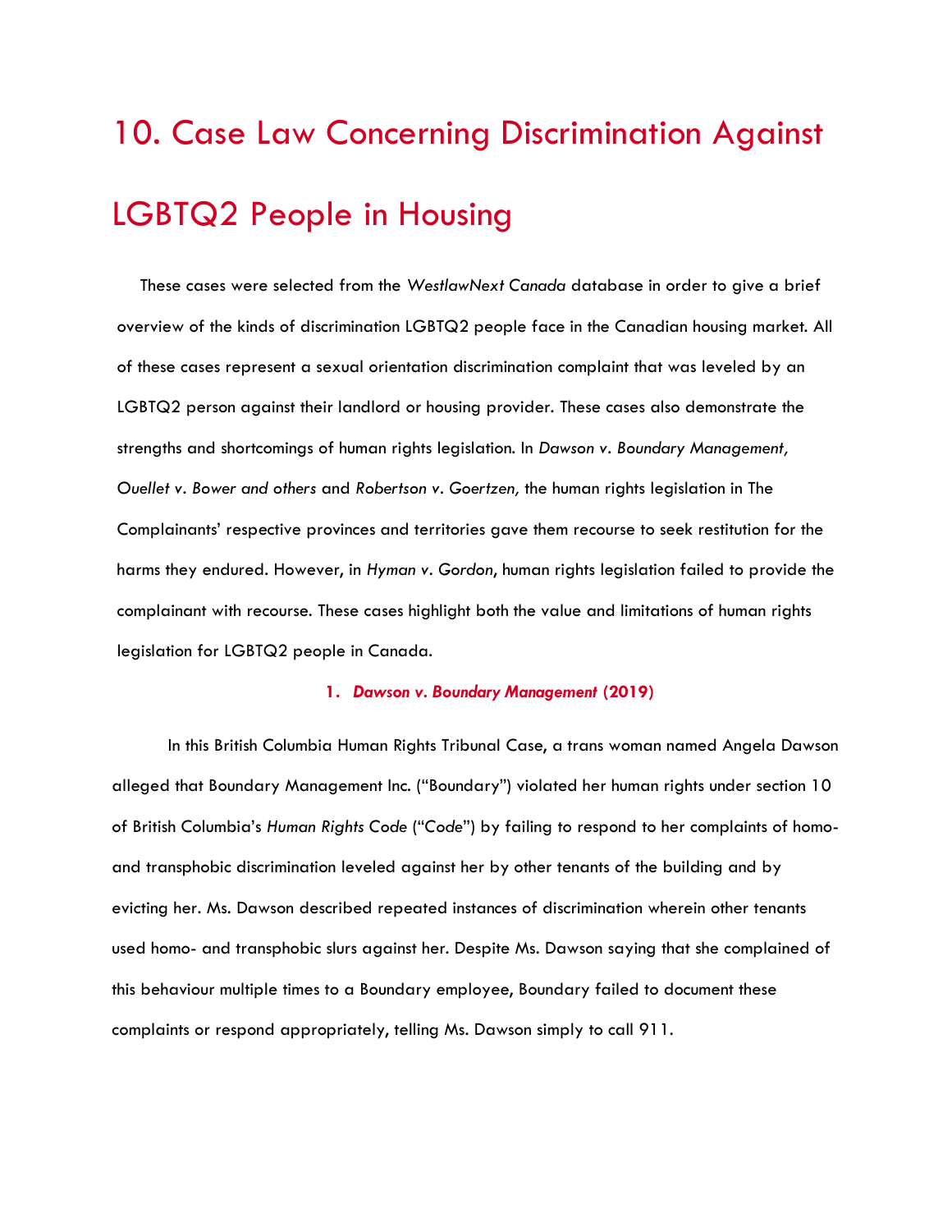# 10. Case Law Concerning Discrimination Against LGBTQ2 People in Housing

These cases were selected from the *WestlawNext Canada* database in order to give a brief overview of the kinds of discrimination LGBTQ2 people face in the Canadian housing market. All of these cases represent a sexual orientation discrimination complaint that was leveled by an LGBTQ2 person against their landlord or housing provider. These cases also demonstrate the strengths and shortcomings of human rights legislation. In *Dawson v. Boundary Management, Ouellet v. Bower and others* and *Robertson v. Goertzen,* the human rights legislation in The Complainants' respective provinces and territories gave them recourse to seek restitution for the harms they endured. However, in *Hyman v. Gordon*, human rights legislation failed to provide the complainant with recourse. These cases highlight both the value and limitations of human rights legislation for LGBTQ2 people in Canada.

### 1. *Dawson v. Boundary Management* (2019)

In this British Columbia Human Rights Tribunal Case, a trans woman named Angela Dawson alleged that Boundary Management Inc. ("Boundary") violated her human rights under section 10 of British Columbia's *Human Rights Code* ("*Code*") by failing to respond to her complaints of homo- and transphobic discrimination leveled against her by other tenants of the building and by evicting her. Ms. Dawson described repeated instances of discrimination wherein other tenants used homo- and transphobic slurs against her. Despite Ms. Dawson saying that she complained of this behaviour multiple times to a Boundary employee, Boundary failed to document these complaints or respond appropriately, telling Ms. Dawson simply to call 911.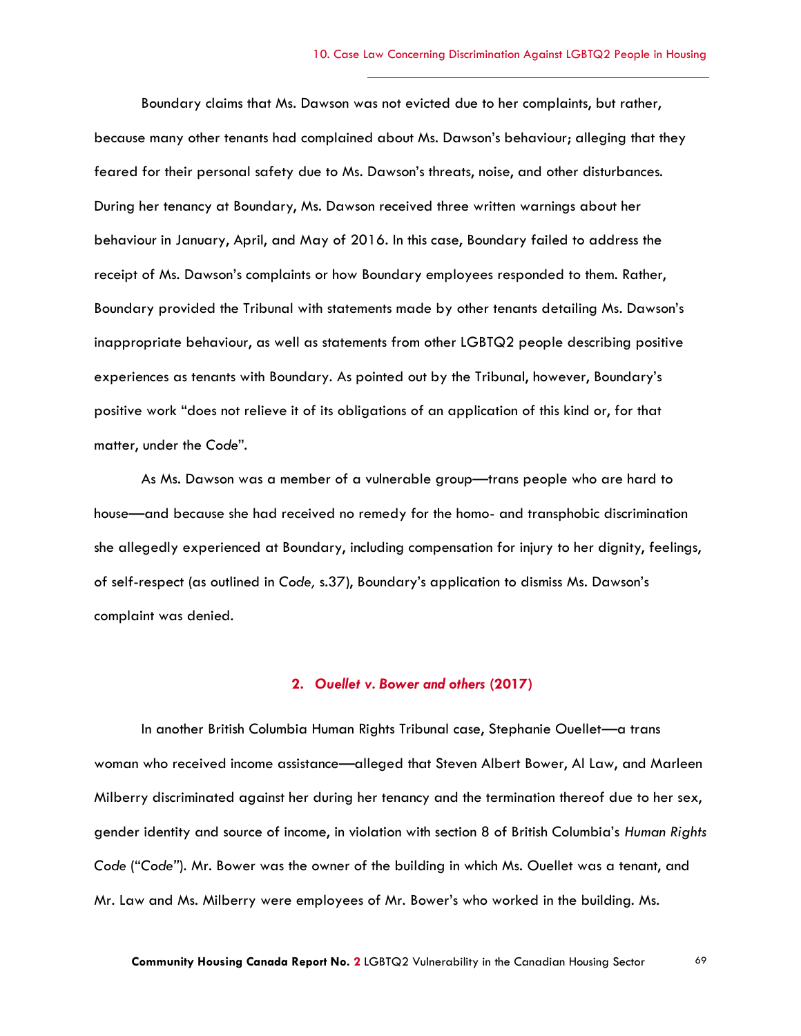Boundary claims that Ms. Dawson was not evicted due to her complaints, but rather, because many other tenants had complained about Ms. Dawson's behaviour; alleging that they feared for their personal safety due to Ms. Dawson's threats, noise, and other disturbances. During her tenancy at Boundary, Ms. Dawson received three written warnings about her behaviour in January, April, and May of 2016. In this case, Boundary failed to address the receipt of Ms. Dawson's complaints or how Boundary employees responded to them. Rather, Boundary provided the Tribunal with statements made by other tenants detailing Ms. Dawson's inappropriate behaviour, as well as statements from other LGBTQ2 people describing positive experiences as tenants with Boundary. As pointed out by the Tribunal, however, Boundary's positive work "does not relieve it of its obligations of an application of this kind or, for that matter, under the *Code*".

As Ms. Dawson was a member of a vulnerable group—trans people who are hard to house—and because she had received no remedy for the homo- and transphobic discrimination she allegedly experienced at Boundary, including compensation for injury to her dignity, feelings, of self-respect (as outlined in *Code,* s.37), Boundary's application to dismiss Ms. Dawson's complaint was denied.

### 2. *Ouellet v. Bower and others* (2017)

In another British Columbia Human Rights Tribunal case, Stephanie Ouellet—a trans woman who received income assistance—alleged that Steven Albert Bower, Al Law, and Marleen Milberry discriminated against her during her tenancy and the termination thereof due to her sex, gender identity and source of income, in violation with section 8 of British Columbia's *Human Rights Code* ("*Code*"). Mr. Bower was the owner of the building in which Ms. Ouellet was a tenant, and Mr. Law and Ms. Milberry were employees of Mr. Bower's who worked in the building. Ms.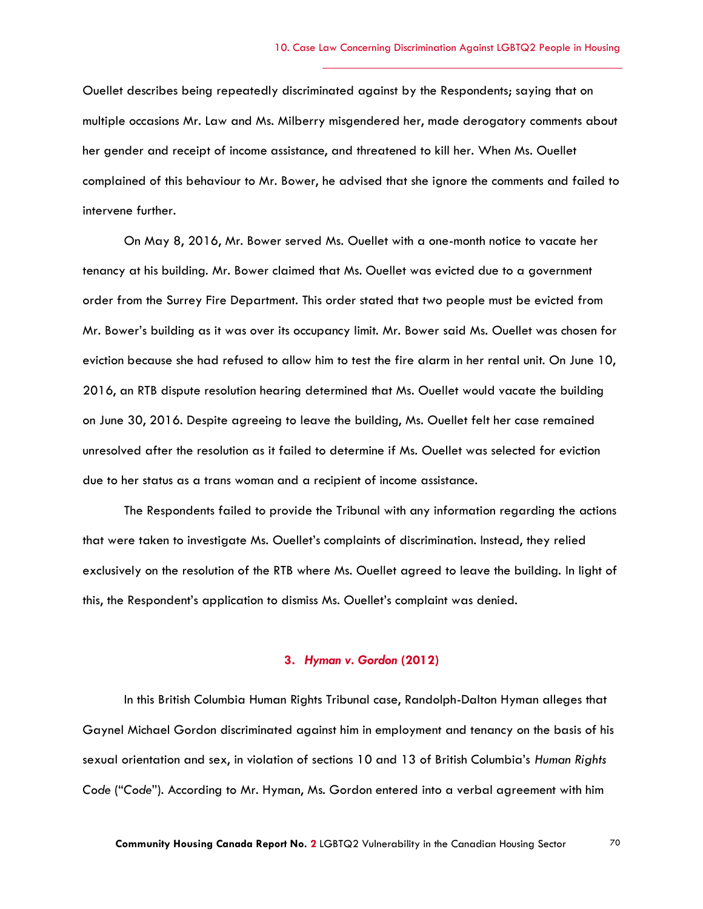Ouellet describes being repeatedly discriminated against by the Respondents; saying that on multiple occasions Mr. Law and Ms. Milberry misgendered her, made derogatory comments about her gender and receipt of income assistance, and threatened to kill her. When Ms. Ouellet complained of this behaviour to Mr. Bower, he advised that she ignore the comments and failed to intervene further.

On May 8, 2016, Mr. Bower served Ms. Ouellet with a one-month notice to vacate her tenancy at his building. Mr. Bower claimed that Ms. Ouellet was evicted due to a government order from the Surrey Fire Department. This order stated that two people must be evicted from Mr. Bower's building as it was over its occupancy limit. Mr. Bower said Ms. Ouellet was chosen for eviction because she had refused to allow him to test the fire alarm in her rental unit. On June 10, 2016, an RTB dispute resolution hearing determined that Ms. Ouellet would vacate the building on June 30, 2016. Despite agreeing to leave the building, Ms. Ouellet felt her case remained unresolved after the resolution as it failed to determine if Ms. Ouellet was selected for eviction due to her status as a trans woman and a recipient of income assistance.

The Respondents failed to provide the Tribunal with any information regarding the actions that were taken to investigate Ms. Ouellet's complaints of discrimination. Instead, they relied exclusively on the resolution of the RTB where Ms. Ouellet agreed to leave the building. In light of this, the Respondent's application to dismiss Ms. Ouellet's complaint was denied.

### 3. *Hyman v. Gordon* (2012)

In this British Columbia Human Rights Tribunal case, Randolph-Dalton Hyman alleges that Gaynel Michael Gordon discriminated against him in employment and tenancy on the basis of his sexual orientation and sex, in violation of sections 10 and 13 of British Columbia's *Human Rights Code* ("Code"). According to Mr. Hyman, Ms. Gordon entered into a verbal agreement with him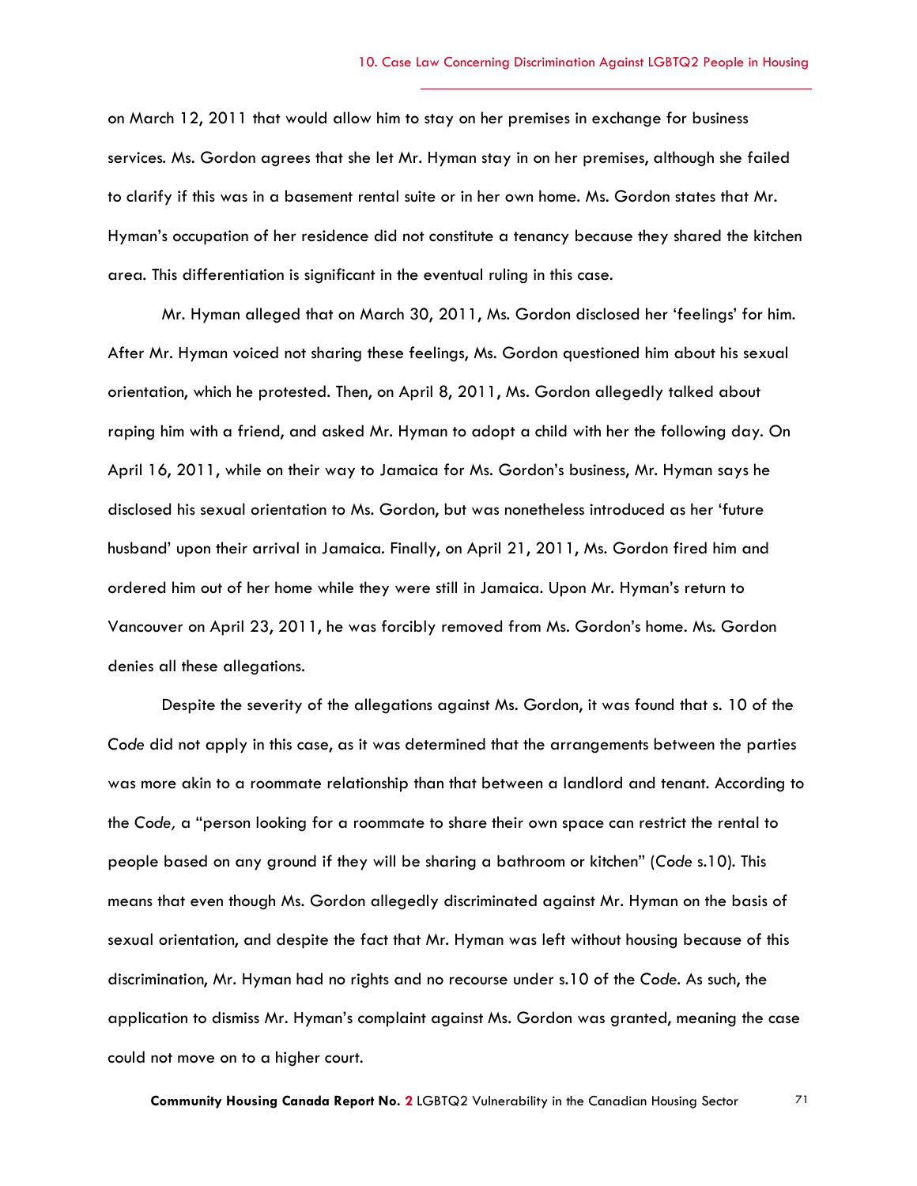on March 12, 2011 that would allow him to stay on her premises in exchange for business services. Ms. Gordon agrees that she let Mr. Hyman stay in on her premises, although she failed to clarify if this was in a basement rental suite or in her own home. Ms. Gordon states that Mr. Hyman's occupation of her residence did not constitute a tenancy because they shared the kitchen area. This differentiation is significant in the eventual ruling in this case.

Mr. Hyman alleged that on March 30, 2011, Ms. Gordon disclosed her 'feelings' for him. After Mr. Hyman voiced not sharing these feelings, Ms. Gordon questioned him about his sexual orientation, which he protested. Then, on April 8, 2011, Ms. Gordon allegedly talked about raping him with a friend, and asked Mr. Hyman to adopt a child with her the following day. On April 16, 2011, while on their way to Jamaica for Ms. Gordon's business, Mr. Hyman says he disclosed his sexual orientation to Ms. Gordon, but was nonetheless introduced as her 'future husband' upon their arrival in Jamaica. Finally, on April 21, 2011, Ms. Gordon fired him and ordered him out of her home while they were still in Jamaica. Upon Mr. Hyman's return to Vancouver on April 23, 2011, he was forcibly removed from Ms. Gordon's home. Ms. Gordon denies all these allegations.

Despite the severity of the allegations against Ms. Gordon, it was found that s. 10 of the *Code* did not apply in this case, as it was determined that the arrangements between the parties was more akin to a roommate relationship than that between a landlord and tenant. According to the *Code,* a "person looking for a roommate to share their own space can restrict the rental to people based on any ground if they will be sharing a bathroom or kitchen" (*Code* s.10). This means that even though Ms. Gordon allegedly discriminated against Mr. Hyman on the basis of sexual orientation, and despite the fact that Mr. Hyman was left without housing because of this discrimination, Mr. Hyman had no rights and no recourse under s.10 of the *Code*. As such, the application to dismiss Mr. Hyman's complaint against Ms. Gordon was granted, meaning the case could not move on to a higher court.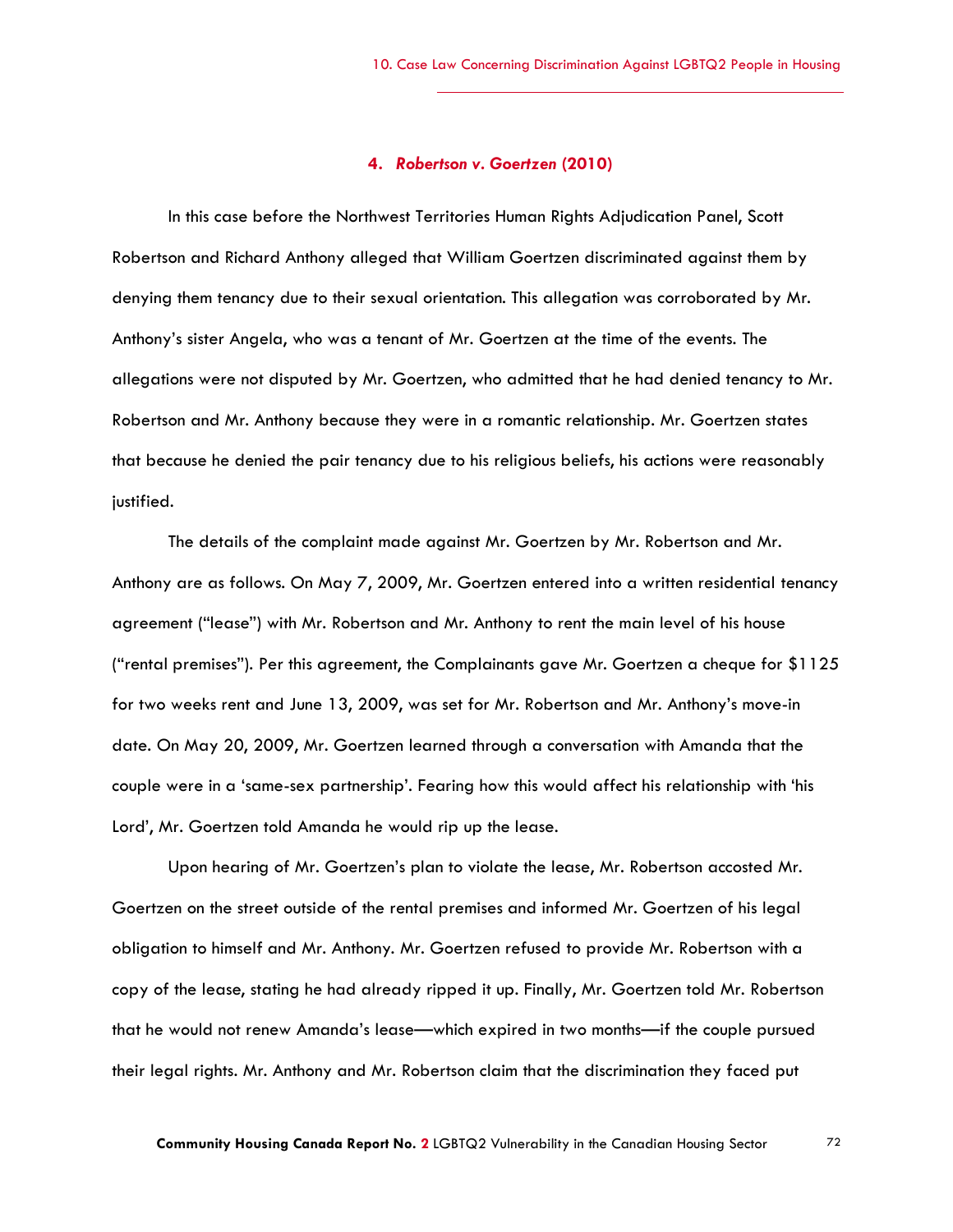#### 4. *Robertson v. Goertzen* (2010)

In this case before the Northwest Territories Human Rights Adjudication Panel, Scott Robertson and Richard Anthony alleged that William Goertzen discriminated against them by denying them tenancy due to their sexual orientation. This allegation was corroborated by Mr. Anthony's sister Angela, who was a tenant of Mr. Goertzen at the time of the events. The allegations were not disputed by Mr. Goertzen, who admitted that he had denied tenancy to Mr. Robertson and Mr. Anthony because they were in a romantic relationship. Mr. Goertzen states that because he denied the pair tenancy due to his religious beliefs, his actions were reasonably justified.

The details of the complaint made against Mr. Goertzen by Mr. Robertson and Mr. Anthony are as follows. On May 7, 2009, Mr. Goertzen entered into a written residential tenancy agreement ("lease") with Mr. Robertson and Mr. Anthony to rent the main level of his house ("rental premises"). Per this agreement, the Complainants gave Mr. Goertzen a cheque for $1125 for two weeks rent and June 13, 2009, was set for Mr. Robertson and Mr. Anthony's move-in date. On May 20, 2009, Mr. Goertzen learned through a conversation with Amanda that the couple were in a 'same-sex partnership'. Fearing how this would affect his relationship with 'his Lord', Mr. Goertzen told Amanda he would rip up the lease.

Upon hearing of Mr. Goertzen's plan to violate the lease, Mr. Robertson accosted Mr. Goertzen on the street outside of the rental premises and informed Mr. Goertzen of his legal obligation to himself and Mr. Anthony. Mr. Goertzen refused to provide Mr. Robertson with a copy of the lease, stating he had already ripped it up. Finally, Mr. Goertzen told Mr. Robertson that he would not renew Amanda's lease—which expired in two months—if the couple pursued their legal rights. Mr. Anthony and Mr. Robertson claim that the discrimination they faced put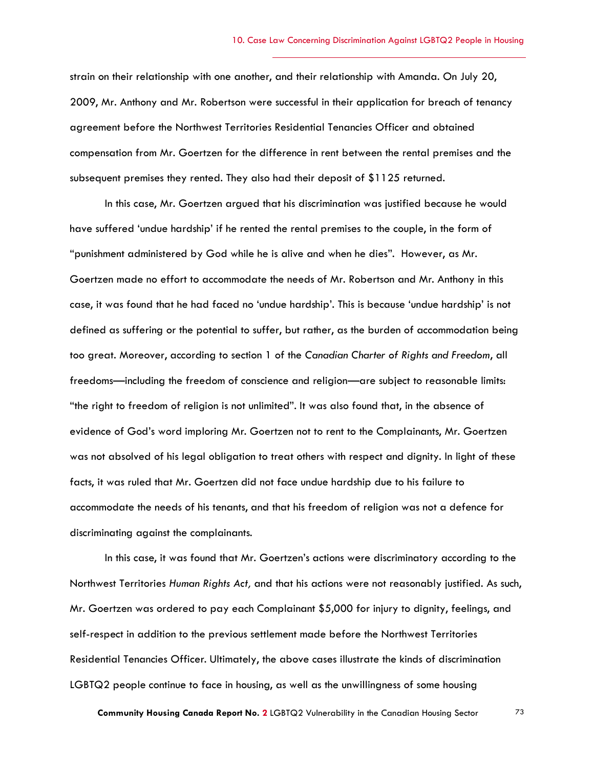strain on their relationship with one another, and their relationship with Amanda. On July 20, 2009, Mr. Anthony and Mr. Robertson were successful in their application for breach of tenancy agreement before the Northwest Territories Residential Tenancies Officer and obtained compensation from Mr. Goertzen for the difference in rent between the rental premises and the subsequent premises they rented. They also had their deposit of $1125 returned.

In this case, Mr. Goertzen argued that his discrimination was justified because he would have suffered 'undue hardship' if he rented the rental premises to the couple, in the form of "punishment administered by God while he is alive and when he dies". However, as Mr. Goertzen made no effort to accommodate the needs of Mr. Robertson and Mr. Anthony in this case, it was found that he had faced no 'undue hardship'. This is because 'undue hardship' is not defined as suffering or the potential to suffer, but rather, as the burden of accommodation being too great. Moreover, according to section 1 of the *Canadian Charter of Rights and Freedom*, all freedoms—including the freedom of conscience and religion—are subject to reasonable limits: "the right to freedom of religion is not unlimited". It was also found that, in the absence of evidence of God's word imploring Mr. Goertzen not to rent to the Complainants, Mr. Goertzen was not absolved of his legal obligation to treat others with respect and dignity. In light of these facts, it was ruled that Mr. Goertzen did not face undue hardship due to his failure to accommodate the needs of his tenants, and that his freedom of religion was not a defence for discriminating against the complainants.

In this case, it was found that Mr. Goertzen's actions were discriminatory according to the Northwest Territories *Human Rights Act,* and that his actions were not reasonably justified. As such, Mr. Goertzen was ordered to pay each Complainant $5,000 for injury to dignity, feelings, and self-respect in addition to the previous settlement made before the Northwest Territories Residential Tenancies Officer. Ultimately, the above cases illustrate the kinds of discrimination LGBTQ2 people continue to face in housing, as well as the unwillingness of some housing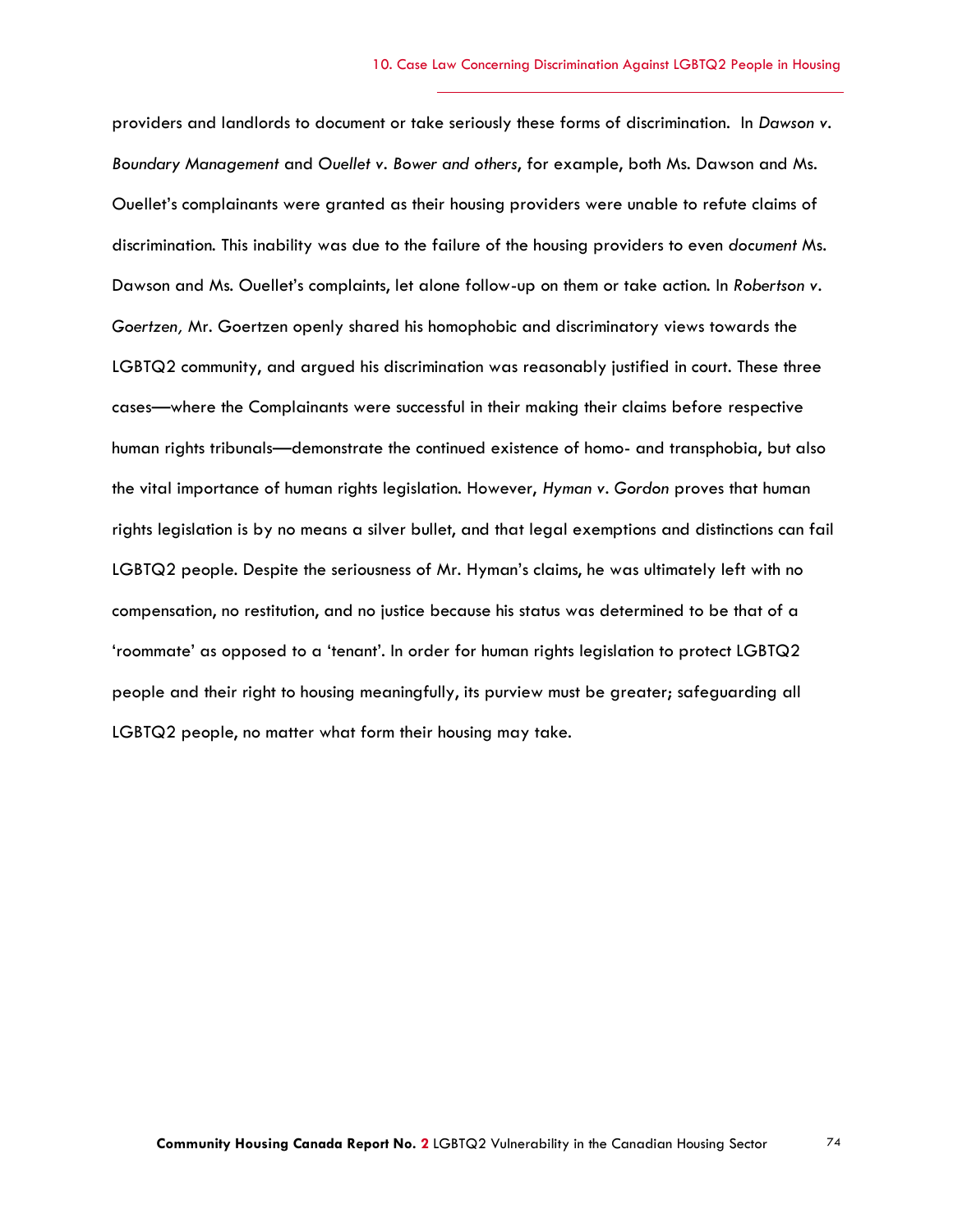providers and landlords to document or take seriously these forms of discrimination. In *Dawson v. Boundary Management* and *Ouellet v. Bower and others*, for example, both Ms. Dawson and Ms. Ouellet's complainants were granted as their housing providers were unable to refute claims of discrimination. This inability was due to the failure of the housing providers to even *document* Ms. Dawson and Ms. Ouellet's complaints, let alone follow-up on them or take action. In *Robertson v. Goertzen,* Mr. Goertzen openly shared his homophobic and discriminatory views towards the LGBTQ2 community, and argued his discrimination was reasonably justified in court. These three cases—where the Complainants were successful in their making their claims before respective human rights tribunals—demonstrate the continued existence of homo- and transphobia, but also the vital importance of human rights legislation. However, *Hyman v. Gordon* proves that human rights legislation is by no means a silver bullet, and that legal exemptions and distinctions can fail LGBTQ2 people. Despite the seriousness of Mr. Hyman's claims, he was ultimately left with no compensation, no restitution, and no justice because his status was determined to be that of a 'roommate' as opposed to a 'tenant'. In order for human rights legislation to protect LGBTQ2 people and their right to housing meaningfully, its purview must be greater; safeguarding all LGBTQ2 people, no matter what form their housing may take.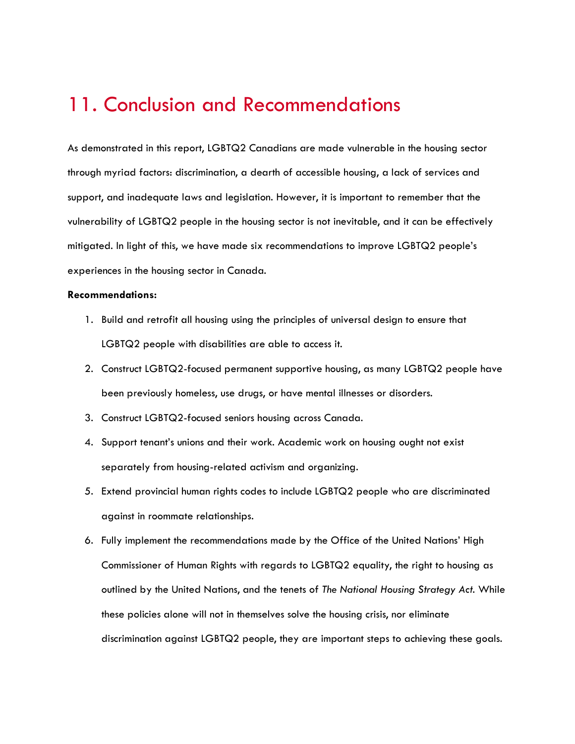# 11. Conclusion and Recommendations

As demonstrated in this report, LGBTQ2 Canadians are made vulnerable in the housing sector through myriad factors: discrimination, a dearth of accessible housing, a lack of services and support, and inadequate laws and legislation. However, it is important to remember that the vulnerability of LGBTQ2 people in the housing sector is not inevitable, and it can be effectively mitigated. In light of this, we have made six recommendations to improve LGBTQ2 people's experiences in the housing sector in Canada.

**Recommendations:**

1. Build and retrofit all housing using the principles of universal design to ensure that LGBTQ2 people with disabilities are able to access it.
2. Construct LGBTQ2-focused permanent supportive housing, as many LGBTQ2 people have been previously homeless, use drugs, or have mental illnesses or disorders.
3. Construct LGBTQ2-focused seniors housing across Canada.
4. Support tenant's unions and their work. Academic work on housing ought not exist separately from housing-related activism and organizing.
5. Extend provincial human rights codes to include LGBTQ2 people who are discriminated against in roommate relationships.
6. Fully implement the recommendations made by the Office of the United Nations' High Commissioner of Human Rights with regards to LGBTQ2 equality, the right to housing as outlined by the United Nations, and the tenets of *The National Housing Strategy Act*. While these policies alone will not in themselves solve the housing crisis, nor eliminate discrimination against LGBTQ2 people, they are important steps to achieving these goals.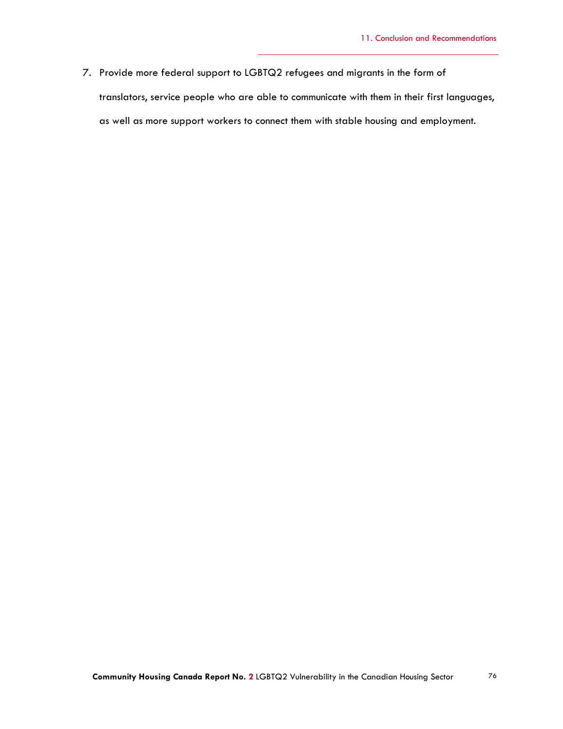7. Provide more federal support to LGBTQ2 refugees and migrants in the form of translators, service people who are able to communicate with them in their first languages, as well as more support workers to connect them with stable housing and employment.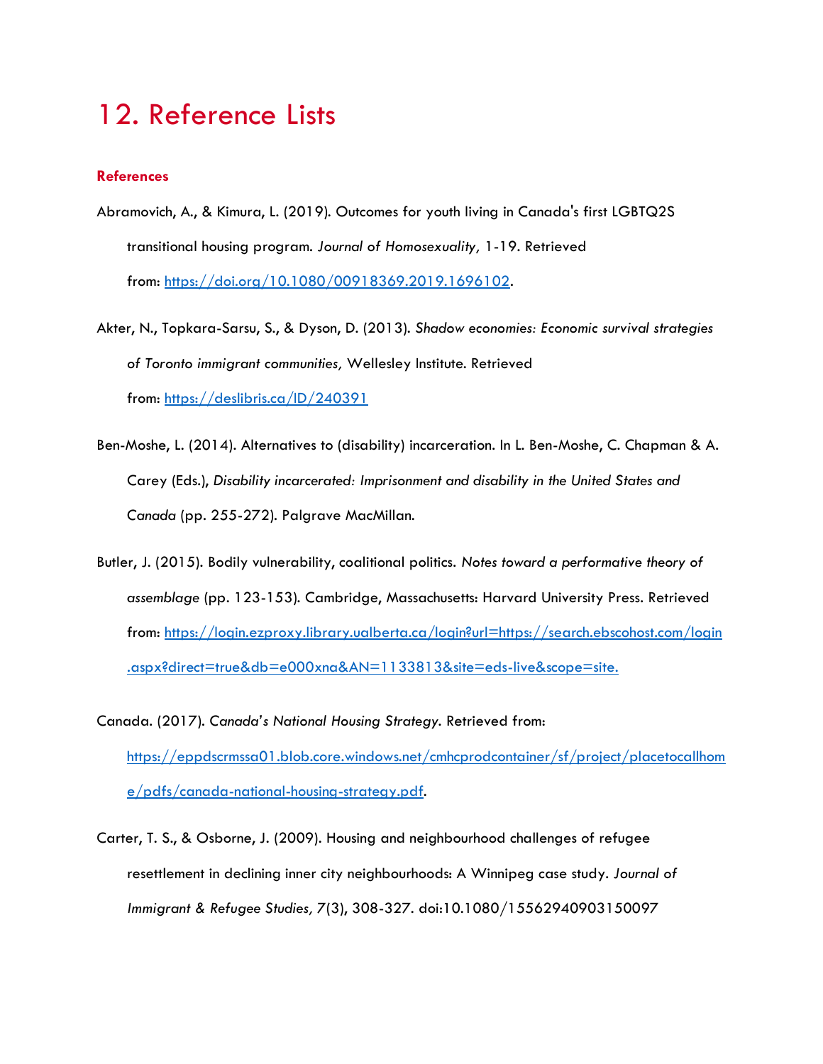# 12. Reference Lists

**References**

Abramovich, A., & Kimura, L. (2019). Outcomes for youth living in Canada's first LGBTQ2S transitional housing program. *Journal of Homosexuality,* 1-19. Retrieved from: https://doi.org/10.1080/00918369.2019.1696102.

Akter, N., Topkara-Sarsu, S., & Dyson, D. (2013). *Shadow economies: Economic survival strategies of Toronto immigrant communities,* Wellesley Institute. Retrieved from: https://deslibris.ca/ID/240391

Ben-Moshe, L. (2014). Alternatives to (disability) incarceration. In L. Ben-Moshe, C. Chapman & A. Carey (Eds.), *Disability incarcerated: Imprisonment and disability in the United States and Canada* (pp. 255-272). Palgrave MacMillan.

Butler, J. (2015). Bodily vulnerability, coalitional politics. *Notes toward a performative theory of assemblage* (pp. 123-153). Cambridge, Massachusetts: Harvard University Press. Retrieved from: https://login.ezproxy.library.ualberta.ca/login?url=https://search.ebscohost.com/login.aspx?direct=true&db=e000xna&AN=1133813&site=eds-live&scope=site.

Canada. (2017). *Canada's National Housing Strategy.* Retrieved from: https://eppdscrmssa01.blob.core.windows.net/cmhcprodcontainer/sf/project/placetocallhome/pdfs/canada-national-housing-strategy.pdf.

Carter, T. S., & Osborne, J. (2009). Housing and neighbourhood challenges of refugee resettlement in declining inner city neighbourhoods: A Winnipeg case study. *Journal of Immigrant & Refugee Studies, 7*(3), 308-327. doi:10.1080/15562940903150097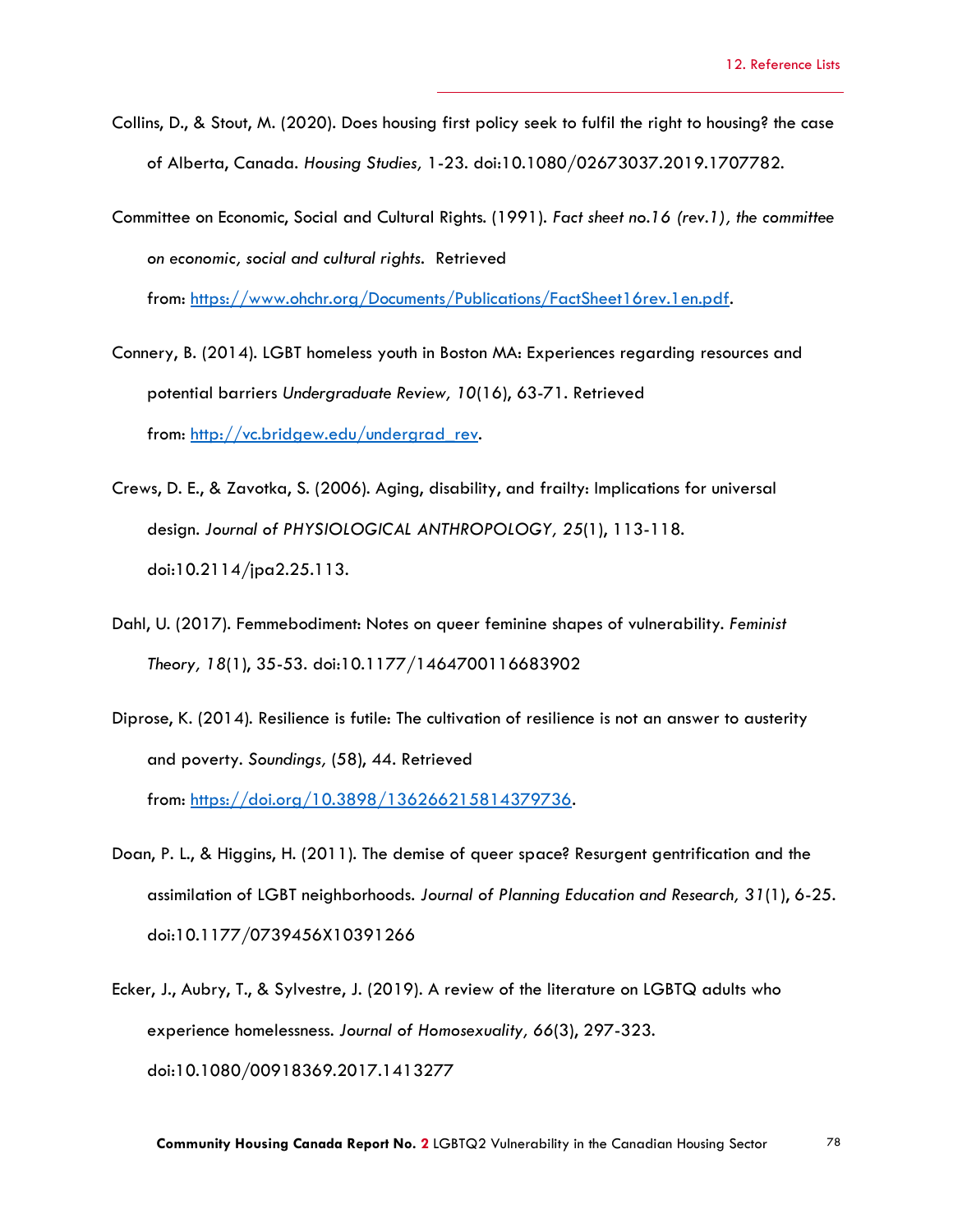Collins, D., & Stout, M. (2020). Does housing first policy seek to fulfil the right to housing? the case of Alberta, Canada. *Housing Studies,* 1-23. doi:10.1080/02673037.2019.1707782.

Committee on Economic, Social and Cultural Rights. (1991). *Fact sheet no.16 (rev.1), the committee on economic, social and cultural rights.* Retrieved from: https://www.ohchr.org/Documents/Publications/FactSheet16rev.1en.pdf.

Connery, B. (2014). LGBT homeless youth in Boston MA: Experiences regarding resources and potential barriers *Undergraduate Review, 10*(16), 63-71. Retrieved from: http://vc.bridgew.edu/undergrad_rev.

Crews, D. E., & Zavotka, S. (2006). Aging, disability, and frailty: Implications for universal design. *Journal of PHYSIOLOGICAL ANTHROPOLOGY, 25*(1), 113-118. doi:10.2114/jpa2.25.113.

Dahl, U. (2017). Femmebodiment: Notes on queer feminine shapes of vulnerability. *Feminist Theory, 18*(1), 35-53. doi:10.1177/1464700116683902

Diprose, K. (2014). Resilience is futile: The cultivation of resilience is not an answer to austerity and poverty. *Soundings,* (58), 44. Retrieved from: https://doi.org/10.3898/136266215814379736.

Doan, P. L., & Higgins, H. (2011). The demise of queer space? Resurgent gentrification and the assimilation of LGBT neighborhoods. *Journal of Planning Education and Research, 31*(1), 6-25. doi:10.1177/0739456X10391266

Ecker, J., Aubry, T., & Sylvestre, J. (2019). A review of the literature on LGBTQ adults who experience homelessness. *Journal of Homosexuality, 66*(3), 297-323. doi:10.1080/00918369.2017.1413277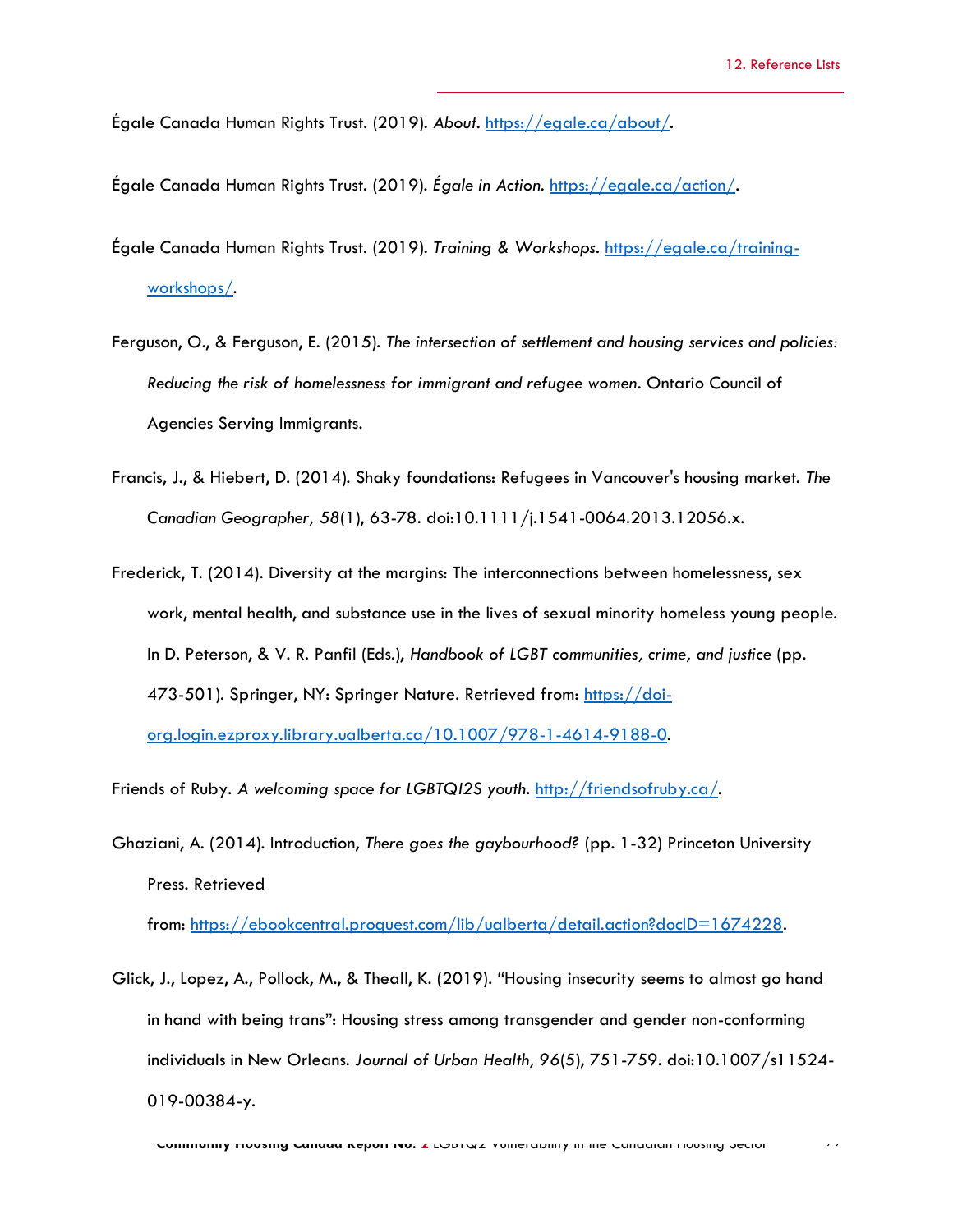Égale Canada Human Rights Trust. (2019). *About*. https://egale.ca/about/.

Égale Canada Human Rights Trust. (2019). *Égale in Action*. https://egale.ca/action/.

Égale Canada Human Rights Trust. (2019). *Training & Workshops*. https://egale.ca/training-workshops/.

Ferguson, O., & Ferguson, E. (2015). *The intersection of settlement and housing services and policies: Reducing the risk of homelessness for immigrant and refugee women*. Ontario Council of Agencies Serving Immigrants.

Francis, J., & Hiebert, D. (2014). Shaky foundations: Refugees in Vancouver's housing market. *The Canadian Geographer, 58*(1), 63-78. doi:10.1111/j.1541-0064.2013.12056.x.

Frederick, T. (2014). Diversity at the margins: The interconnections between homelessness, sex work, mental health, and substance use in the lives of sexual minority homeless young people. In D. Peterson, & V. R. Panfil (Eds.), *Handbook of LGBT communities, crime, and justice* (pp. 473-501). Springer, NY: Springer Nature. Retrieved from: https://doi-org.login.ezproxy.library.ualberta.ca/10.1007/978-1-4614-9188-0.

Friends of Ruby. *A welcoming space for LGBTQI2S youth*. http://friendsofruby.ca/.

Ghaziani, A. (2014). Introduction, *There goes the gaybourhood?* (pp. 1-32) Princeton University Press. Retrieved from: https://ebookcentral.proquest.com/lib/ualberta/detail.action?docID=1674228.

Glick, J., Lopez, A., Pollock, M., & Theall, K. (2019). "Housing insecurity seems to almost go hand in hand with being trans": Housing stress among transgender and gender non-conforming individuals in New Orleans. *Journal of Urban Health, 96*(5), 751-759. doi:10.1007/s11524-019-00384-y.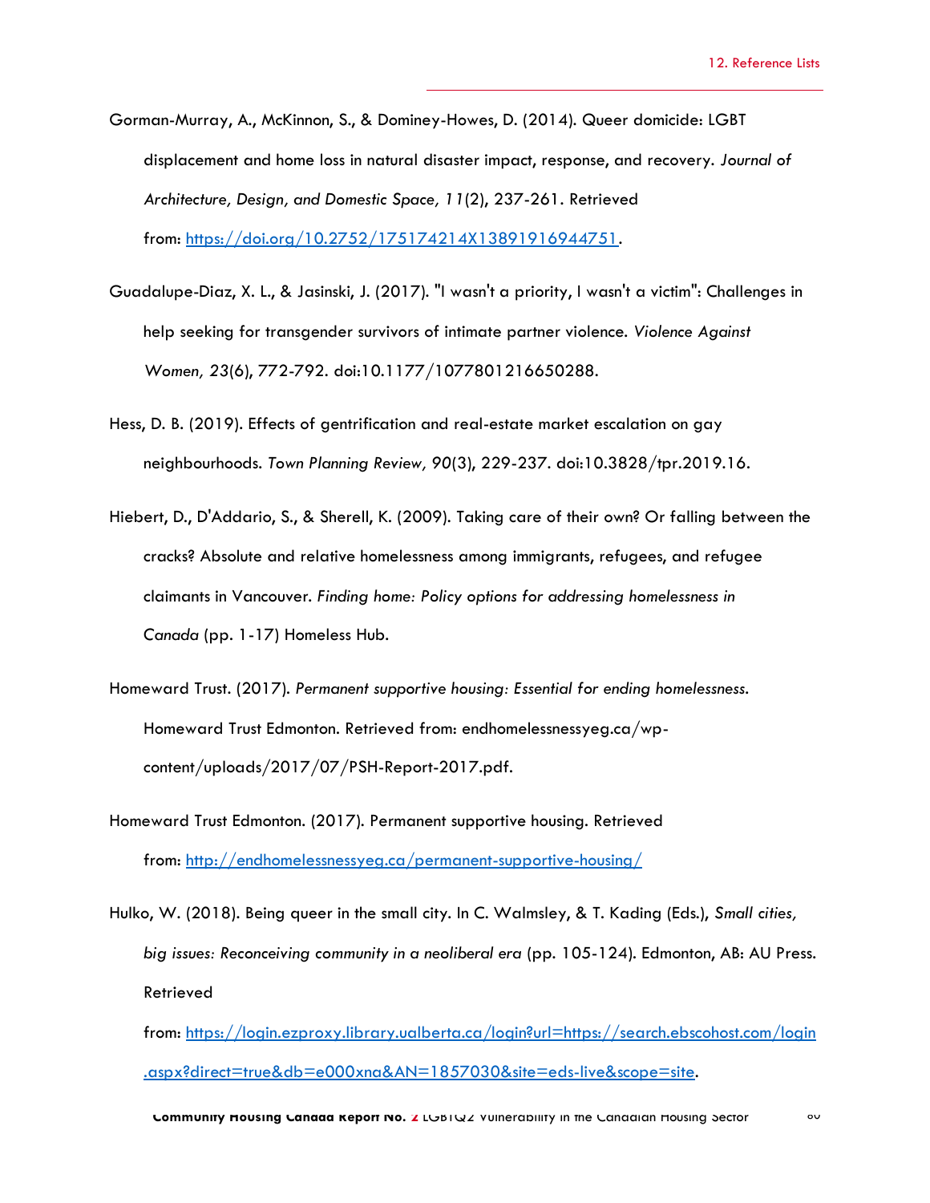Gorman-Murray, A., McKinnon, S., & Dominey-Howes, D. (2014). Queer domicide: LGBT displacement and home loss in natural disaster impact, response, and recovery. *Journal of Architecture, Design, and Domestic Space, 11*(2), 237-261. Retrieved from: [https://doi.org/10.2752/175174214X13891916944751](https://doi.org/10.2752/175174214X13891916944751).

Guadalupe-Diaz, X. L., & Jasinski, J. (2017). "I wasn't a priority, I wasn't a victim": Challenges in help seeking for transgender survivors of intimate partner violence. *Violence Against Women, 23*(6), 772-792. doi:10.1177/1077801216650288.

Hess, D. B. (2019). Effects of gentrification and real-estate market escalation on gay neighbourhoods. *Town Planning Review, 90*(3), 229-237. doi:10.3828/tpr.2019.16.

Hiebert, D., D'Addario, S., & Sherell, K. (2009). Taking care of their own? Or falling between the cracks? Absolute and relative homelessness among immigrants, refugees, and refugee claimants in Vancouver. *Finding home: Policy options for addressing homelessness in Canada* (pp. 1-17) Homeless Hub.

Homeward Trust. (2017). *Permanent supportive housing: Essential for ending homelessness.* Homeward Trust Edmonton. Retrieved from: endhomelessnessyeg.ca/wp-content/uploads/2017/07/PSH-Report-2017.pdf.

Homeward Trust Edmonton. (2017). Permanent supportive housing. Retrieved from: [http://endhomelessnessyeg.ca/permanent-supportive-housing/](http://endhomelessnessyeg.ca/permanent-supportive-housing/)

Hulko, W. (2018). Being queer in the small city. In C. Walmsley, & T. Kading (Eds.), *Small cities, big issues: Reconceiving community in a neoliberal era* (pp. 105-124). Edmonton, AB: AU Press. Retrieved from: [https://login.ezproxy.library.ualberta.ca/login?url=https://search.ebscohost.com/login.aspx?direct=true&db=e000xna&AN=1857030&site=eds-live&scope=site](https://login.ezproxy.library.ualberta.ca/login?url=https://search.ebscohost.com/login.aspx?direct=true&db=e000xna&AN=1857030&site=eds-live&scope=site).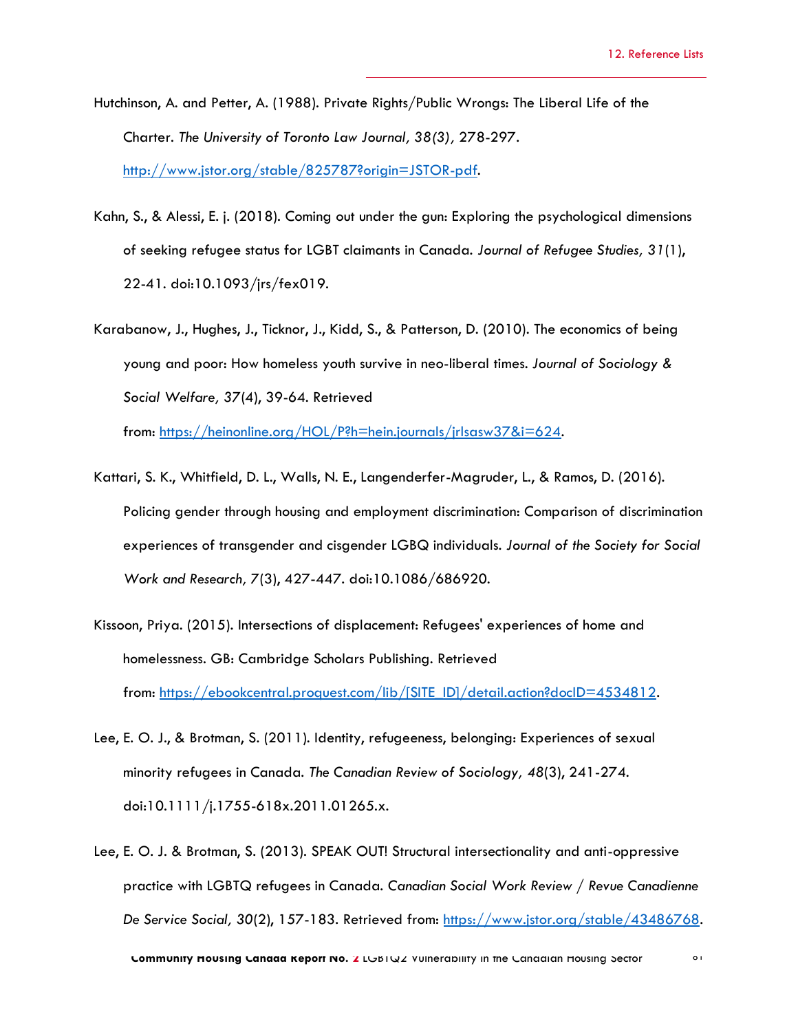Hutchinson, A. and Petter, A. (1988). Private Rights/Public Wrongs: The Liberal Life of the Charter. *The University of Toronto Law Journal, 38(3),* 278-297. http://www.jstor.org/stable/825787?origin=JSTOR-pdf.

Kahn, S., & Alessi, E. j. (2018). Coming out under the gun: Exploring the psychological dimensions of seeking refugee status for LGBT claimants in Canada. *Journal of Refugee Studies, 31*(1), 22-41. doi:10.1093/jrs/fex019.

Karabanow, J., Hughes, J., Ticknor, J., Kidd, S., & Patterson, D. (2010). The economics of being young and poor: How homeless youth survive in neo-liberal times. *Journal of Sociology & Social Welfare, 37*(4), 39-64. Retrieved from: https://heinonline.org/HOL/P?h=hein.journals/jrlsasw37&i=624.

Kattari, S. K., Whitfield, D. L., Walls, N. E., Langenderfer-Magruder, L., & Ramos, D. (2016). Policing gender through housing and employment discrimination: Comparison of discrimination experiences of transgender and cisgender LGBQ individuals. *Journal of the Society for Social Work and Research, 7*(3), 427-447. doi:10.1086/686920.

Kissoon, Priya. (2015). Intersections of displacement: Refugees' experiences of home and homelessness. GB: Cambridge Scholars Publishing. Retrieved from: https://ebookcentral.proquest.com/lib/[SITE_ID]/detail.action?docID=4534812.

Lee, E. O. J., & Brotman, S. (2011). Identity, refugeeness, belonging: Experiences of sexual minority refugees in Canada. *The Canadian Review of Sociology, 48*(3), 241-274. doi:10.1111/j.1755-618x.2011.01265.x.

Lee, E. O. J. & Brotman, S. (2013). SPEAK OUT! Structural intersectionality and anti-oppressive practice with LGBTQ refugees in Canada. *Canadian Social Work Review / Revue Canadienne De Service Social, 30*(2), 157-183. Retrieved from: https://www.jstor.org/stable/43486768.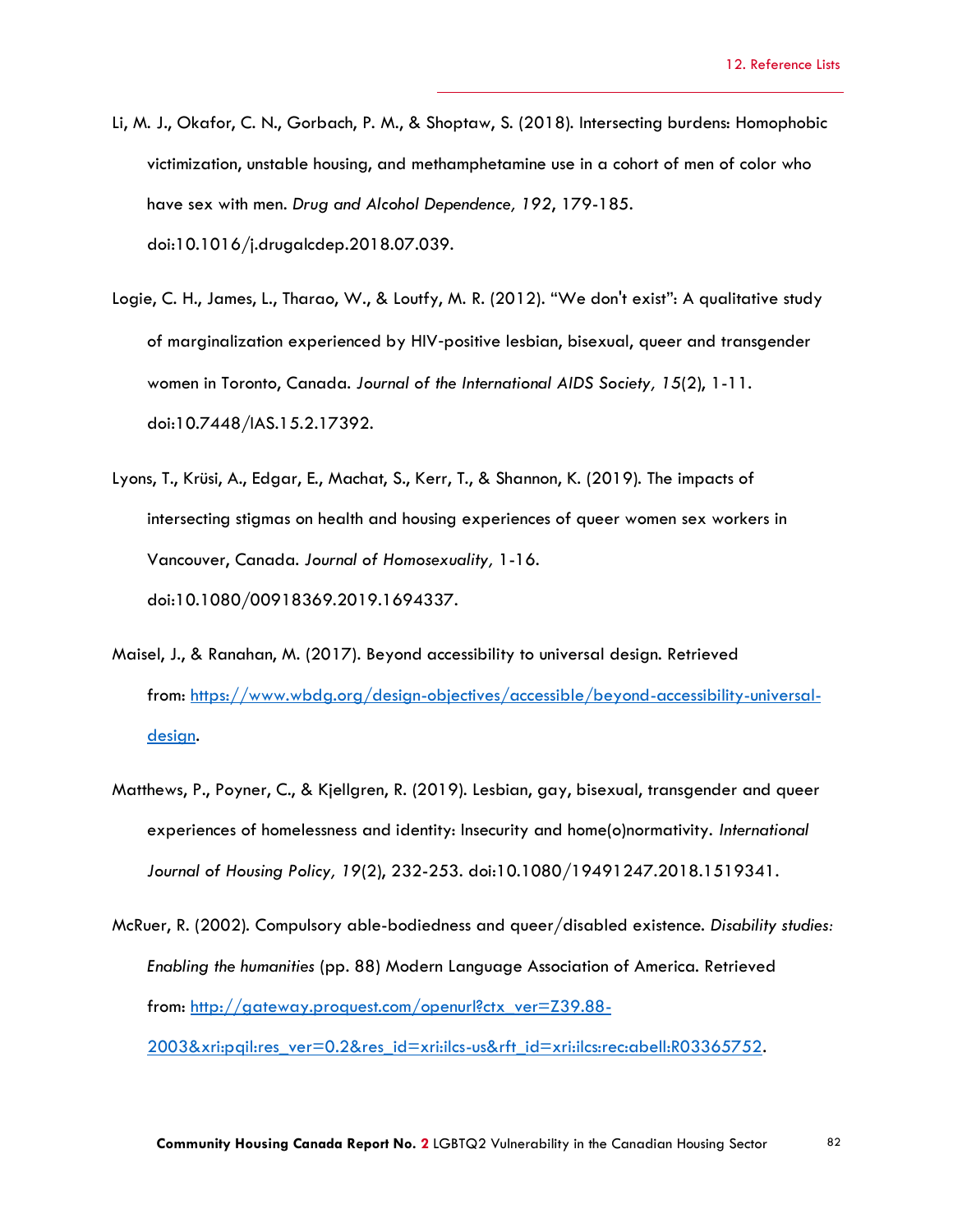Li, M. J., Okafor, C. N., Gorbach, P. M., & Shoptaw, S. (2018). Intersecting burdens: Homophobic victimization, unstable housing, and methamphetamine use in a cohort of men of color who have sex with men. *Drug and Alcohol Dependence, 192*, 179-185. doi:10.1016/j.drugalcdep.2018.07.039.

Logie, C. H., James, L., Tharao, W., & Loutfy, M. R. (2012). "We don't exist": A qualitative study of marginalization experienced by HIV-positive lesbian, bisexual, queer and transgender women in Toronto, Canada. *Journal of the International AIDS Society, 15*(2), 1-11. doi:10.7448/IAS.15.2.17392.

Lyons, T., Krüsi, A., Edgar, E., Machat, S., Kerr, T., & Shannon, K. (2019). The impacts of intersecting stigmas on health and housing experiences of queer women sex workers in Vancouver, Canada. *Journal of Homosexuality,* 1-16. doi:10.1080/00918369.2019.1694337.

Maisel, J., & Ranahan, M. (2017). Beyond accessibility to universal design. Retrieved from: [https://www.wbdg.org/design-objectives/accessible/beyond-accessibility-universal-design](https://www.wbdg.org/design-objectives/accessible/beyond-accessibility-universal-design).

Matthews, P., Poyner, C., & Kjellgren, R. (2019). Lesbian, gay, bisexual, transgender and queer experiences of homelessness and identity: Insecurity and home(o)normativity. *International Journal of Housing Policy, 19*(2), 232-253. doi:10.1080/19491247.2018.1519341.

McRuer, R. (2002). Compulsory able-bodiedness and queer/disabled existence. *Disability studies: Enabling the humanities* (pp. 88) Modern Language Association of America. Retrieved from: [http://gateway.proquest.com/openurl?ctx_ver=Z39.88-2003&xri:pqil:res_ver=0.2&res_id=xri:ilcs-us&rft_id=xri:ilcs:rec:abell:R03365752](http://gateway.proquest.com/openurl?ctx_ver=Z39.88-2003&xri:pqil:res_ver=0.2&res_id=xri:ilcs-us&rft_id=xri:ilcs:rec:abell:R03365752).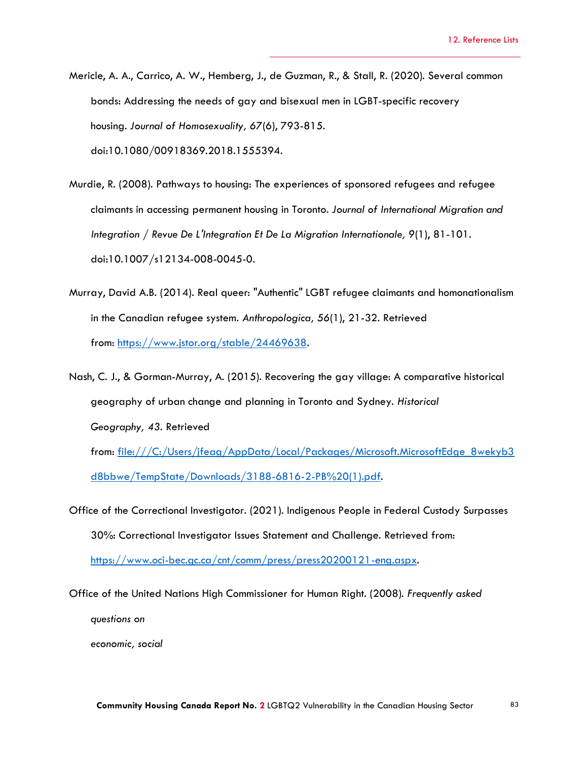Mericle, A. A., Carrico, A. W., Hemberg, J., de Guzman, R., & Stall, R. (2020). Several common bonds: Addressing the needs of gay and bisexual men in LGBT-specific recovery housing. *Journal of Homosexuality, 67*(6), 793-815. doi:10.1080/00918369.2018.1555394.

Murdie, R. (2008). Pathways to housing: The experiences of sponsored refugees and refugee claimants in accessing permanent housing in Toronto. *Journal of International Migration and Integration / Revue De L'Integration Et De La Migration Internationale, 9*(1), 81-101. doi:10.1007/s12134-008-0045-0.

Murray, David A.B. (2014). Real queer: "Authentic" LGBT refugee claimants and homonationalism in the Canadian refugee system. *Anthropologica, 56*(1), 21-32. Retrieved from: [https://www.jstor.org/stable/24469638](https://www.jstor.org/stable/24469638).

Nash, C. J., & Gorman-Murray, A. (2015). Recovering the gay village: A comparative historical geography of urban change and planning in Toronto and Sydney. *Historical Geography, 43*. Retrieved from: [file:///C:/Users/jfeag/AppData/Local/Packages/Microsoft.MicrosoftEdge_8wekyb3d8bbwe/TempState/Downloads/3188-6816-2-PB%20(1).pdf](file:///C:/Users/jfeag/AppData/Local/Packages/Microsoft.MicrosoftEdge_8wekyb3d8bbwe/TempState/Downloads/3188-6816-2-PB%20(1).pdf).

Office of the Correctional Investigator. (2021). Indigenous People in Federal Custody Surpasses 30%: Correctional Investigator Issues Statement and Challenge. Retrieved from: [https://www.oci-bec.gc.ca/cnt/comm/press/press20200121-eng.aspx](https://www.oci-bec.gc.ca/cnt/comm/press/press20200121-eng.aspx).

Office of the United Nations High Commissioner for Human Right. (2008). *Frequently asked questions on economic, social*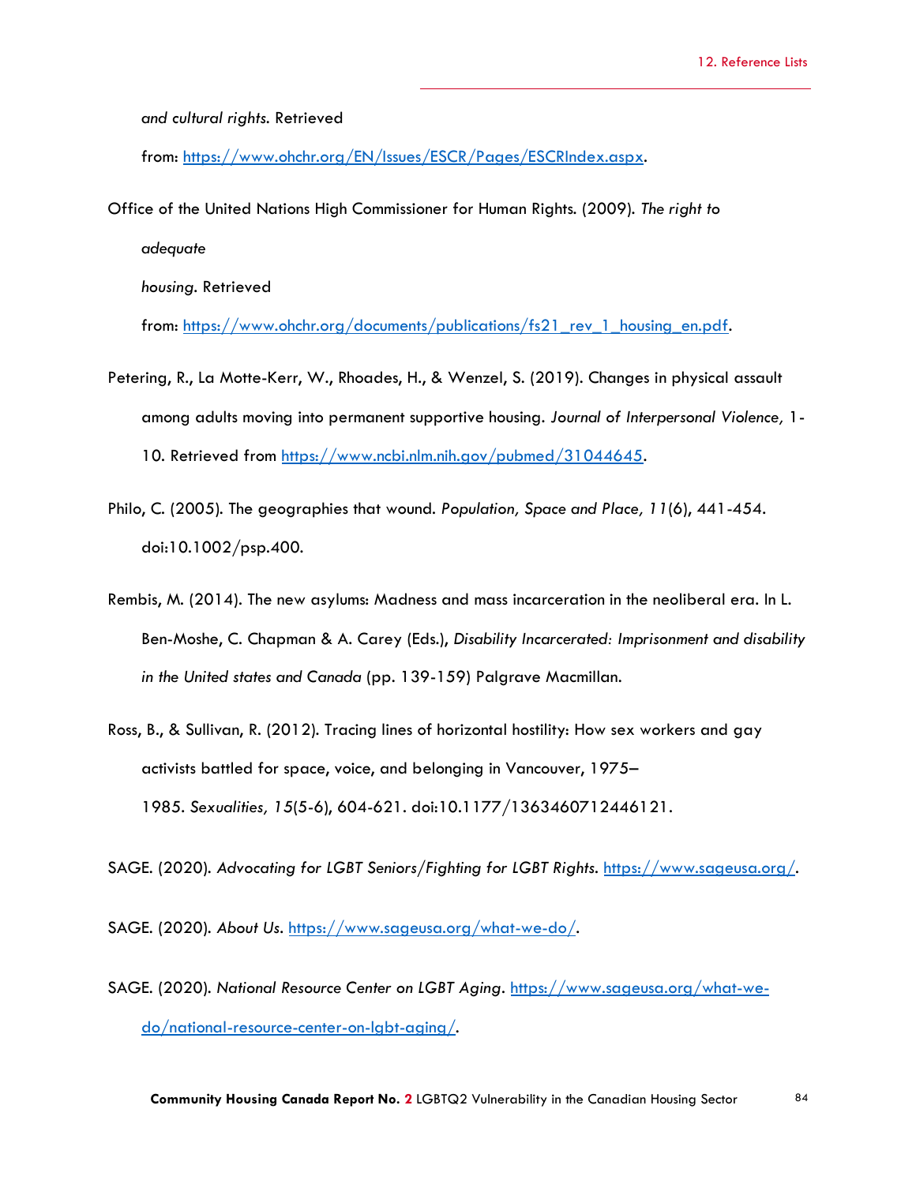and cultural rights. Retrieved from: https://www.ohchr.org/EN/Issues/ESCR/Pages/ESCRIndex.aspx.

Office of the United Nations High Commissioner for Human Rights. (2009). *The right to adequate housing*. Retrieved from: https://www.ohchr.org/documents/publications/fs21_rev_1_housing_en.pdf.

Petering, R., La Motte-Kerr, W., Rhoades, H., & Wenzel, S. (2019). Changes in physical assault among adults moving into permanent supportive housing. *Journal of Interpersonal Violence,* 1-10. Retrieved from https://www.ncbi.nlm.nih.gov/pubmed/31044645.

Philo, C. (2005). The geographies that wound. *Population, Space and Place, 11*(6), 441-454. doi:10.1002/psp.400.

Rembis, M. (2014). The new asylums: Madness and mass incarceration in the neoliberal era. In L. Ben-Moshe, C. Chapman & A. Carey (Eds.), *Disability Incarcerated: Imprisonment and disability in the United states and Canada* (pp. 139-159) Palgrave Macmillan.

Ross, B., & Sullivan, R. (2012). Tracing lines of horizontal hostility: How sex workers and gay activists battled for space, voice, and belonging in Vancouver, 1975–1985. *Sexualities, 15*(5-6), 604-621. doi:10.1177/1363460712446121.

SAGE. (2020). *Advocating for LGBT Seniors/Fighting for LGBT Rights.* https://www.sageusa.org/.

SAGE. (2020). *About Us.* https://www.sageusa.org/what-we-do/.

SAGE. (2020). *National Resource Center on LGBT Aging*. https://www.sageusa.org/what-we-do/national-resource-center-on-lgbt-aging/.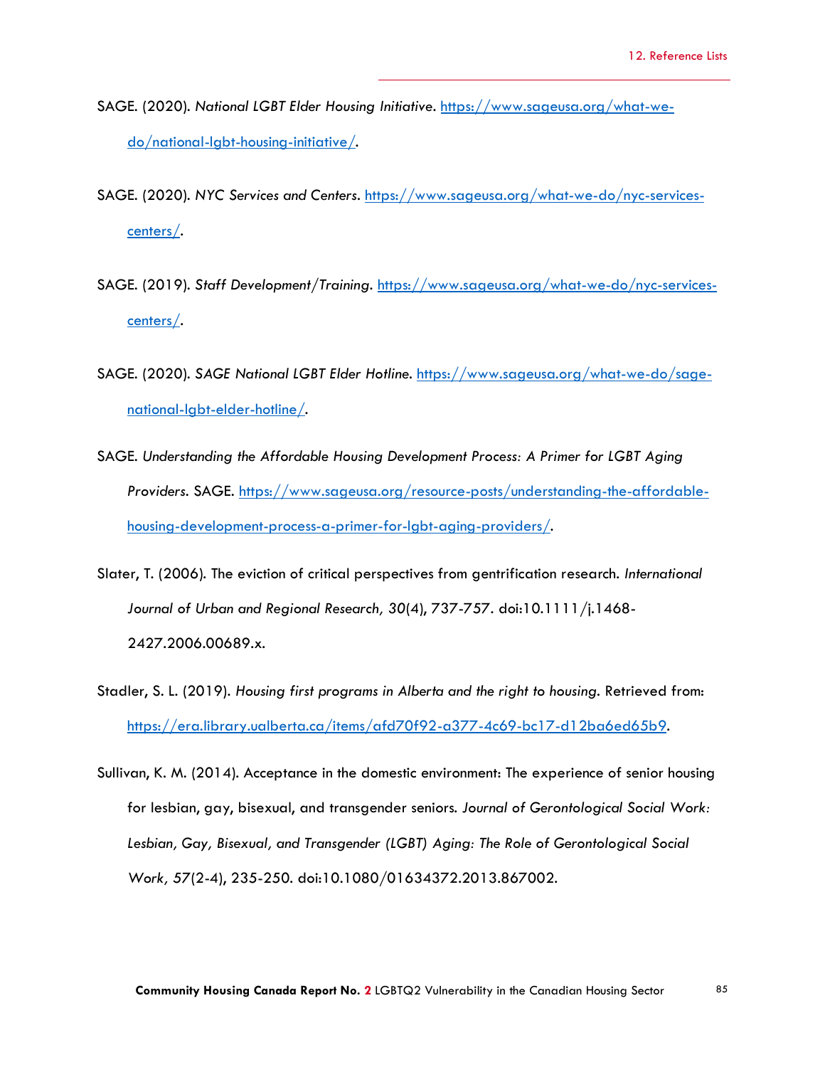SAGE. (2020). *National LGBT Elder Housing Initiative*. https://www.sageusa.org/what-we-do/national-lgbt-housing-initiative/.

SAGE. (2020). *NYC Services and Centers*. https://www.sageusa.org/what-we-do/nyc-services-centers/.

SAGE. (2019). *Staff Development/Training*. https://www.sageusa.org/what-we-do/nyc-services-centers/.

SAGE. (2020). *SAGE National LGBT Elder Hotline*. https://www.sageusa.org/what-we-do/sage-national-lgbt-elder-hotline/.

SAGE. *Understanding the Affordable Housing Development Process: A Primer for LGBT Aging Providers*. SAGE. https://www.sageusa.org/resource-posts/understanding-the-affordable-housing-development-process-a-primer-for-lgbt-aging-providers/.

Slater, T. (2006). The eviction of critical perspectives from gentrification research. *International Journal of Urban and Regional Research, 30*(4), 737-757. doi:10.1111/j.1468-2427.2006.00689.x.

Stadler, S. L. (2019). *Housing first programs in Alberta and the right to housing*. Retrieved from: https://era.library.ualberta.ca/items/afd70f92-a377-4c69-bc17-d12ba6ed65b9.

Sullivan, K. M. (2014). Acceptance in the domestic environment: The experience of senior housing for lesbian, gay, bisexual, and transgender seniors. *Journal of Gerontological Social Work: Lesbian, Gay, Bisexual, and Transgender (LGBT) Aging: The Role of Gerontological Social Work, 57*(2-4), 235-250. doi:10.1080/01634372.2013.867002.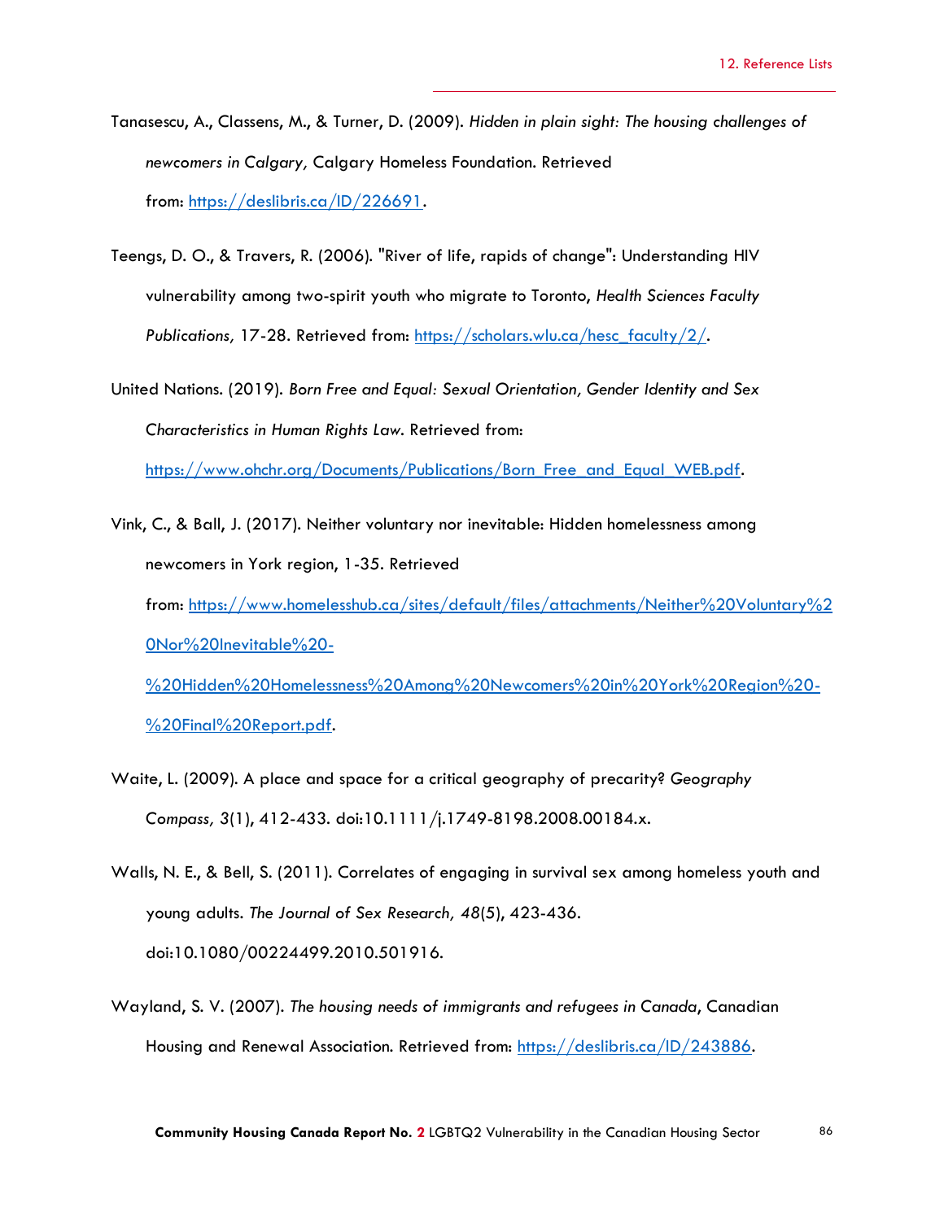Tanasescu, A., Classens, M., & Turner, D. (2009). *Hidden in plain sight: The housing challenges of newcomers in Calgary,* Calgary Homeless Foundation. Retrieved from: https://deslibris.ca/ID/226691.

Teengs, D. O., & Travers, R. (2006). "River of life, rapids of change": Understanding HIV vulnerability among two-spirit youth who migrate to Toronto, *Health Sciences Faculty Publications,* 17-28. Retrieved from: https://scholars.wlu.ca/hesc_faculty/2/.

United Nations. (2019). *Born Free and Equal: Sexual Orientation, Gender Identity and Sex Characteristics in Human Rights Law.* Retrieved from: https://www.ohchr.org/Documents/Publications/Born_Free_and_Equal_WEB.pdf.

Vink, C., & Ball, J. (2017). Neither voluntary nor inevitable: Hidden homelessness among newcomers in York region, 1-35. Retrieved from: https://www.homelesshub.ca/sites/default/files/attachments/Neither%20Voluntary%20Nor%20Inevitable%20-%20Hidden%20Homelessness%20Among%20Newcomers%20in%20York%20Region%20-%20Final%20Report.pdf.

Waite, L. (2009). A place and space for a critical geography of precarity? *Geography Compass,* 3(1), 412-433. doi:10.1111/j.1749-8198.2008.00184.x.

Walls, N. E., & Bell, S. (2011). Correlates of engaging in survival sex among homeless youth and young adults. *The Journal of Sex Research, 48*(5), 423-436. doi:10.1080/00224499.2010.501916.

Wayland, S. V. (2007). *The housing needs of immigrants and refugees in Canada*, Canadian Housing and Renewal Association. Retrieved from: https://deslibris.ca/ID/243886.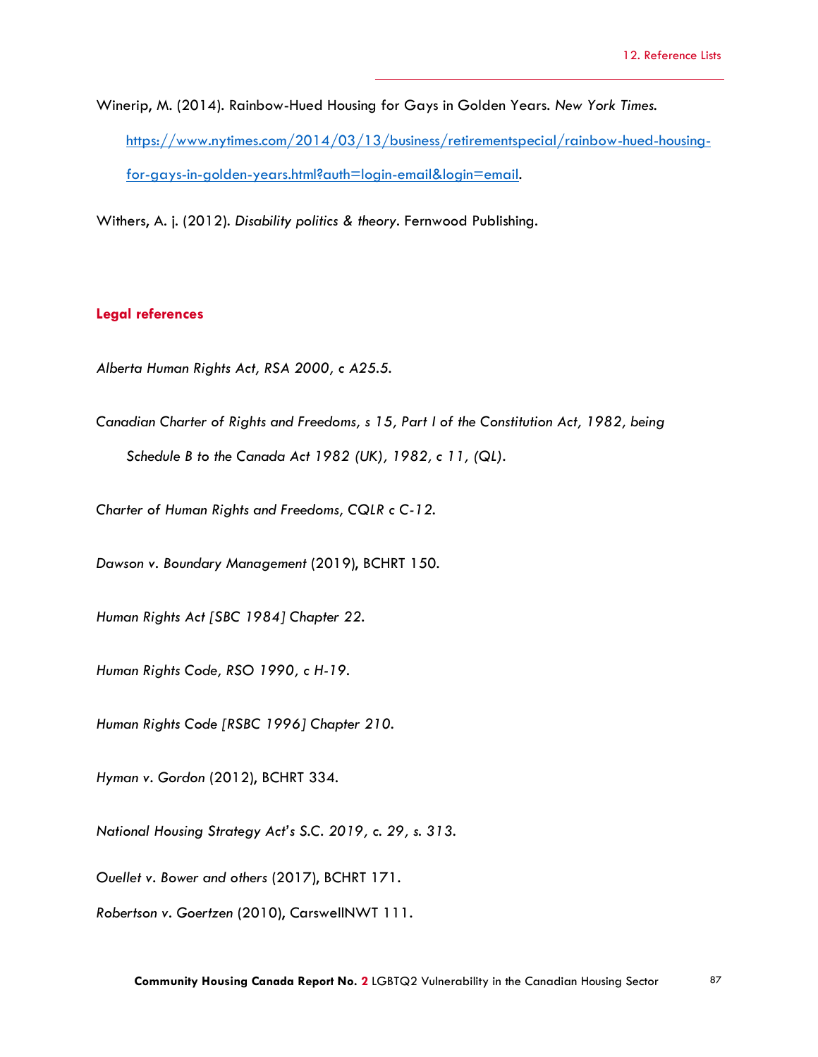Winerip, M. (2014). Rainbow-Hued Housing for Gays in Golden Years. *New York Times.* [https://www.nytimes.com/2014/03/13/business/retirementspecial/rainbow-hued-housing-for-gays-in-golden-years.html?auth=login-email&login=email](https://www.nytimes.com/2014/03/13/business/retirementspecial/rainbow-hued-housing-for-gays-in-golden-years.html?auth=login-email&login=email).

Withers, A. j. (2012). *Disability politics & theory*. Fernwood Publishing.

## Legal references

*Alberta Human Rights Act, RSA 2000, c A25.5.*

*Canadian Charter of Rights and Freedoms, s 15, Part I of the Constitution Act, 1982, being Schedule B to the Canada Act 1982 (UK), 1982, c 11, (QL).*

*Charter of Human Rights and Freedoms, CQLR c C-12.*

*Dawson v. Boundary Management* (2019), BCHRT 150.

*Human Rights Act [SBC 1984] Chapter 22.*

*Human Rights Code, RSO 1990, c H-19.*

*Human Rights Code [RSBC 1996] Chapter 210.*

*Hyman v. Gordon* (2012), BCHRT 334.

*National Housing Strategy Act's S.C. 2019, c. 29, s. 313.*

*Ouellet v. Bower and others* (2017), BCHRT 171.

*Robertson v. Goertzen* (2010), CarswellNWT 111.